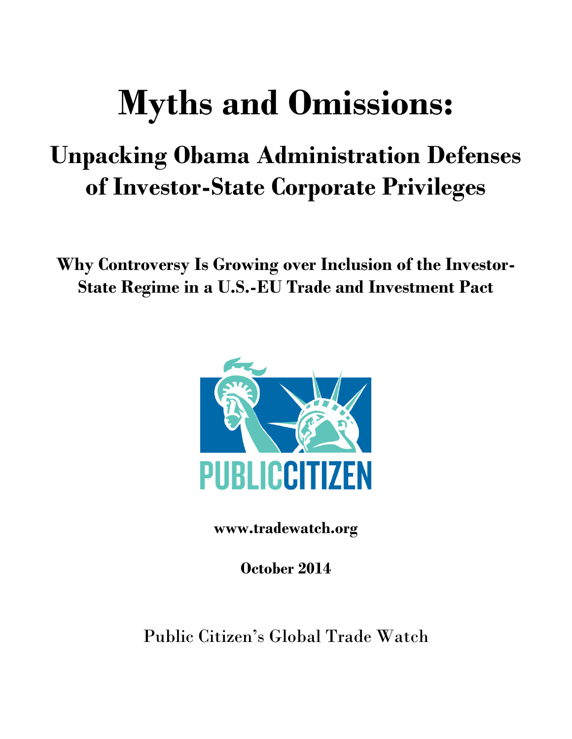# Myths and Omissions:

## Unpacking Obama Administration Defenses of Investor-State Corporate Privileges

### Why Controversy Is Growing over Inclusion of the Investor-State Regime in a U.S.-EU Trade and Investment Pact

PUBLIC CITIZEN

**www.tradewatch.org**

**October 2014**

Public Citizen's Global Trade Watch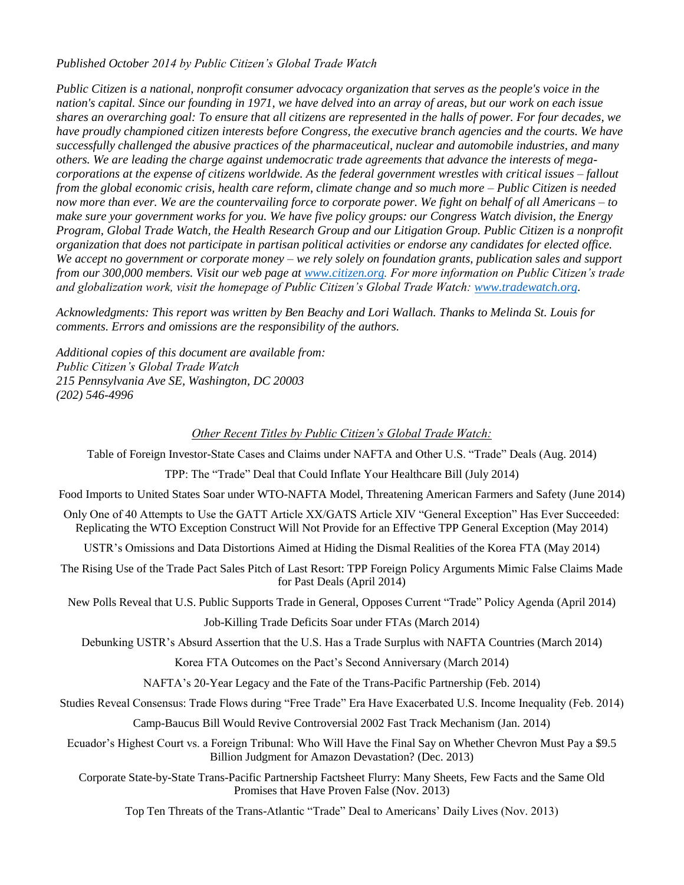*Published October 2014 by Public Citizen's Global Trade Watch*

*Public Citizen is a national, nonprofit consumer advocacy organization that serves as the people's voice in the nation's capital. Since our founding in 1971, we have delved into an array of areas, but our work on each issue shares an overarching goal: To ensure that all citizens are represented in the halls of power. For four decades, we have proudly championed citizen interests before Congress, the executive branch agencies and the courts. We have successfully challenged the abusive practices of the pharmaceutical, nuclear and automobile industries, and many others. We are leading the charge against undemocratic trade agreements that advance the interests of mega-corporations at the expense of citizens worldwide. As the federal government wrestles with critical issues – fallout from the global economic crisis, health care reform, climate change and so much more – Public Citizen is needed now more than ever. We are the countervailing force to corporate power. We fight on behalf of all Americans – to make sure your government works for you. We have five policy groups: our Congress Watch division, the Energy Program, Global Trade Watch, the Health Research Group and our Litigation Group. Public Citizen is a nonprofit organization that does not participate in partisan political activities or endorse any candidates for elected office. We accept no government or corporate money – we rely solely on foundation grants, publication sales and support from our 300,000 members. Visit our web page at [www.citizen.org](www.citizen.org). For more information on Public Citizen's trade and globalization work, visit the homepage of Public Citizen's Global Trade Watch: [www.tradewatch.org](www.tradewatch.org).*

*Acknowledgments: This report was written by Ben Beachy and Lori Wallach. Thanks to Melinda St. Louis for comments. Errors and omissions are the responsibility of the authors.*

*Additional copies of this document are available from:*
*Public Citizen's Global Trade Watch*
*215 Pennsylvania Ave SE, Washington, DC 20003*
*(202) 546-4996*

*Other Recent Titles by Public Citizen's Global Trade Watch:*

Table of Foreign Investor-State Cases and Claims under NAFTA and Other U.S. "Trade" Deals (Aug. 2014)

TPP: The "Trade" Deal that Could Inflate Your Healthcare Bill (July 2014)

Food Imports to United States Soar under WTO-NAFTA Model, Threatening American Farmers and Safety (June 2014)

Only One of 40 Attempts to Use the GATT Article XX/GATS Article XIV "General Exception" Has Ever Succeeded: Replicating the WTO Exception Construct Will Not Provide for an Effective TPP General Exception (May 2014)

USTR's Omissions and Data Distortions Aimed at Hiding the Dismal Realities of the Korea FTA (May 2014)

The Rising Use of the Trade Pact Sales Pitch of Last Resort: TPP Foreign Policy Arguments Mimic False Claims Made for Past Deals (April 2014)

New Polls Reveal that U.S. Public Supports Trade in General, Opposes Current "Trade" Policy Agenda (April 2014)

Job-Killing Trade Deficits Soar under FTAs (March 2014)

Debunking USTR's Absurd Assertion that the U.S. Has a Trade Surplus with NAFTA Countries (March 2014)

Korea FTA Outcomes on the Pact's Second Anniversary (March 2014)

NAFTA's 20-Year Legacy and the Fate of the Trans-Pacific Partnership (Feb. 2014)

Studies Reveal Consensus: Trade Flows during "Free Trade" Era Have Exacerbated U.S. Income Inequality (Feb. 2014)

Camp-Baucus Bill Would Revive Controversial 2002 Fast Track Mechanism (Jan. 2014)

Ecuador's Highest Court vs. a Foreign Tribunal: Who Will Have the Final Say on Whether Chevron Must Pay a $9.5 Billion Judgment for Amazon Devastation? (Dec. 2013)

Corporate State-by-State Trans-Pacific Partnership Factsheet Flurry: Many Sheets, Few Facts and the Same Old Promises that Have Proven False (Nov. 2013)

Top Ten Threats of the Trans-Atlantic "Trade" Deal to Americans' Daily Lives (Nov. 2013)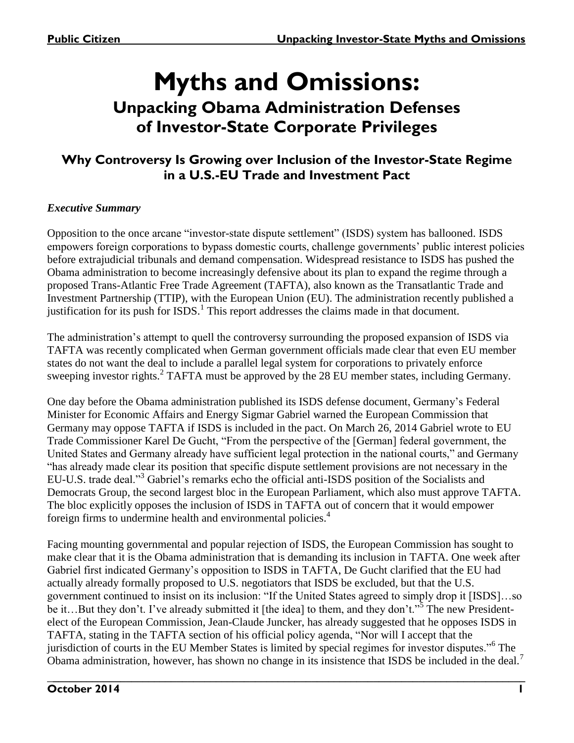# Myths and Omissions:

## Unpacking Obama Administration Defenses of Investor-State Corporate Privileges

### Why Controversy Is Growing over Inclusion of the Investor-State Regime in a U.S.-EU Trade and Investment Pact

***Executive Summary***

Opposition to the once arcane "investor-state dispute settlement" (ISDS) system has ballooned. ISDS empowers foreign corporations to bypass domestic courts, challenge governments' public interest policies before extrajudicial tribunals and demand compensation. Widespread resistance to ISDS has pushed the Obama administration to become increasingly defensive about its plan to expand the regime through a proposed Trans-Atlantic Free Trade Agreement (TAFTA), also known as the Transatlantic Trade and Investment Partnership (TTIP), with the European Union (EU). The administration recently published a justification for its push for ISDS.[1] This report addresses the claims made in that document.

The administration's attempt to quell the controversy surrounding the proposed expansion of ISDS via TAFTA was recently complicated when German government officials made clear that even EU member states do not want the deal to include a parallel legal system for corporations to privately enforce sweeping investor rights.[2] TAFTA must be approved by the 28 EU member states, including Germany.

One day before the Obama administration published its ISDS defense document, Germany's Federal Minister for Economic Affairs and Energy Sigmar Gabriel warned the European Commission that Germany may oppose TAFTA if ISDS is included in the pact. On March 26, 2014 Gabriel wrote to EU Trade Commissioner Karel De Gucht, "From the perspective of the [German] federal government, the United States and Germany already have sufficient legal protection in the national courts," and Germany "has already made clear its position that specific dispute settlement provisions are not necessary in the EU-U.S. trade deal."[3] Gabriel's remarks echo the official anti-ISDS position of the Socialists and Democrats Group, the second largest bloc in the European Parliament, which also must approve TAFTA. The bloc explicitly opposes the inclusion of ISDS in TAFTA out of concern that it would empower foreign firms to undermine health and environmental policies.[4]

Facing mounting governmental and popular rejection of ISDS, the European Commission has sought to make clear that it is the Obama administration that is demanding its inclusion in TAFTA. One week after Gabriel first indicated Germany's opposition to ISDS in TAFTA, De Gucht clarified that the EU had actually already formally proposed to U.S. negotiators that ISDS be excluded, but that the U.S. government continued to insist on its inclusion: "If the United States agreed to simply drop it [ISDS]…so be it…But they don't. I've already submitted it [the idea] to them, and they don't."[5] The new President-elect of the European Commission, Jean-Claude Juncker, has already suggested that he opposes ISDS in TAFTA, stating in the TAFTA section of his official policy agenda, "Nor will I accept that the jurisdiction of courts in the EU Member States is limited by special regimes for investor disputes."[6] The Obama administration, however, has shown no change in its insistence that ISDS be included in the deal.[7]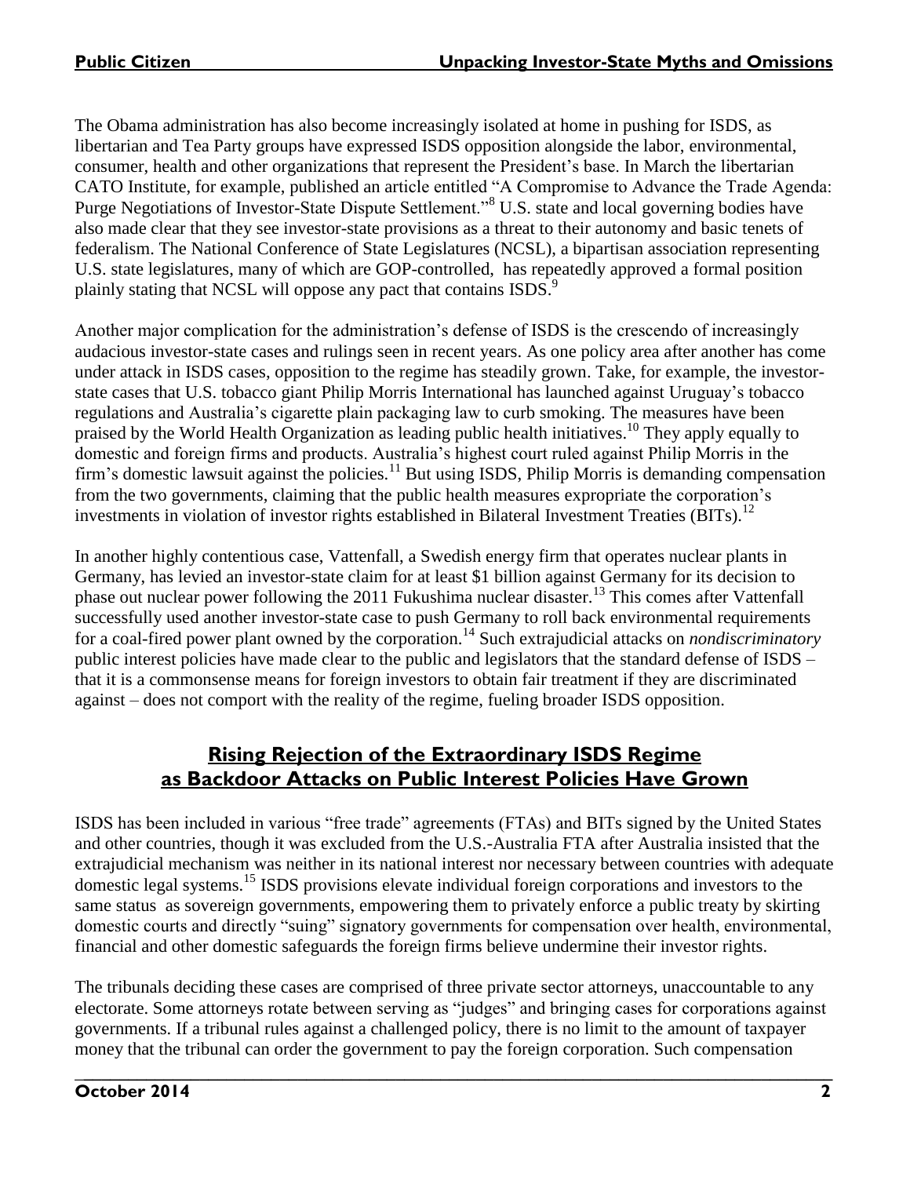The Obama administration has also become increasingly isolated at home in pushing for ISDS, as libertarian and Tea Party groups have expressed ISDS opposition alongside the labor, environmental, consumer, health and other organizations that represent the President's base. In March the libertarian CATO Institute, for example, published an article entitled "A Compromise to Advance the Trade Agenda: Purge Negotiations of Investor-State Dispute Settlement."[8] U.S. state and local governing bodies have also made clear that they see investor-state provisions as a threat to their autonomy and basic tenets of federalism. The National Conference of State Legislatures (NCSL), a bipartisan association representing U.S. state legislatures, many of which are GOP-controlled, has repeatedly approved a formal position plainly stating that NCSL will oppose any pact that contains ISDS.[9]

Another major complication for the administration's defense of ISDS is the crescendo of increasingly audacious investor-state cases and rulings seen in recent years. As one policy area after another has come under attack in ISDS cases, opposition to the regime has steadily grown. Take, for example, the investor-state cases that U.S. tobacco giant Philip Morris International has launched against Uruguay's tobacco regulations and Australia's cigarette plain packaging law to curb smoking. The measures have been praised by the World Health Organization as leading public health initiatives.[10] They apply equally to domestic and foreign firms and products. Australia's highest court ruled against Philip Morris in the firm's domestic lawsuit against the policies.[11] But using ISDS, Philip Morris is demanding compensation from the two governments, claiming that the public health measures expropriate the corporation's investments in violation of investor rights established in Bilateral Investment Treaties (BITs).[12]

In another highly contentious case, Vattenfall, a Swedish energy firm that operates nuclear plants in Germany, has levied an investor-state claim for at least $1 billion against Germany for its decision to phase out nuclear power following the 2011 Fukushima nuclear disaster.[13] This comes after Vattenfall successfully used another investor-state case to push Germany to roll back environmental requirements for a coal-fired power plant owned by the corporation.[14] Such extrajudicial attacks on *nondiscriminatory* public interest policies have made clear to the public and legislators that the standard defense of ISDS – that it is a commonsense means for foreign investors to obtain fair treatment if they are discriminated against – does not comport with the reality of the regime, fueling broader ISDS opposition.

## Rising Rejection of the Extraordinary ISDS Regime as Backdoor Attacks on Public Interest Policies Have Grown

ISDS has been included in various "free trade" agreements (FTAs) and BITs signed by the United States and other countries, though it was excluded from the U.S.-Australia FTA after Australia insisted that the extrajudicial mechanism was neither in its national interest nor necessary between countries with adequate domestic legal systems.[15] ISDS provisions elevate individual foreign corporations and investors to the same status as sovereign governments, empowering them to privately enforce a public treaty by skirting domestic courts and directly "suing" signatory governments for compensation over health, environmental, financial and other domestic safeguards the foreign firms believe undermine their investor rights.

The tribunals deciding these cases are comprised of three private sector attorneys, unaccountable to any electorate. Some attorneys rotate between serving as "judges" and bringing cases for corporations against governments. If a tribunal rules against a challenged policy, there is no limit to the amount of taxpayer money that the tribunal can order the government to pay the foreign corporation. Such compensation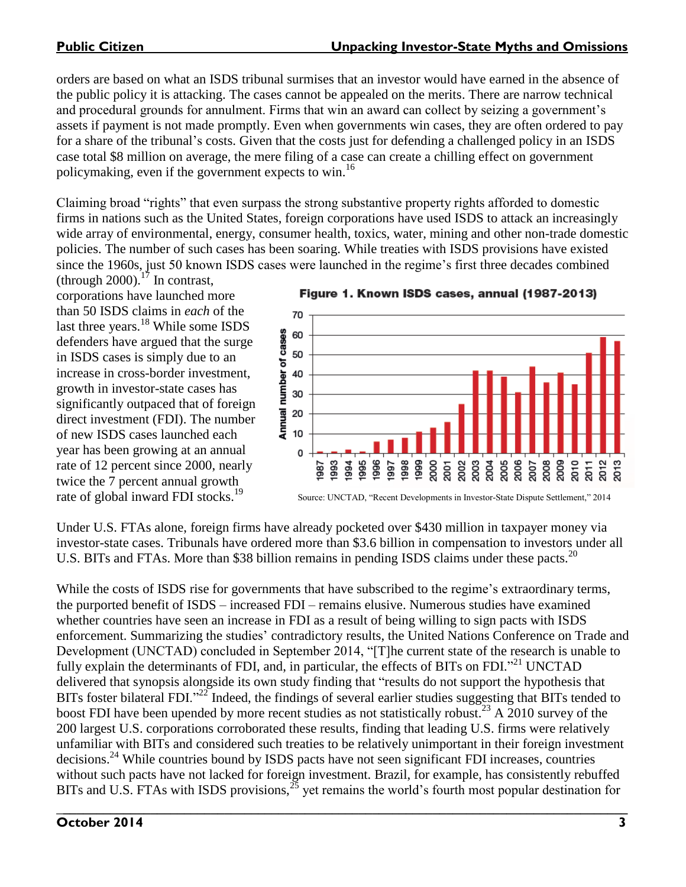orders are based on what an ISDS tribunal surmises that an investor would have earned in the absence of the public policy it is attacking. The cases cannot be appealed on the merits. There are narrow technical and procedural grounds for annulment. Firms that win an award can collect by seizing a government's assets if payment is not made promptly. Even when governments win cases, they are often ordered to pay for a share of the tribunal's costs. Given that the costs just for defending a challenged policy in an ISDS case total $8 million on average, the mere filing of a case can create a chilling effect on government policymaking, even if the government expects to win.[16]

Claiming broad "rights" that even surpass the strong substantive property rights afforded to domestic firms in nations such as the United States, foreign corporations have used ISDS to attack an increasingly wide array of environmental, energy, consumer health, toxics, water, mining and other non-trade domestic policies. The number of such cases has been soaring. While treaties with ISDS provisions have existed since the 1960s, just 50 known ISDS cases were launched in the regime's first three decades combined (through 2000).[17] In contrast, corporations have launched more than 50 ISDS claims in *each* of the last three years.[18] While some ISDS defenders have argued that the surge in ISDS cases is simply due to an increase in cross-border investment, growth in investor-state cases has significantly outpaced that of foreign direct investment (FDI). The number of new ISDS cases launched each year has been growing at an annual rate of 12 percent since 2000, nearly twice the 7 percent annual growth rate of global inward FDI stocks.[19]

**Figure 1. Known ISDS cases, annual (1987-2013)**

Source: UNCTAD, "Recent Developments in Investor-State Dispute Settlement," 2014

Under U.S. FTAs alone, foreign firms have already pocketed over $430 million in taxpayer money via investor-state cases. Tribunals have ordered more than $3.6 billion in compensation to investors under all U.S. BITs and FTAs. More than $38 billion remains in pending ISDS claims under these pacts.[20]

While the costs of ISDS rise for governments that have subscribed to the regime's extraordinary terms, the purported benefit of ISDS – increased FDI – remains elusive. Numerous studies have examined whether countries have seen an increase in FDI as a result of being willing to sign pacts with ISDS enforcement. Summarizing the studies' contradictory results, the United Nations Conference on Trade and Development (UNCTAD) concluded in September 2014, "[T]he current state of the research is unable to fully explain the determinants of FDI, and, in particular, the effects of BITs on FDI."[21] UNCTAD delivered that synopsis alongside its own study finding that "results do not support the hypothesis that BITs foster bilateral FDI."[22] Indeed, the findings of several earlier studies suggesting that BITs tended to boost FDI have been upended by more recent studies as not statistically robust.[23] A 2010 survey of the 200 largest U.S. corporations corroborated these results, finding that leading U.S. firms were relatively unfamiliar with BITs and considered such treaties to be relatively unimportant in their foreign investment decisions.[24] While countries bound by ISDS pacts have not seen significant FDI increases, countries without such pacts have not lacked for foreign investment. Brazil, for example, has consistently rebuffed BITs and U.S. FTAs with ISDS provisions,[25] yet remains the world's fourth most popular destination for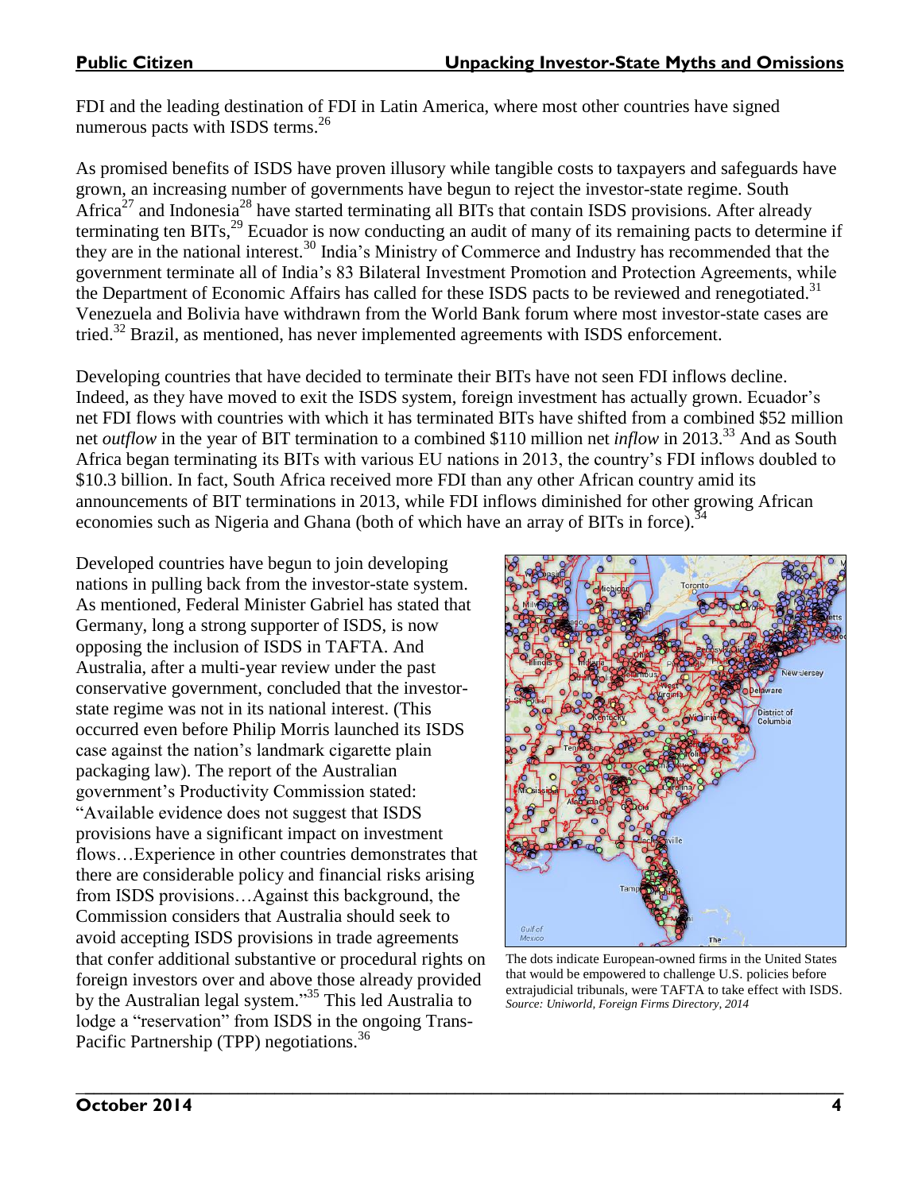FDI and the leading destination of FDI in Latin America, where most other countries have signed numerous pacts with ISDS terms.[26]

As promised benefits of ISDS have proven illusory while tangible costs to taxpayers and safeguards have grown, an increasing number of governments have begun to reject the investor-state regime. South Africa[27] and Indonesia[28] have started terminating all BITs that contain ISDS provisions. After already terminating ten BITs,[29] Ecuador is now conducting an audit of many of its remaining pacts to determine if they are in the national interest.[30] India's Ministry of Commerce and Industry has recommended that the government terminate all of India's 83 Bilateral Investment Promotion and Protection Agreements, while the Department of Economic Affairs has called for these ISDS pacts to be reviewed and renegotiated.[31] Venezuela and Bolivia have withdrawn from the World Bank forum where most investor-state cases are tried.[32] Brazil, as mentioned, has never implemented agreements with ISDS enforcement.

Developing countries that have decided to terminate their BITs have not seen FDI inflows decline. Indeed, as they have moved to exit the ISDS system, foreign investment has actually grown. Ecuador's net FDI flows with countries with which it has terminated BITs have shifted from a combined $52 million net *outflow* in the year of BIT termination to a combined $110 million net *inflow* in 2013.[33] And as South Africa began terminating its BITs with various EU nations in 2013, the country's FDI inflows doubled to $10.3 billion. In fact, South Africa received more FDI than any other African country amid its announcements of BIT terminations in 2013, while FDI inflows diminished for other growing African economies such as Nigeria and Ghana (both of which have an array of BITs in force).[34]

Developed countries have begun to join developing nations in pulling back from the investor-state system. As mentioned, Federal Minister Gabriel has stated that Germany, long a strong supporter of ISDS, is now opposing the inclusion of ISDS in TAFTA. And Australia, after a multi-year review under the past conservative government, concluded that the investor-state regime was not in its national interest. (This occurred even before Philip Morris launched its ISDS case against the nation's landmark cigarette plain packaging law). The report of the Australian government's Productivity Commission stated: "Available evidence does not suggest that ISDS provisions have a significant impact on investment flows…Experience in other countries demonstrates that there are considerable policy and financial risks arising from ISDS provisions…Against this background, the Commission considers that Australia should seek to avoid accepting ISDS provisions in trade agreements that confer additional substantive or procedural rights on foreign investors over and above those already provided by the Australian legal system."[35] This led Australia to lodge a "reservation" from ISDS in the ongoing Trans-Pacific Partnership (TPP) negotiations.[36]

The dots indicate European-owned firms in the United States that would be empowered to challenge U.S. policies before extrajudicial tribunals, were TAFTA to take effect with ISDS. *Source: Uniworld, Foreign Firms Directory, 2014*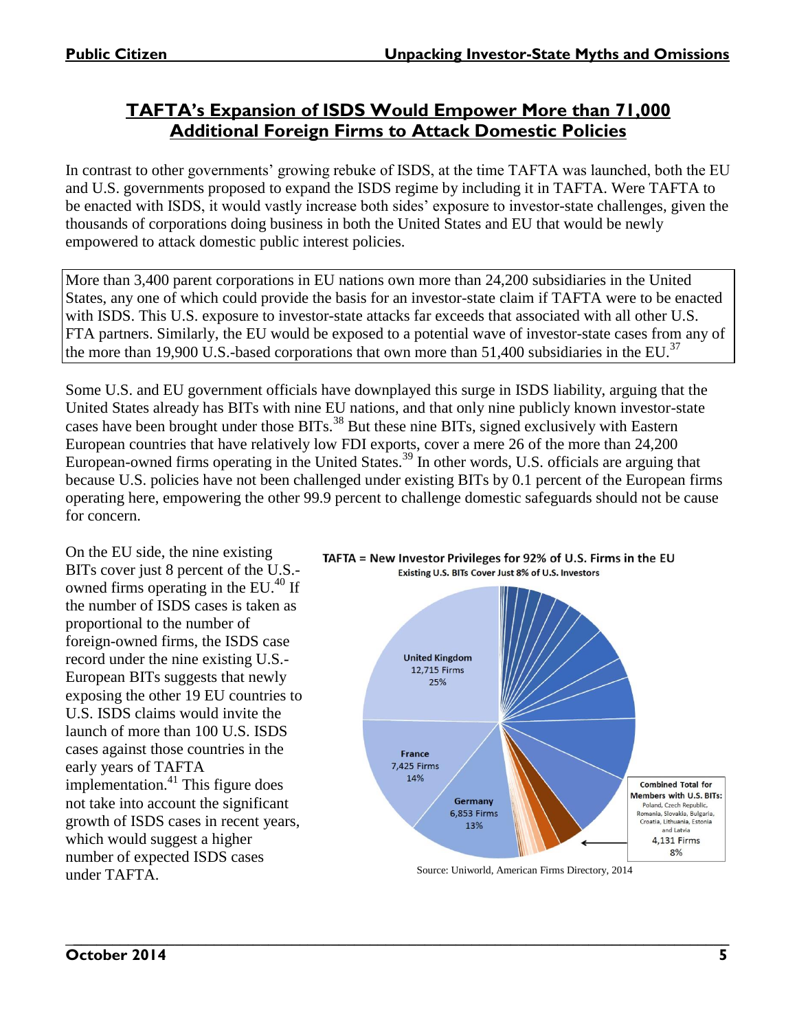## TAFTA's Expansion of ISDS Would Empower More than 71,000 Additional Foreign Firms to Attack Domestic Policies

In contrast to other governments' growing rebuke of ISDS, at the time TAFTA was launched, both the EU and U.S. governments proposed to expand the ISDS regime by including it in TAFTA. Were TAFTA to be enacted with ISDS, it would vastly increase both sides' exposure to investor-state challenges, given the thousands of corporations doing business in both the United States and EU that would be newly empowered to attack domestic public interest policies.

More than 3,400 parent corporations in EU nations own more than 24,200 subsidiaries in the United States, any one of which could provide the basis for an investor-state claim if TAFTA were to be enacted with ISDS. This U.S. exposure to investor-state attacks far exceeds that associated with all other U.S. FTA partners. Similarly, the EU would be exposed to a potential wave of investor-state cases from any of the more than 19,900 U.S.-based corporations that own more than 51,400 subsidiaries in the EU.[37]

Some U.S. and EU government officials have downplayed this surge in ISDS liability, arguing that the United States already has BITs with nine EU nations, and that only nine publicly known investor-state cases have been brought under those BITs.[38] But these nine BITs, signed exclusively with Eastern European countries that have relatively low FDI exports, cover a mere 26 of the more than 24,200 European-owned firms operating in the United States.[39] In other words, U.S. officials are arguing that because U.S. policies have not been challenged under existing BITs by 0.1 percent of the European firms operating here, empowering the other 99.9 percent to challenge domestic safeguards should not be cause for concern.

On the EU side, the nine existing BITs cover just 8 percent of the U.S.-owned firms operating in the EU.[40] If the number of ISDS cases is taken as proportional to the number of foreign-owned firms, the ISDS case record under the nine existing U.S.-European BITs suggests that newly exposing the other 19 EU countries to U.S. ISDS claims would invite the launch of more than 100 U.S. ISDS cases against those countries in the early years of TAFTA implementation.[41] This figure does not take into account the significant growth of ISDS cases in recent years, which would suggest a higher number of expected ISDS cases under TAFTA.

**TAFTA = New Investor Privileges for 92% of U.S. Firms in the EU**
Existing U.S. BITs Cover Just 8% of U.S. Investors

- United Kingdom: 12,715 Firms, 25%
- France: 7,425 Firms, 14%
- Germany: 6,853 Firms, 13%
- Combined Total for Members with U.S. BITs (Poland, Czech Republic, Romania, Slovakia, Bulgaria, Croatia, Lithuania, Estonia and Latvia): 4,131 Firms, 8%

Source: Uniworld, American Firms Directory, 2014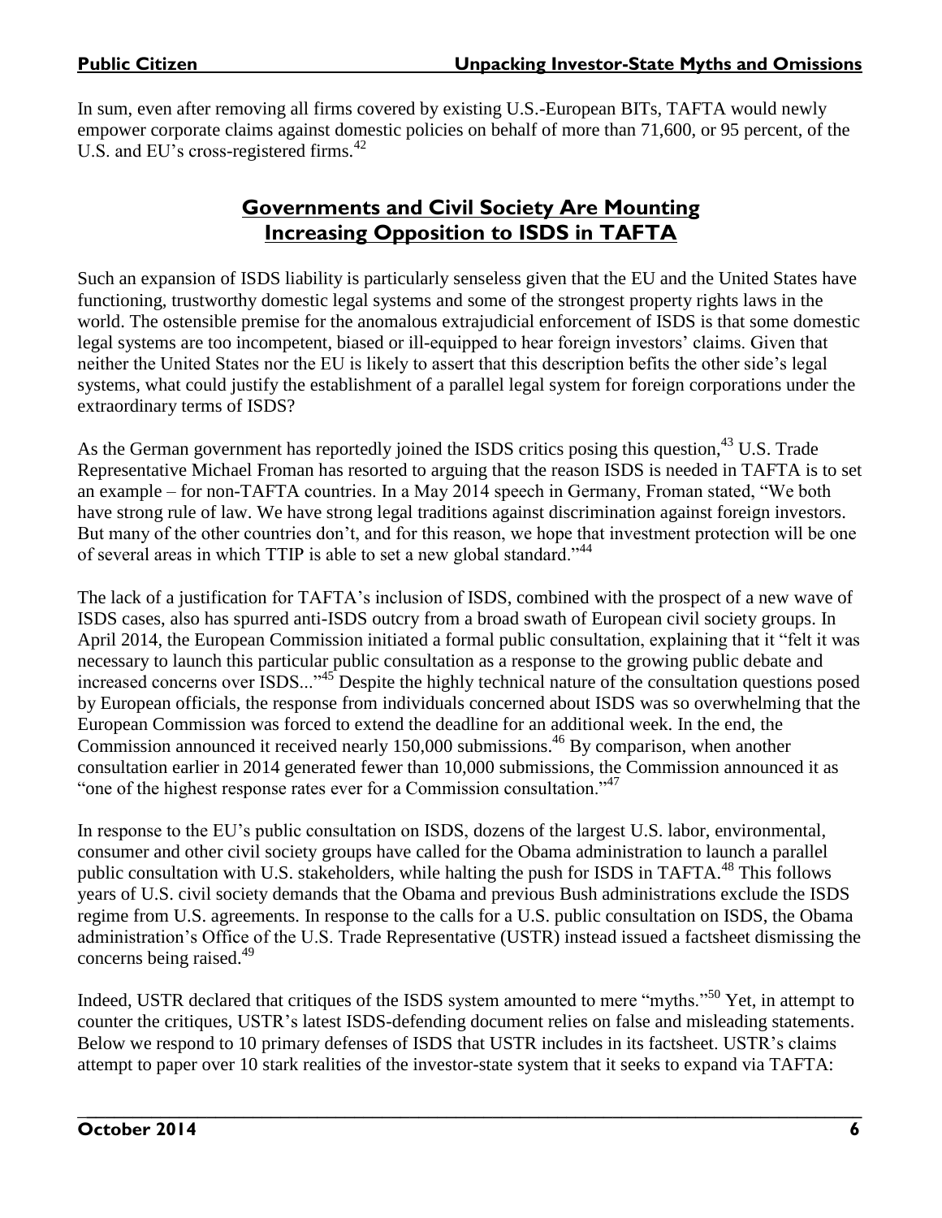In sum, even after removing all firms covered by existing U.S.-European BITs, TAFTA would newly empower corporate claims against domestic policies on behalf of more than 71,600, or 95 percent, of the U.S. and EU's cross-registered firms.[42]

## Governments and Civil Society Are Mounting Increasing Opposition to ISDS in TAFTA

Such an expansion of ISDS liability is particularly senseless given that the EU and the United States have functioning, trustworthy domestic legal systems and some of the strongest property rights laws in the world. The ostensible premise for the anomalous extrajudicial enforcement of ISDS is that some domestic legal systems are too incompetent, biased or ill-equipped to hear foreign investors' claims. Given that neither the United States nor the EU is likely to assert that this description befits the other side's legal systems, what could justify the establishment of a parallel legal system for foreign corporations under the extraordinary terms of ISDS?

As the German government has reportedly joined the ISDS critics posing this question,[43] U.S. Trade Representative Michael Froman has resorted to arguing that the reason ISDS is needed in TAFTA is to set an example – for non-TAFTA countries. In a May 2014 speech in Germany, Froman stated, "We both have strong rule of law. We have strong legal traditions against discrimination against foreign investors. But many of the other countries don't, and for this reason, we hope that investment protection will be one of several areas in which TTIP is able to set a new global standard."[44]

The lack of a justification for TAFTA's inclusion of ISDS, combined with the prospect of a new wave of ISDS cases, also has spurred anti-ISDS outcry from a broad swath of European civil society groups. In April 2014, the European Commission initiated a formal public consultation, explaining that it "felt it was necessary to launch this particular public consultation as a response to the growing public debate and increased concerns over ISDS..."[45] Despite the highly technical nature of the consultation questions posed by European officials, the response from individuals concerned about ISDS was so overwhelming that the European Commission was forced to extend the deadline for an additional week. In the end, the Commission announced it received nearly 150,000 submissions.[46] By comparison, when another consultation earlier in 2014 generated fewer than 10,000 submissions, the Commission announced it as "one of the highest response rates ever for a Commission consultation."[47]

In response to the EU's public consultation on ISDS, dozens of the largest U.S. labor, environmental, consumer and other civil society groups have called for the Obama administration to launch a parallel public consultation with U.S. stakeholders, while halting the push for ISDS in TAFTA.[48] This follows years of U.S. civil society demands that the Obama and previous Bush administrations exclude the ISDS regime from U.S. agreements. In response to the calls for a U.S. public consultation on ISDS, the Obama administration's Office of the U.S. Trade Representative (USTR) instead issued a factsheet dismissing the concerns being raised.[49]

Indeed, USTR declared that critiques of the ISDS system amounted to mere "myths."[50] Yet, in attempt to counter the critiques, USTR's latest ISDS-defending document relies on false and misleading statements. Below we respond to 10 primary defenses of ISDS that USTR includes in its factsheet. USTR's claims attempt to paper over 10 stark realities of the investor-state system that it seeks to expand via TAFTA: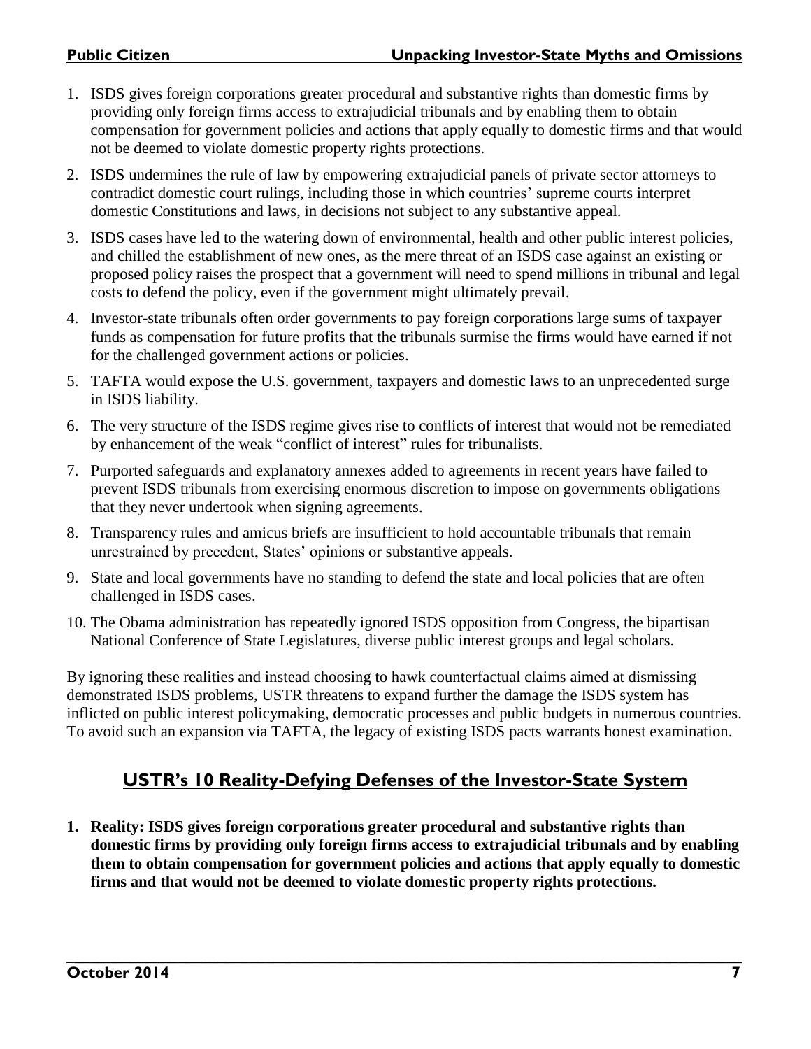1. ISDS gives foreign corporations greater procedural and substantive rights than domestic firms by providing only foreign firms access to extrajudicial tribunals and by enabling them to obtain compensation for government policies and actions that apply equally to domestic firms and that would not be deemed to violate domestic property rights protections.
2. ISDS undermines the rule of law by empowering extrajudicial panels of private sector attorneys to contradict domestic court rulings, including those in which countries' supreme courts interpret domestic Constitutions and laws, in decisions not subject to any substantive appeal.
3. ISDS cases have led to the watering down of environmental, health and other public interest policies, and chilled the establishment of new ones, as the mere threat of an ISDS case against an existing or proposed policy raises the prospect that a government will need to spend millions in tribunal and legal costs to defend the policy, even if the government might ultimately prevail.
4. Investor-state tribunals often order governments to pay foreign corporations large sums of taxpayer funds as compensation for future profits that the tribunals surmise the firms would have earned if not for the challenged government actions or policies.
5. TAFTA would expose the U.S. government, taxpayers and domestic laws to an unprecedented surge in ISDS liability.
6. The very structure of the ISDS regime gives rise to conflicts of interest that would not be remediated by enhancement of the weak "conflict of interest" rules for tribunalists.
7. Purported safeguards and explanatory annexes added to agreements in recent years have failed to prevent ISDS tribunals from exercising enormous discretion to impose on governments obligations that they never undertook when signing agreements.
8. Transparency rules and amicus briefs are insufficient to hold accountable tribunals that remain unrestrained by precedent, States' opinions or substantive appeals.
9. State and local governments have no standing to defend the state and local policies that are often challenged in ISDS cases.
10. The Obama administration has repeatedly ignored ISDS opposition from Congress, the bipartisan National Conference of State Legislatures, diverse public interest groups and legal scholars.

By ignoring these realities and instead choosing to hawk counterfactual claims aimed at dismissing demonstrated ISDS problems, USTR threatens to expand further the damage the ISDS system has inflicted on public interest policymaking, democratic processes and public budgets in numerous countries. To avoid such an expansion via TAFTA, the legacy of existing ISDS pacts warrants honest examination.

## USTR's 10 Reality-Defying Defenses of the Investor-State System

**1. Reality: ISDS gives foreign corporations greater procedural and substantive rights than domestic firms by providing only foreign firms access to extrajudicial tribunals and by enabling them to obtain compensation for government policies and actions that apply equally to domestic firms and that would not be deemed to violate domestic property rights protections.**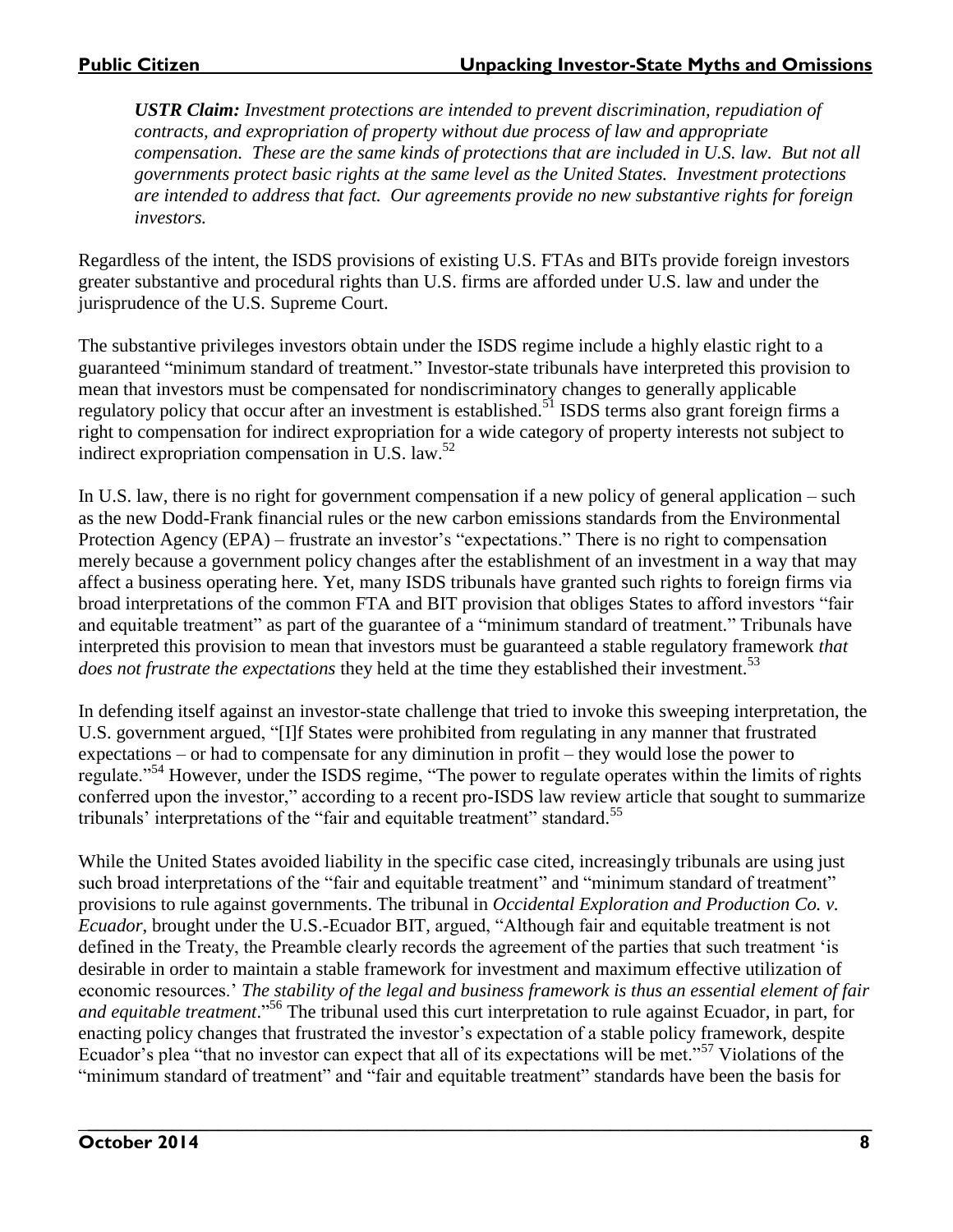***USTR Claim:*** *Investment protections are intended to prevent discrimination, repudiation of contracts, and expropriation of property without due process of law and appropriate compensation. These are the same kinds of protections that are included in U.S. law. But not all governments protect basic rights at the same level as the United States. Investment protections are intended to address that fact. Our agreements provide no new substantive rights for foreign investors.*

Regardless of the intent, the ISDS provisions of existing U.S. FTAs and BITs provide foreign investors greater substantive and procedural rights than U.S. firms are afforded under U.S. law and under the jurisprudence of the U.S. Supreme Court.

The substantive privileges investors obtain under the ISDS regime include a highly elastic right to a guaranteed "minimum standard of treatment." Investor-state tribunals have interpreted this provision to mean that investors must be compensated for nondiscriminatory changes to generally applicable regulatory policy that occur after an investment is established.[51] ISDS terms also grant foreign firms a right to compensation for indirect expropriation for a wide category of property interests not subject to indirect expropriation compensation in U.S. law.[52]

In U.S. law, there is no right for government compensation if a new policy of general application – such as the new Dodd-Frank financial rules or the new carbon emissions standards from the Environmental Protection Agency (EPA) – frustrate an investor's "expectations." There is no right to compensation merely because a government policy changes after the establishment of an investment in a way that may affect a business operating here. Yet, many ISDS tribunals have granted such rights to foreign firms via broad interpretations of the common FTA and BIT provision that obliges States to afford investors "fair and equitable treatment" as part of the guarantee of a "minimum standard of treatment." Tribunals have interpreted this provision to mean that investors must be guaranteed a stable regulatory framework *that does not frustrate the expectations* they held at the time they established their investment.[53]

In defending itself against an investor-state challenge that tried to invoke this sweeping interpretation, the U.S. government argued, "[I]f States were prohibited from regulating in any manner that frustrated expectations – or had to compensate for any diminution in profit – they would lose the power to regulate."[54] However, under the ISDS regime, "The power to regulate operates within the limits of rights conferred upon the investor," according to a recent pro-ISDS law review article that sought to summarize tribunals' interpretations of the "fair and equitable treatment" standard.[55]

While the United States avoided liability in the specific case cited, increasingly tribunals are using just such broad interpretations of the "fair and equitable treatment" and "minimum standard of treatment" provisions to rule against governments. The tribunal in *Occidental Exploration and Production Co. v. Ecuador*, brought under the U.S.-Ecuador BIT, argued, "Although fair and equitable treatment is not defined in the Treaty, the Preamble clearly records the agreement of the parties that such treatment 'is desirable in order to maintain a stable framework for investment and maximum effective utilization of economic resources.' *The stability of the legal and business framework is thus an essential element of fair and equitable treatment*."[56] The tribunal used this curt interpretation to rule against Ecuador, in part, for enacting policy changes that frustrated the investor's expectation of a stable policy framework, despite Ecuador's plea "that no investor can expect that all of its expectations will be met."[57] Violations of the "minimum standard of treatment" and "fair and equitable treatment" standards have been the basis for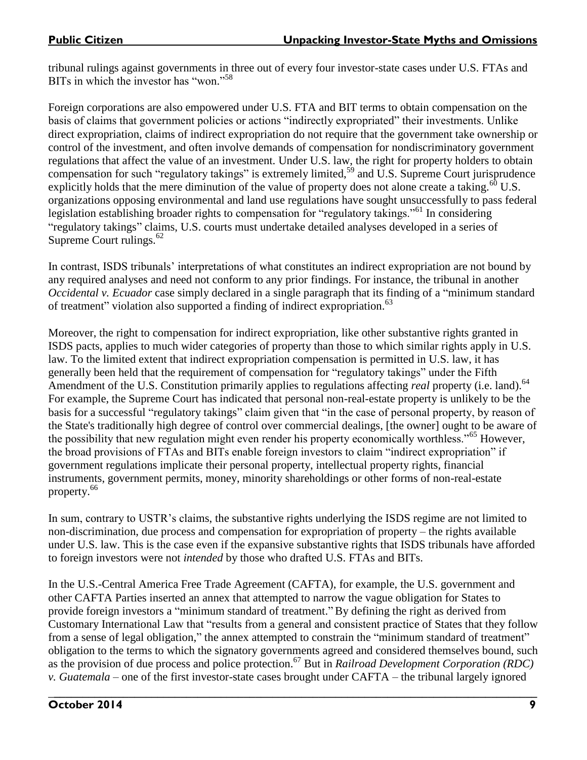tribunal rulings against governments in three out of every four investor-state cases under U.S. FTAs and BITs in which the investor has "won."[58]

Foreign corporations are also empowered under U.S. FTA and BIT terms to obtain compensation on the basis of claims that government policies or actions "indirectly expropriated" their investments. Unlike direct expropriation, claims of indirect expropriation do not require that the government take ownership or control of the investment, and often involve demands of compensation for nondiscriminatory government regulations that affect the value of an investment. Under U.S. law, the right for property holders to obtain compensation for such "regulatory takings" is extremely limited,[59] and U.S. Supreme Court jurisprudence explicitly holds that the mere diminution of the value of property does not alone create a taking.[60] U.S. organizations opposing environmental and land use regulations have sought unsuccessfully to pass federal legislation establishing broader rights to compensation for "regulatory takings."[61] In considering "regulatory takings" claims, U.S. courts must undertake detailed analyses developed in a series of Supreme Court rulings.[62]

In contrast, ISDS tribunals' interpretations of what constitutes an indirect expropriation are not bound by any required analyses and need not conform to any prior findings. For instance, the tribunal in another *Occidental v. Ecuador* case simply declared in a single paragraph that its finding of a "minimum standard of treatment" violation also supported a finding of indirect expropriation.[63]

Moreover, the right to compensation for indirect expropriation, like other substantive rights granted in ISDS pacts, applies to much wider categories of property than those to which similar rights apply in U.S. law. To the limited extent that indirect expropriation compensation is permitted in U.S. law, it has generally been held that the requirement of compensation for "regulatory takings" under the Fifth Amendment of the U.S. Constitution primarily applies to regulations affecting *real* property (i.e. land).[64] For example, the Supreme Court has indicated that personal non-real-estate property is unlikely to be the basis for a successful "regulatory takings" claim given that "in the case of personal property, by reason of the State's traditionally high degree of control over commercial dealings, [the owner] ought to be aware of the possibility that new regulation might even render his property economically worthless."[65] However, the broad provisions of FTAs and BITs enable foreign investors to claim "indirect expropriation" if government regulations implicate their personal property, intellectual property rights, financial instruments, government permits, money, minority shareholdings or other forms of non-real-estate property.[66]

In sum, contrary to USTR's claims, the substantive rights underlying the ISDS regime are not limited to non-discrimination, due process and compensation for expropriation of property – the rights available under U.S. law. This is the case even if the expansive substantive rights that ISDS tribunals have afforded to foreign investors were not *intended* by those who drafted U.S. FTAs and BITs.

In the U.S.-Central America Free Trade Agreement (CAFTA), for example, the U.S. government and other CAFTA Parties inserted an annex that attempted to narrow the vague obligation for States to provide foreign investors a "minimum standard of treatment." By defining the right as derived from Customary International Law that "results from a general and consistent practice of States that they follow from a sense of legal obligation," the annex attempted to constrain the "minimum standard of treatment" obligation to the terms to which the signatory governments agreed and considered themselves bound, such as the provision of due process and police protection.[67] But in *Railroad Development Corporation (RDC) v. Guatemala* – one of the first investor-state cases brought under CAFTA – the tribunal largely ignored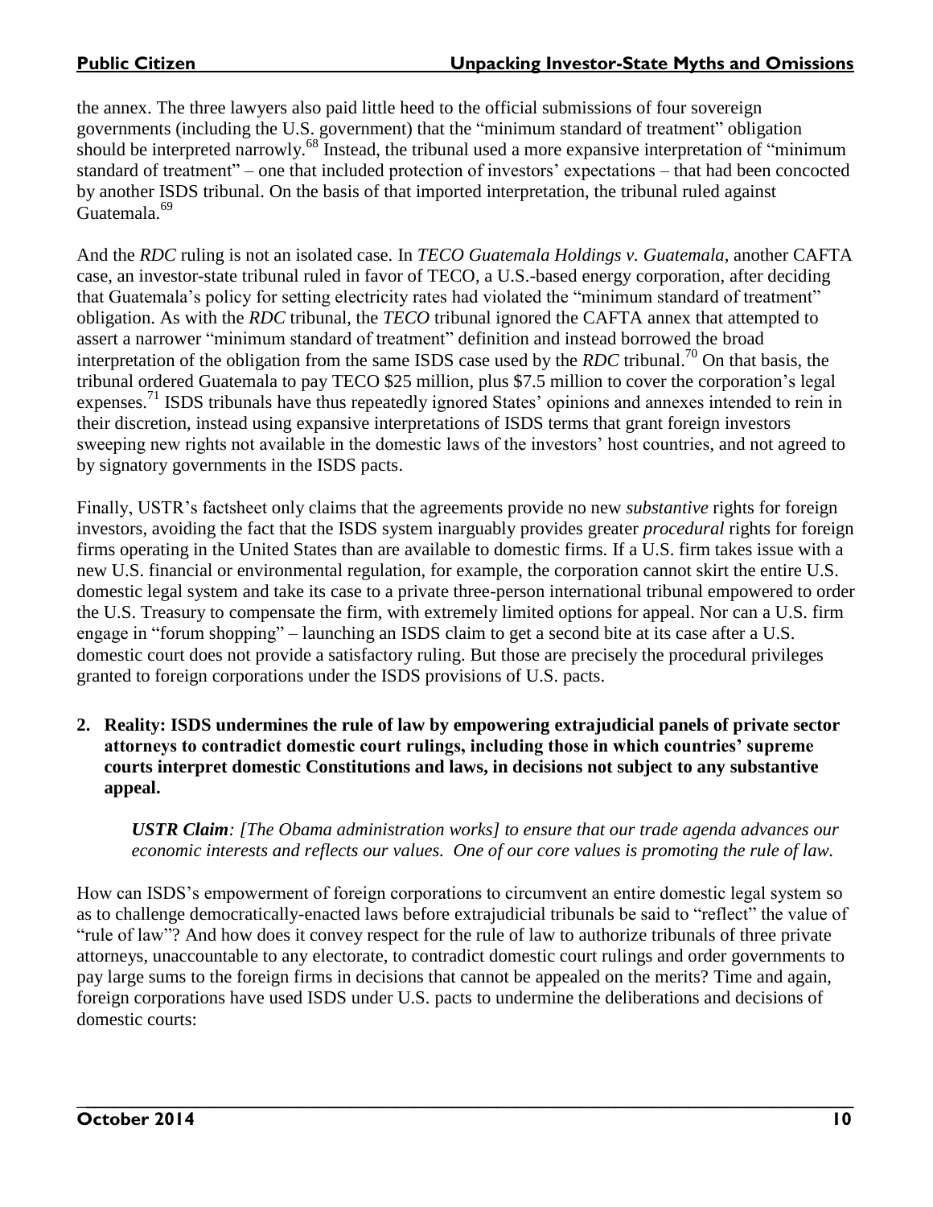the annex. The three lawyers also paid little heed to the official submissions of four sovereign governments (including the U.S. government) that the "minimum standard of treatment" obligation should be interpreted narrowly.[68] Instead, the tribunal used a more expansive interpretation of "minimum standard of treatment" – one that included protection of investors' expectations – that had been concocted by another ISDS tribunal. On the basis of that imported interpretation, the tribunal ruled against Guatemala.[69]

And the *RDC* ruling is not an isolated case. In *TECO Guatemala Holdings v. Guatemala*, another CAFTA case, an investor-state tribunal ruled in favor of TECO, a U.S.-based energy corporation, after deciding that Guatemala's policy for setting electricity rates had violated the "minimum standard of treatment" obligation. As with the *RDC* tribunal, the *TECO* tribunal ignored the CAFTA annex that attempted to assert a narrower "minimum standard of treatment" definition and instead borrowed the broad interpretation of the obligation from the same ISDS case used by the *RDC* tribunal.[70] On that basis, the tribunal ordered Guatemala to pay TECO $25 million, plus $7.5 million to cover the corporation's legal expenses.[71] ISDS tribunals have thus repeatedly ignored States' opinions and annexes intended to rein in their discretion, instead using expansive interpretations of ISDS terms that grant foreign investors sweeping new rights not available in the domestic laws of the investors' host countries, and not agreed to by signatory governments in the ISDS pacts.

Finally, USTR's factsheet only claims that the agreements provide no new *substantive* rights for foreign investors, avoiding the fact that the ISDS system inarguably provides greater *procedural* rights for foreign firms operating in the United States than are available to domestic firms. If a U.S. firm takes issue with a new U.S. financial or environmental regulation, for example, the corporation cannot skirt the entire U.S. domestic legal system and take its case to a private three-person international tribunal empowered to order the U.S. Treasury to compensate the firm, with extremely limited options for appeal. Nor can a U.S. firm engage in "forum shopping" – launching an ISDS claim to get a second bite at its case after a U.S. domestic court does not provide a satisfactory ruling. But those are precisely the procedural privileges granted to foreign corporations under the ISDS provisions of U.S. pacts.

**2. Reality: ISDS undermines the rule of law by empowering extrajudicial panels of private sector attorneys to contradict domestic court rulings, including those in which countries' supreme courts interpret domestic Constitutions and laws, in decisions not subject to any substantive appeal.**

> ***USTR Claim****: [The Obama administration works] to ensure that our trade agenda advances our economic interests and reflects our values. One of our core values is promoting the rule of law.*

How can ISDS's empowerment of foreign corporations to circumvent an entire domestic legal system so as to challenge democratically-enacted laws before extrajudicial tribunals be said to "reflect" the value of "rule of law"? And how does it convey respect for the rule of law to authorize tribunals of three private attorneys, unaccountable to any electorate, to contradict domestic court rulings and order governments to pay large sums to the foreign firms in decisions that cannot be appealed on the merits? Time and again, foreign corporations have used ISDS under U.S. pacts to undermine the deliberations and decisions of domestic courts: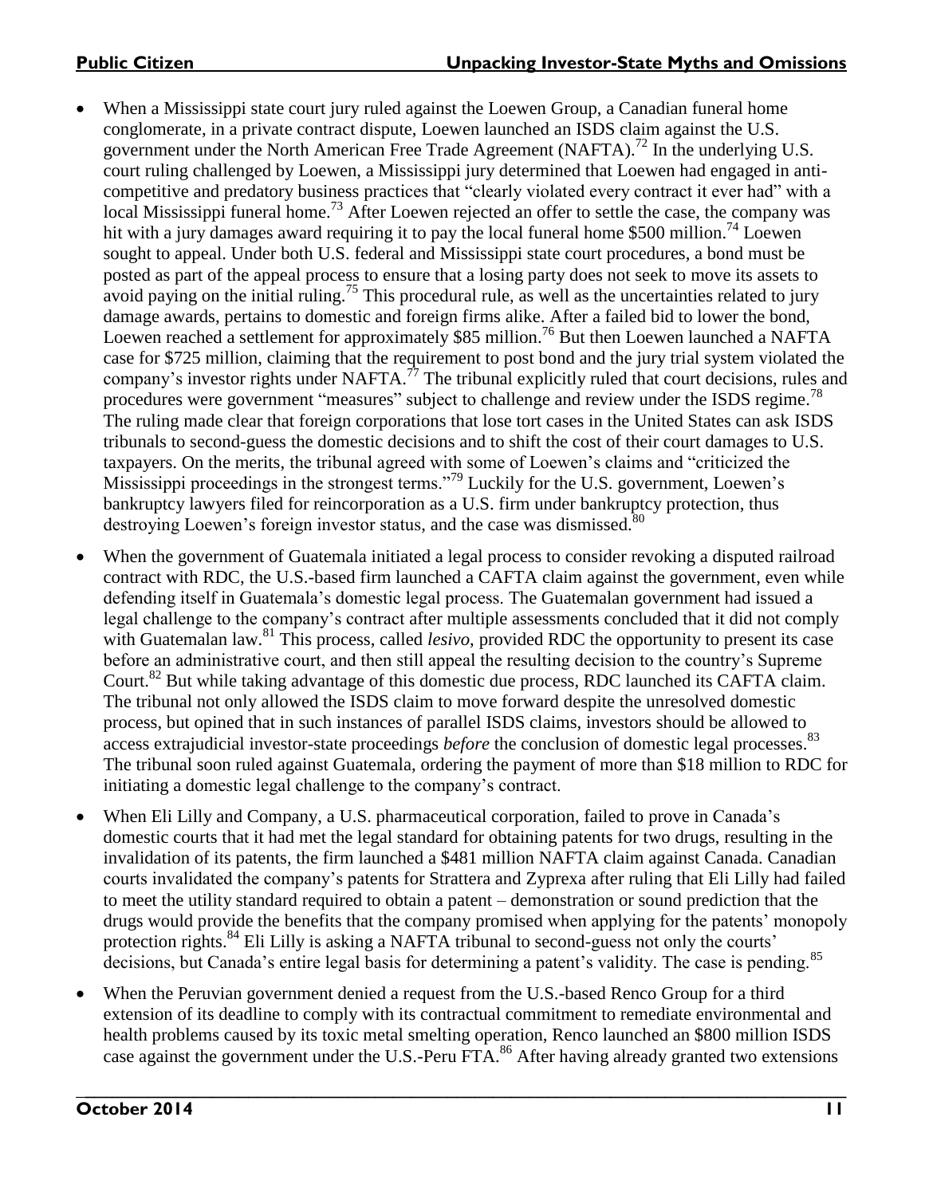- When a Mississippi state court jury ruled against the Loewen Group, a Canadian funeral home conglomerate, in a private contract dispute, Loewen launched an ISDS claim against the U.S. government under the North American Free Trade Agreement (NAFTA).[72] In the underlying U.S. court ruling challenged by Loewen, a Mississippi jury determined that Loewen had engaged in anti-competitive and predatory business practices that "clearly violated every contract it ever had" with a local Mississippi funeral home.[73] After Loewen rejected an offer to settle the case, the company was hit with a jury damages award requiring it to pay the local funeral home $500 million.[74] Loewen sought to appeal. Under both U.S. federal and Mississippi state court procedures, a bond must be posted as part of the appeal process to ensure that a losing party does not seek to move its assets to avoid paying on the initial ruling.[75] This procedural rule, as well as the uncertainties related to jury damage awards, pertains to domestic and foreign firms alike. After a failed bid to lower the bond, Loewen reached a settlement for approximately $85 million.[76] But then Loewen launched a NAFTA case for $725 million, claiming that the requirement to post bond and the jury trial system violated the company's investor rights under NAFTA.[77] The tribunal explicitly ruled that court decisions, rules and procedures were government "measures" subject to challenge and review under the ISDS regime.[78] The ruling made clear that foreign corporations that lose tort cases in the United States can ask ISDS tribunals to second-guess the domestic decisions and to shift the cost of their court damages to U.S. taxpayers. On the merits, the tribunal agreed with some of Loewen's claims and "criticized the Mississippi proceedings in the strongest terms."[79] Luckily for the U.S. government, Loewen's bankruptcy lawyers filed for reincorporation as a U.S. firm under bankruptcy protection, thus destroying Loewen's foreign investor status, and the case was dismissed.[80]

- When the government of Guatemala initiated a legal process to consider revoking a disputed railroad contract with RDC, the U.S.-based firm launched a CAFTA claim against the government, even while defending itself in Guatemala's domestic legal process. The Guatemalan government had issued a legal challenge to the company's contract after multiple assessments concluded that it did not comply with Guatemalan law.[81] This process, called *lesivo*, provided RDC the opportunity to present its case before an administrative court, and then still appeal the resulting decision to the country's Supreme Court.[82] But while taking advantage of this domestic due process, RDC launched its CAFTA claim. The tribunal not only allowed the ISDS claim to move forward despite the unresolved domestic process, but opined that in such instances of parallel ISDS claims, investors should be allowed to access extrajudicial investor-state proceedings *before* the conclusion of domestic legal processes.[83] The tribunal soon ruled against Guatemala, ordering the payment of more than $18 million to RDC for initiating a domestic legal challenge to the company's contract.

- When Eli Lilly and Company, a U.S. pharmaceutical corporation, failed to prove in Canada's domestic courts that it had met the legal standard for obtaining patents for two drugs, resulting in the invalidation of its patents, the firm launched a $481 million NAFTA claim against Canada. Canadian courts invalidated the company's patents for Strattera and Zyprexa after ruling that Eli Lilly had failed to meet the utility standard required to obtain a patent – demonstration or sound prediction that the drugs would provide the benefits that the company promised when applying for the patents' monopoly protection rights.[84] Eli Lilly is asking a NAFTA tribunal to second-guess not only the courts' decisions, but Canada's entire legal basis for determining a patent's validity. The case is pending.[85]

- When the Peruvian government denied a request from the U.S.-based Renco Group for a third extension of its deadline to comply with its contractual commitment to remediate environmental and health problems caused by its toxic metal smelting operation, Renco launched an $800 million ISDS case against the government under the U.S.-Peru FTA.[86] After having already granted two extensions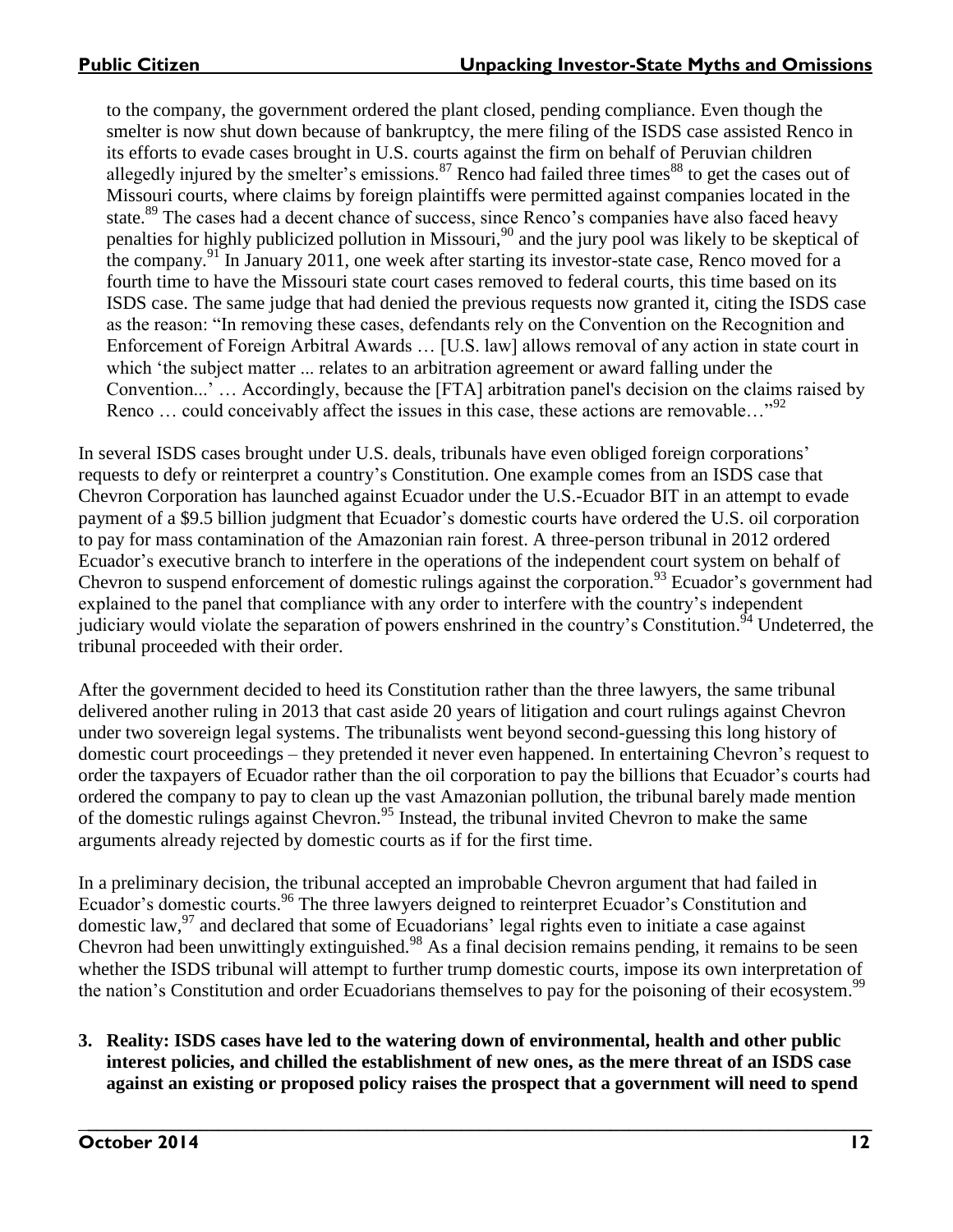to the company, the government ordered the plant closed, pending compliance. Even though the smelter is now shut down because of bankruptcy, the mere filing of the ISDS case assisted Renco in its efforts to evade cases brought in U.S. courts against the firm on behalf of Peruvian children allegedly injured by the smelter's emissions.[87] Renco had failed three times[88] to get the cases out of Missouri courts, where claims by foreign plaintiffs were permitted against companies located in the state.[89] The cases had a decent chance of success, since Renco's companies have also faced heavy penalties for highly publicized pollution in Missouri,[90] and the jury pool was likely to be skeptical of the company.[91] In January 2011, one week after starting its investor-state case, Renco moved for a fourth time to have the Missouri state court cases removed to federal courts, this time based on its ISDS case. The same judge that had denied the previous requests now granted it, citing the ISDS case as the reason: "In removing these cases, defendants rely on the Convention on the Recognition and Enforcement of Foreign Arbitral Awards … [U.S. law] allows removal of any action in state court in which 'the subject matter ... relates to an arbitration agreement or award falling under the Convention...' … Accordingly, because the [FTA] arbitration panel's decision on the claims raised by Renco … could conceivably affect the issues in this case, these actions are removable…"[92]

In several ISDS cases brought under U.S. deals, tribunals have even obliged foreign corporations' requests to defy or reinterpret a country's Constitution. One example comes from an ISDS case that Chevron Corporation has launched against Ecuador under the U.S.-Ecuador BIT in an attempt to evade payment of a $9.5 billion judgment that Ecuador's domestic courts have ordered the U.S. oil corporation to pay for mass contamination of the Amazonian rain forest. A three-person tribunal in 2012 ordered Ecuador's executive branch to interfere in the operations of the independent court system on behalf of Chevron to suspend enforcement of domestic rulings against the corporation.[93] Ecuador's government had explained to the panel that compliance with any order to interfere with the country's independent judiciary would violate the separation of powers enshrined in the country's Constitution.[94] Undeterred, the tribunal proceeded with their order.

After the government decided to heed its Constitution rather than the three lawyers, the same tribunal delivered another ruling in 2013 that cast aside 20 years of litigation and court rulings against Chevron under two sovereign legal systems. The tribunalists went beyond second-guessing this long history of domestic court proceedings – they pretended it never even happened. In entertaining Chevron's request to order the taxpayers of Ecuador rather than the oil corporation to pay the billions that Ecuador's courts had ordered the company to pay to clean up the vast Amazonian pollution, the tribunal barely made mention of the domestic rulings against Chevron.[95] Instead, the tribunal invited Chevron to make the same arguments already rejected by domestic courts as if for the first time.

In a preliminary decision, the tribunal accepted an improbable Chevron argument that had failed in Ecuador's domestic courts.[96] The three lawyers deigned to reinterpret Ecuador's Constitution and domestic law,[97] and declared that some of Ecuadorians' legal rights even to initiate a case against Chevron had been unwittingly extinguished.[98] As a final decision remains pending, it remains to be seen whether the ISDS tribunal will attempt to further trump domestic courts, impose its own interpretation of the nation's Constitution and order Ecuadorians themselves to pay for the poisoning of their ecosystem.[99]

3. **Reality: ISDS cases have led to the watering down of environmental, health and other public interest policies, and chilled the establishment of new ones, as the mere threat of an ISDS case against an existing or proposed policy raises the prospect that a government will need to spend**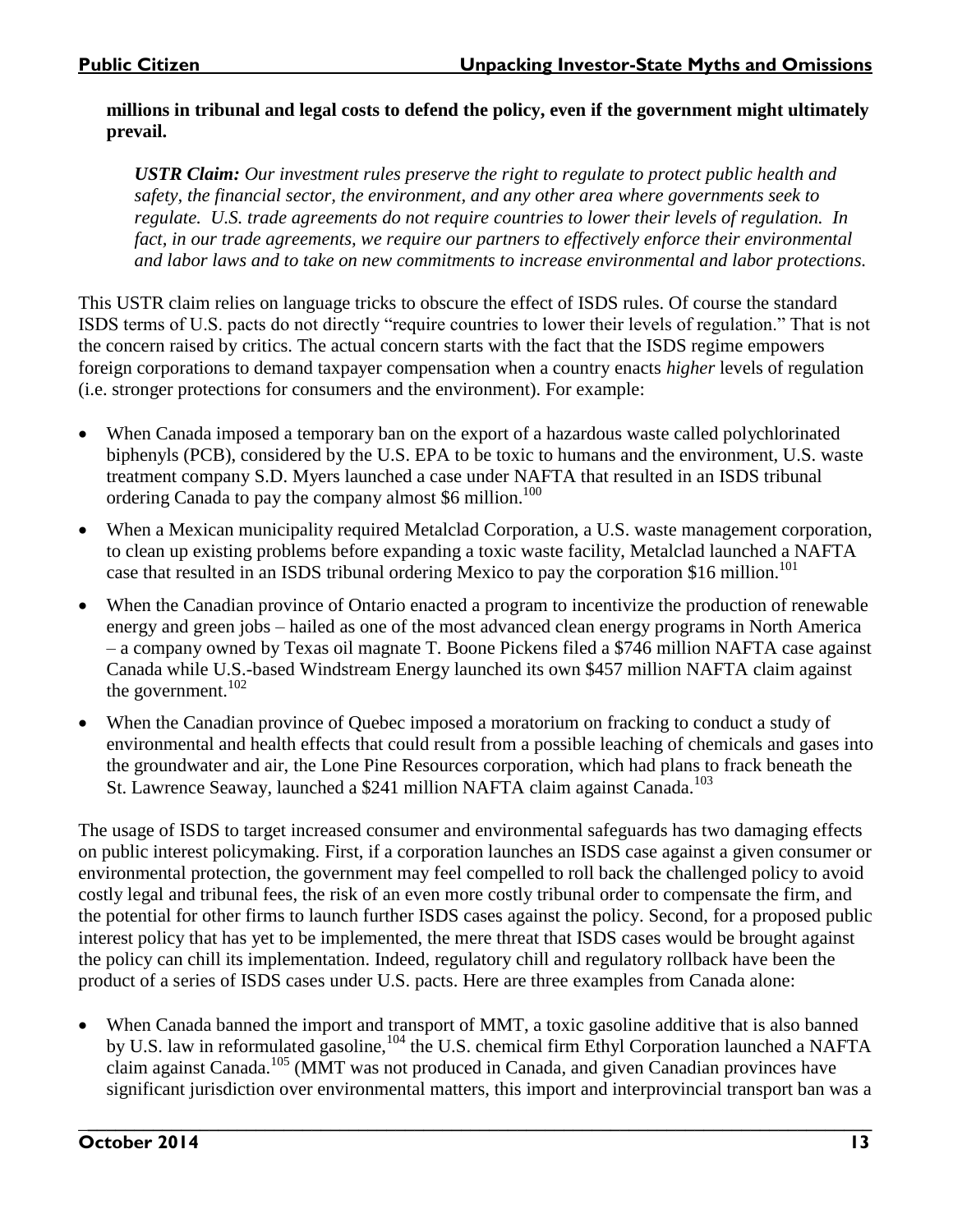**millions in tribunal and legal costs to defend the policy, even if the government might ultimately prevail.**

> ***USTR Claim:*** *Our investment rules preserve the right to regulate to protect public health and safety, the financial sector, the environment, and any other area where governments seek to regulate. U.S. trade agreements do not require countries to lower their levels of regulation. In fact, in our trade agreements, we require our partners to effectively enforce their environmental and labor laws and to take on new commitments to increase environmental and labor protections.*

This USTR claim relies on language tricks to obscure the effect of ISDS rules. Of course the standard ISDS terms of U.S. pacts do not directly "require countries to lower their levels of regulation." That is not the concern raised by critics. The actual concern starts with the fact that the ISDS regime empowers foreign corporations to demand taxpayer compensation when a country enacts *higher* levels of regulation (i.e. stronger protections for consumers and the environment). For example:

- When Canada imposed a temporary ban on the export of a hazardous waste called polychlorinated biphenyls (PCB), considered by the U.S. EPA to be toxic to humans and the environment, U.S. waste treatment company S.D. Myers launched a case under NAFTA that resulted in an ISDS tribunal ordering Canada to pay the company almost $6 million.[100]
- When a Mexican municipality required Metalclad Corporation, a U.S. waste management corporation, to clean up existing problems before expanding a toxic waste facility, Metalclad launched a NAFTA case that resulted in an ISDS tribunal ordering Mexico to pay the corporation $16 million.[101]
- When the Canadian province of Ontario enacted a program to incentivize the production of renewable energy and green jobs – hailed as one of the most advanced clean energy programs in North America – a company owned by Texas oil magnate T. Boone Pickens filed a $746 million NAFTA case against Canada while U.S.-based Windstream Energy launched its own $457 million NAFTA claim against the government.[102]
- When the Canadian province of Quebec imposed a moratorium on fracking to conduct a study of environmental and health effects that could result from a possible leaching of chemicals and gases into the groundwater and air, the Lone Pine Resources corporation, which had plans to frack beneath the St. Lawrence Seaway, launched a $241 million NAFTA claim against Canada.[103]

The usage of ISDS to target increased consumer and environmental safeguards has two damaging effects on public interest policymaking. First, if a corporation launches an ISDS case against a given consumer or environmental protection, the government may feel compelled to roll back the challenged policy to avoid costly legal and tribunal fees, the risk of an even more costly tribunal order to compensate the firm, and the potential for other firms to launch further ISDS cases against the policy. Second, for a proposed public interest policy that has yet to be implemented, the mere threat that ISDS cases would be brought against the policy can chill its implementation. Indeed, regulatory chill and regulatory rollback have been the product of a series of ISDS cases under U.S. pacts. Here are three examples from Canada alone:

- When Canada banned the import and transport of MMT, a toxic gasoline additive that is also banned by U.S. law in reformulated gasoline,[104] the U.S. chemical firm Ethyl Corporation launched a NAFTA claim against Canada.[105] (MMT was not produced in Canada, and given Canadian provinces have significant jurisdiction over environmental matters, this import and interprovincial transport ban was a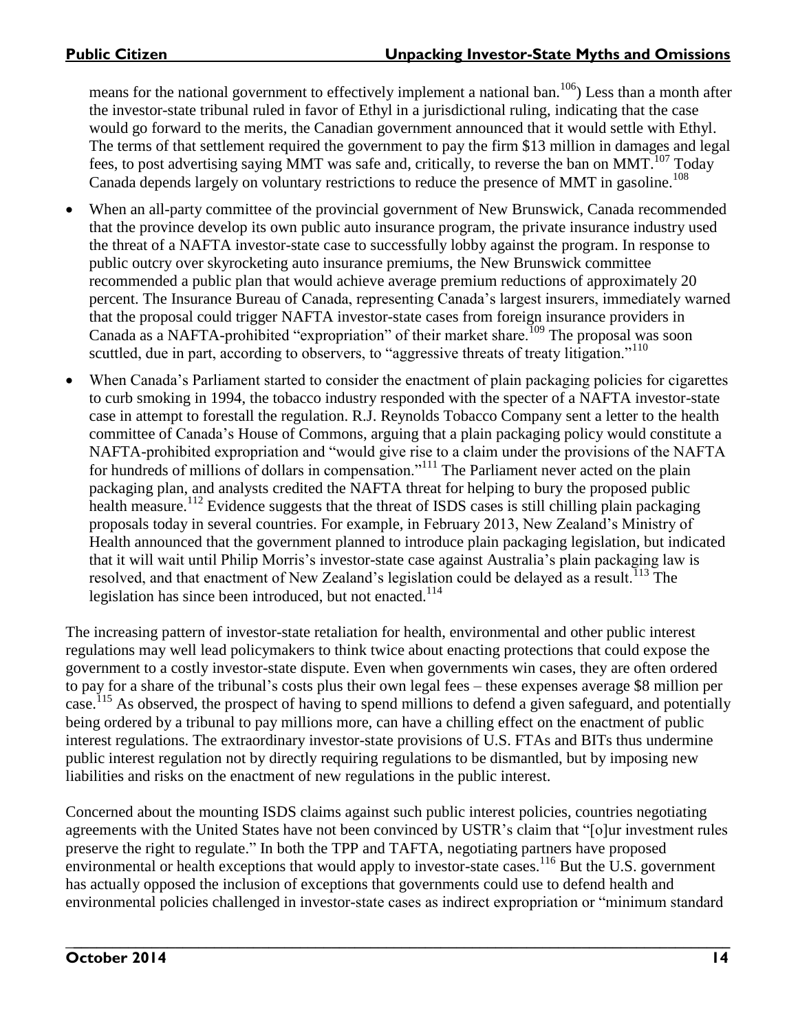means for the national government to effectively implement a national ban.[106]) Less than a month after the investor-state tribunal ruled in favor of Ethyl in a jurisdictional ruling, indicating that the case would go forward to the merits, the Canadian government announced that it would settle with Ethyl. The terms of that settlement required the government to pay the firm $13 million in damages and legal fees, to post advertising saying MMT was safe and, critically, to reverse the ban on MMT.[107] Today Canada depends largely on voluntary restrictions to reduce the presence of MMT in gasoline.[108]

- When an all-party committee of the provincial government of New Brunswick, Canada recommended that the province develop its own public auto insurance program, the private insurance industry used the threat of a NAFTA investor-state case to successfully lobby against the program. In response to public outcry over skyrocketing auto insurance premiums, the New Brunswick committee recommended a public plan that would achieve average premium reductions of approximately 20 percent. The Insurance Bureau of Canada, representing Canada's largest insurers, immediately warned that the proposal could trigger NAFTA investor-state cases from foreign insurance providers in Canada as a NAFTA-prohibited "expropriation" of their market share.[109] The proposal was soon scuttled, due in part, according to observers, to "aggressive threats of treaty litigation."[110]
- When Canada's Parliament started to consider the enactment of plain packaging policies for cigarettes to curb smoking in 1994, the tobacco industry responded with the specter of a NAFTA investor-state case in attempt to forestall the regulation. R.J. Reynolds Tobacco Company sent a letter to the health committee of Canada's House of Commons, arguing that a plain packaging policy would constitute a NAFTA-prohibited expropriation and "would give rise to a claim under the provisions of the NAFTA for hundreds of millions of dollars in compensation."[111] The Parliament never acted on the plain packaging plan, and analysts credited the NAFTA threat for helping to bury the proposed public health measure.[112] Evidence suggests that the threat of ISDS cases is still chilling plain packaging proposals today in several countries. For example, in February 2013, New Zealand's Ministry of Health announced that the government planned to introduce plain packaging legislation, but indicated that it will wait until Philip Morris's investor-state case against Australia's plain packaging law is resolved, and that enactment of New Zealand's legislation could be delayed as a result.[113] The legislation has since been introduced, but not enacted.[114]

The increasing pattern of investor-state retaliation for health, environmental and other public interest regulations may well lead policymakers to think twice about enacting protections that could expose the government to a costly investor-state dispute. Even when governments win cases, they are often ordered to pay for a share of the tribunal's costs plus their own legal fees – these expenses average $8 million per case.[115] As observed, the prospect of having to spend millions to defend a given safeguard, and potentially being ordered by a tribunal to pay millions more, can have a chilling effect on the enactment of public interest regulations. The extraordinary investor-state provisions of U.S. FTAs and BITs thus undermine public interest regulation not by directly requiring regulations to be dismantled, but by imposing new liabilities and risks on the enactment of new regulations in the public interest.

Concerned about the mounting ISDS claims against such public interest policies, countries negotiating agreements with the United States have not been convinced by USTR's claim that "[o]ur investment rules preserve the right to regulate." In both the TPP and TAFTA, negotiating partners have proposed environmental or health exceptions that would apply to investor-state cases.[116] But the U.S. government has actually opposed the inclusion of exceptions that governments could use to defend health and environmental policies challenged in investor-state cases as indirect expropriation or "minimum standard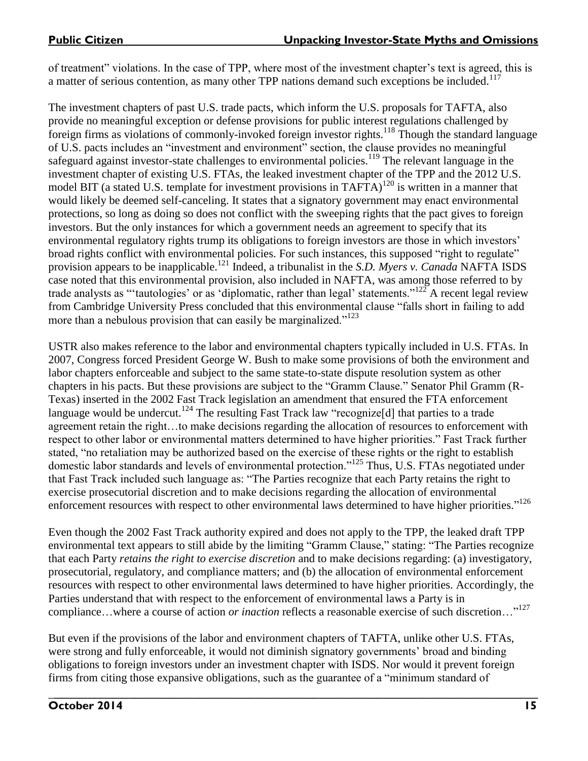of treatment" violations. In the case of TPP, where most of the investment chapter's text is agreed, this is a matter of serious contention, as many other TPP nations demand such exceptions be included.[117]

The investment chapters of past U.S. trade pacts, which inform the U.S. proposals for TAFTA, also provide no meaningful exception or defense provisions for public interest regulations challenged by foreign firms as violations of commonly-invoked foreign investor rights.[118] Though the standard language of U.S. pacts includes an "investment and environment" section, the clause provides no meaningful safeguard against investor-state challenges to environmental policies.[119] The relevant language in the investment chapter of existing U.S. FTAs, the leaked investment chapter of the TPP and the 2012 U.S. model BIT (a stated U.S. template for investment provisions in TAFTA)[120] is written in a manner that would likely be deemed self-canceling. It states that a signatory government may enact environmental protections, so long as doing so does not conflict with the sweeping rights that the pact gives to foreign investors. But the only instances for which a government needs an agreement to specify that its environmental regulatory rights trump its obligations to foreign investors are those in which investors' broad rights conflict with environmental policies. For such instances, this supposed "right to regulate" provision appears to be inapplicable.[121] Indeed, a tribunalist in the *S.D. Myers v. Canada* NAFTA ISDS case noted that this environmental provision, also included in NAFTA, was among those referred to by trade analysts as "'tautologies' or as 'diplomatic, rather than legal' statements."[122] A recent legal review from Cambridge University Press concluded that this environmental clause "falls short in failing to add more than a nebulous provision that can easily be marginalized."[123]

USTR also makes reference to the labor and environmental chapters typically included in U.S. FTAs. In 2007, Congress forced President George W. Bush to make some provisions of both the environment and labor chapters enforceable and subject to the same state-to-state dispute resolution system as other chapters in his pacts. But these provisions are subject to the "Gramm Clause." Senator Phil Gramm (R-Texas) inserted in the 2002 Fast Track legislation an amendment that ensured the FTA enforcement language would be undercut.[124] The resulting Fast Track law "recognize[d] that parties to a trade agreement retain the right…to make decisions regarding the allocation of resources to enforcement with respect to other labor or environmental matters determined to have higher priorities." Fast Track further stated, "no retaliation may be authorized based on the exercise of these rights or the right to establish domestic labor standards and levels of environmental protection."[125] Thus, U.S. FTAs negotiated under that Fast Track included such language as: "The Parties recognize that each Party retains the right to exercise prosecutorial discretion and to make decisions regarding the allocation of environmental enforcement resources with respect to other environmental laws determined to have higher priorities."[126]

Even though the 2002 Fast Track authority expired and does not apply to the TPP, the leaked draft TPP environmental text appears to still abide by the limiting "Gramm Clause," stating: "The Parties recognize that each Party *retains the right to exercise discretion* and to make decisions regarding: (a) investigatory, prosecutorial, regulatory, and compliance matters; and (b) the allocation of environmental enforcement resources with respect to other environmental laws determined to have higher priorities. Accordingly, the Parties understand that with respect to the enforcement of environmental laws a Party is in compliance…where a course of action *or inaction* reflects a reasonable exercise of such discretion…"[127]

But even if the provisions of the labor and environment chapters of TAFTA, unlike other U.S. FTAs, were strong and fully enforceable, it would not diminish signatory governments' broad and binding obligations to foreign investors under an investment chapter with ISDS. Nor would it prevent foreign firms from citing those expansive obligations, such as the guarantee of a "minimum standard of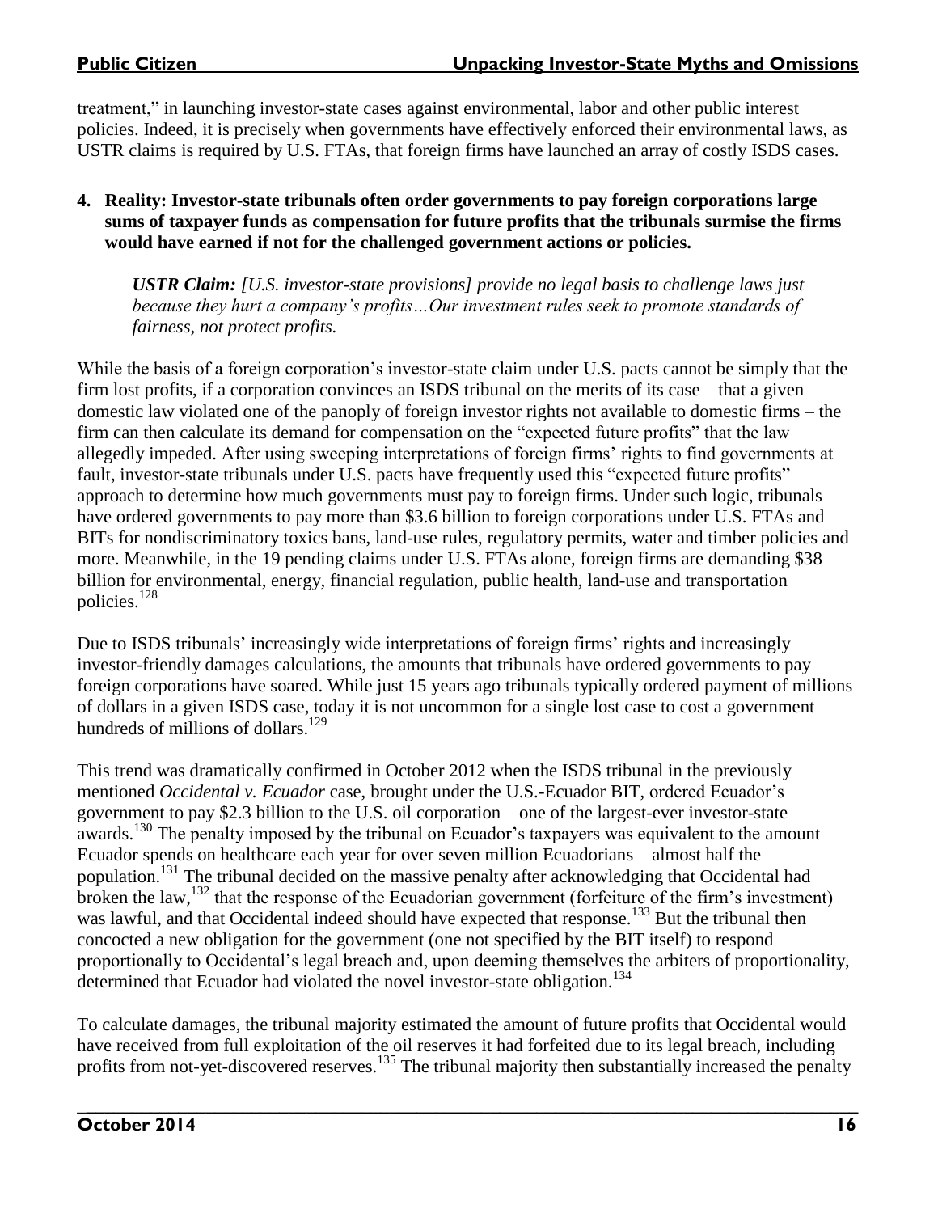treatment," in launching investor-state cases against environmental, labor and other public interest policies. Indeed, it is precisely when governments have effectively enforced their environmental laws, as USTR claims is required by U.S. FTAs, that foreign firms have launched an array of costly ISDS cases.

**4. Reality: Investor-state tribunals often order governments to pay foreign corporations large sums of taxpayer funds as compensation for future profits that the tribunals surmise the firms would have earned if not for the challenged government actions or policies.**

> ***USTR Claim:*** *[U.S. investor-state provisions] provide no legal basis to challenge laws just because they hurt a company's profits…Our investment rules seek to promote standards of fairness, not protect profits.*

While the basis of a foreign corporation's investor-state claim under U.S. pacts cannot be simply that the firm lost profits, if a corporation convinces an ISDS tribunal on the merits of its case – that a given domestic law violated one of the panoply of foreign investor rights not available to domestic firms – the firm can then calculate its demand for compensation on the "expected future profits" that the law allegedly impeded. After using sweeping interpretations of foreign firms' rights to find governments at fault, investor-state tribunals under U.S. pacts have frequently used this "expected future profits" approach to determine how much governments must pay to foreign firms. Under such logic, tribunals have ordered governments to pay more than $3.6 billion to foreign corporations under U.S. FTAs and BITs for nondiscriminatory toxics bans, land-use rules, regulatory permits, water and timber policies and more. Meanwhile, in the 19 pending claims under U.S. FTAs alone, foreign firms are demanding $38 billion for environmental, energy, financial regulation, public health, land-use and transportation policies.[128]

Due to ISDS tribunals' increasingly wide interpretations of foreign firms' rights and increasingly investor-friendly damages calculations, the amounts that tribunals have ordered governments to pay foreign corporations have soared. While just 15 years ago tribunals typically ordered payment of millions of dollars in a given ISDS case, today it is not uncommon for a single lost case to cost a government hundreds of millions of dollars.[129]

This trend was dramatically confirmed in October 2012 when the ISDS tribunal in the previously mentioned *Occidental v. Ecuador* case, brought under the U.S.-Ecuador BIT, ordered Ecuador's government to pay $2.3 billion to the U.S. oil corporation – one of the largest-ever investor-state awards.[130] The penalty imposed by the tribunal on Ecuador's taxpayers was equivalent to the amount Ecuador spends on healthcare each year for over seven million Ecuadorians – almost half the population.[131] The tribunal decided on the massive penalty after acknowledging that Occidental had broken the law,[132] that the response of the Ecuadorian government (forfeiture of the firm's investment) was lawful, and that Occidental indeed should have expected that response.[133] But the tribunal then concocted a new obligation for the government (one not specified by the BIT itself) to respond proportionally to Occidental's legal breach and, upon deeming themselves the arbiters of proportionality, determined that Ecuador had violated the novel investor-state obligation.[134]

To calculate damages, the tribunal majority estimated the amount of future profits that Occidental would have received from full exploitation of the oil reserves it had forfeited due to its legal breach, including profits from not-yet-discovered reserves.[135] The tribunal majority then substantially increased the penalty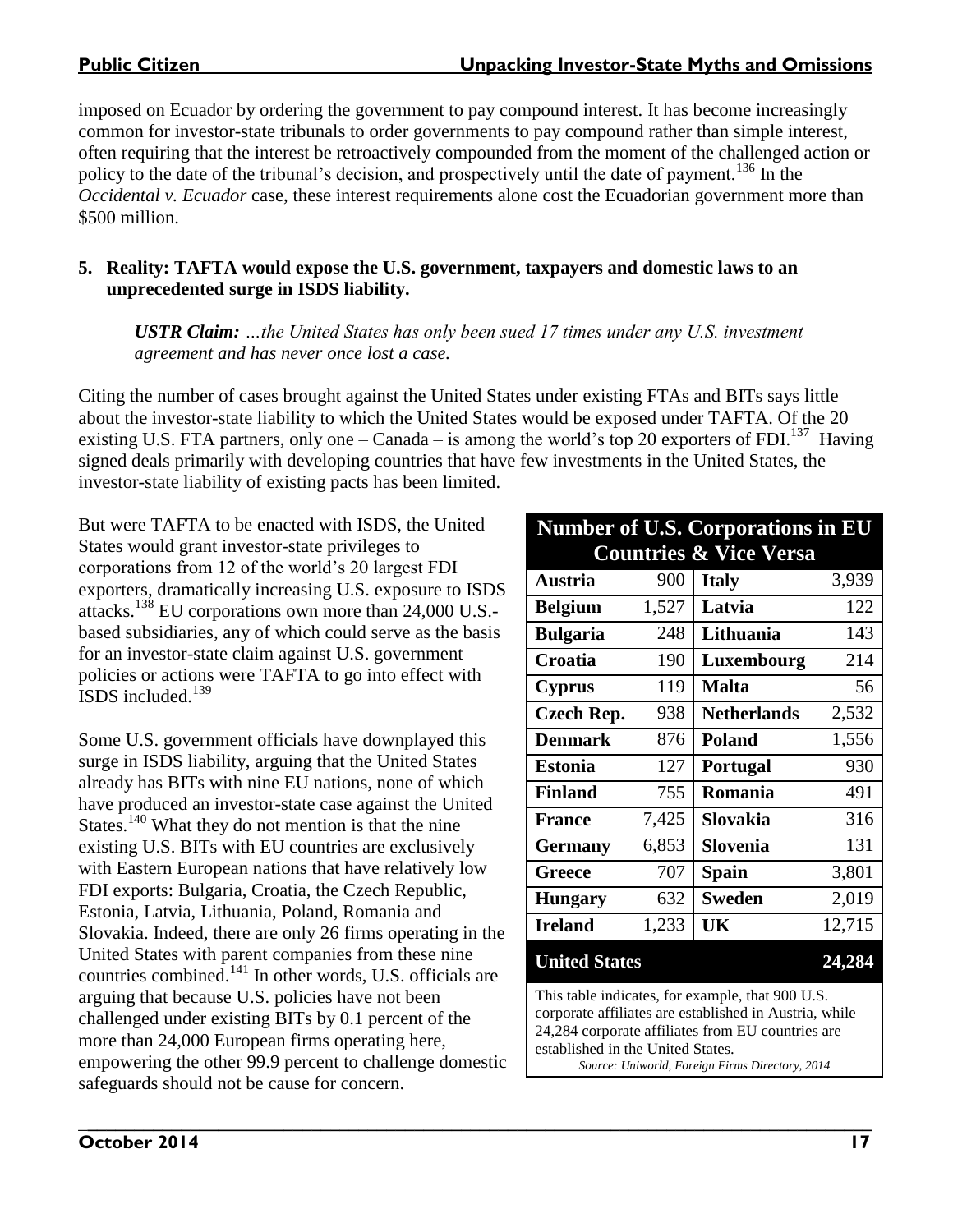imposed on Ecuador by ordering the government to pay compound interest. It has become increasingly common for investor-state tribunals to order governments to pay compound rather than simple interest, often requiring that the interest be retroactively compounded from the moment of the challenged action or policy to the date of the tribunal's decision, and prospectively until the date of payment.[136] In the *Occidental v. Ecuador* case, these interest requirements alone cost the Ecuadorian government more than $500 million.

**5. Reality: TAFTA would expose the U.S. government, taxpayers and domestic laws to an unprecedented surge in ISDS liability.**

> ***USTR Claim:*** *…the United States has only been sued 17 times under any U.S. investment agreement and has never once lost a case.*

Citing the number of cases brought against the United States under existing FTAs and BITs says little about the investor-state liability to which the United States would be exposed under TAFTA. Of the 20 existing U.S. FTA partners, only one – Canada – is among the world's top 20 exporters of FDI.[137] Having signed deals primarily with developing countries that have few investments in the United States, the investor-state liability of existing pacts has been limited.

But were TAFTA to be enacted with ISDS, the United States would grant investor-state privileges to corporations from 12 of the world's 20 largest FDI exporters, dramatically increasing U.S. exposure to ISDS attacks.[138] EU corporations own more than 24,000 U.S.-based subsidiaries, any of which could serve as the basis for an investor-state claim against U.S. government policies or actions were TAFTA to go into effect with ISDS included.[139]

Some U.S. government officials have downplayed this surge in ISDS liability, arguing that the United States already has BITs with nine EU nations, none of which have produced an investor-state case against the United States.[140] What they do not mention is that the nine existing U.S. BITs with EU countries are exclusively with Eastern European nations that have relatively low FDI exports: Bulgaria, Croatia, the Czech Republic, Estonia, Latvia, Lithuania, Poland, Romania and Slovakia. Indeed, there are only 26 firms operating in the United States with parent companies from these nine countries combined.[141] In other words, U.S. officials are arguing that because U.S. policies have not been challenged under existing BITs by 0.1 percent of the more than 24,000 European firms operating here, empowering the other 99.9 percent to challenge domestic safeguards should not be cause for concern.

**Number of U.S. Corporations in EU Countries & Vice Versa**

| Country | Number | Country | Number |
|---|---|---|---|
| **Austria** | 900 | **Italy** | 3,939 |
| **Belgium** | 1,527 | **Latvia** | 122 |
| **Bulgaria** | 248 | **Lithuania** | 143 |
| **Croatia** | 190 | **Luxembourg** | 214 |
| **Cyprus** | 119 | **Malta** | 56 |
| **Czech Rep.** | 938 | **Netherlands** | 2,532 |
| **Denmark** | 876 | **Poland** | 1,556 |
| **Estonia** | 127 | **Portugal** | 930 |
| **Finland** | 755 | **Romania** | 491 |
| **France** | 7,425 | **Slovakia** | 316 |
| **Germany** | 6,853 | **Slovenia** | 131 |
| **Greece** | 707 | **Spain** | 3,801 |
| **Hungary** | 632 | **Sweden** | 2,019 |
| **Ireland** | 1,233 | **UK** | 12,715 |
| **United States** | | | **24,284** |

This table indicates, for example, that 900 U.S. corporate affiliates are established in Austria, while 24,284 corporate affiliates from EU countries are established in the United States.

*Source: Uniworld, Foreign Firms Directory, 2014*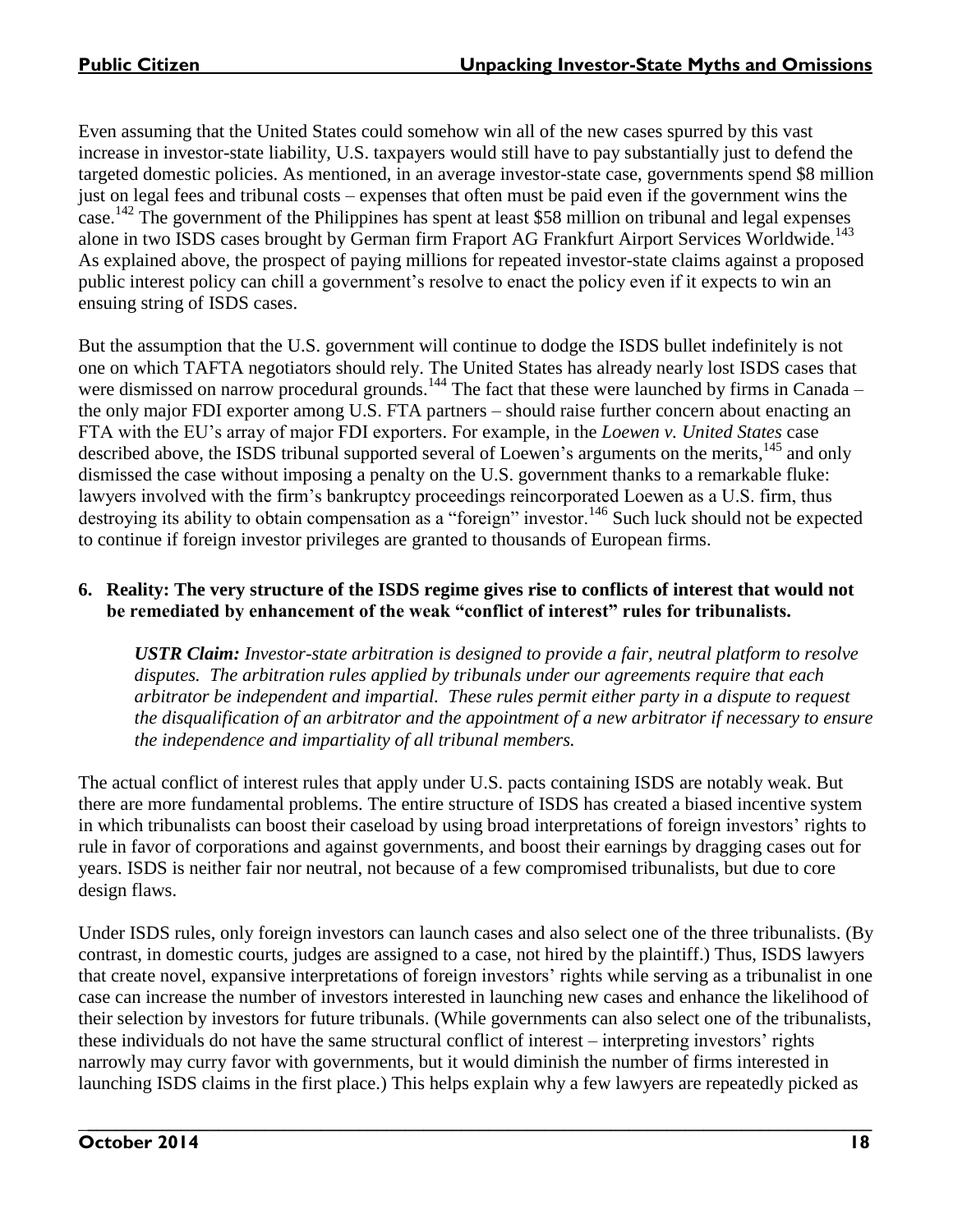Even assuming that the United States could somehow win all of the new cases spurred by this vast increase in investor-state liability, U.S. taxpayers would still have to pay substantially just to defend the targeted domestic policies. As mentioned, in an average investor-state case, governments spend \$8 million just on legal fees and tribunal costs – expenses that often must be paid even if the government wins the case.[142] The government of the Philippines has spent at least \$58 million on tribunal and legal expenses alone in two ISDS cases brought by German firm Fraport AG Frankfurt Airport Services Worldwide.[143] As explained above, the prospect of paying millions for repeated investor-state claims against a proposed public interest policy can chill a government's resolve to enact the policy even if it expects to win an ensuing string of ISDS cases.

But the assumption that the U.S. government will continue to dodge the ISDS bullet indefinitely is not one on which TAFTA negotiators should rely. The United States has already nearly lost ISDS cases that were dismissed on narrow procedural grounds.[144] The fact that these were launched by firms in Canada – the only major FDI exporter among U.S. FTA partners – should raise further concern about enacting an FTA with the EU's array of major FDI exporters. For example, in the *Loewen v. United States* case described above, the ISDS tribunal supported several of Loewen's arguments on the merits,[145] and only dismissed the case without imposing a penalty on the U.S. government thanks to a remarkable fluke: lawyers involved with the firm's bankruptcy proceedings reincorporated Loewen as a U.S. firm, thus destroying its ability to obtain compensation as a "foreign" investor.[146] Such luck should not be expected to continue if foreign investor privileges are granted to thousands of European firms.

**6. Reality: The very structure of the ISDS regime gives rise to conflicts of interest that would not be remediated by enhancement of the weak "conflict of interest" rules for tribunalists.**

> ***USTR Claim:*** *Investor-state arbitration is designed to provide a fair, neutral platform to resolve disputes. The arbitration rules applied by tribunals under our agreements require that each arbitrator be independent and impartial. These rules permit either party in a dispute to request the disqualification of an arbitrator and the appointment of a new arbitrator if necessary to ensure the independence and impartiality of all tribunal members.*

The actual conflict of interest rules that apply under U.S. pacts containing ISDS are notably weak. But there are more fundamental problems. The entire structure of ISDS has created a biased incentive system in which tribunalists can boost their caseload by using broad interpretations of foreign investors' rights to rule in favor of corporations and against governments, and boost their earnings by dragging cases out for years. ISDS is neither fair nor neutral, not because of a few compromised tribunalists, but due to core design flaws.

Under ISDS rules, only foreign investors can launch cases and also select one of the three tribunalists. (By contrast, in domestic courts, judges are assigned to a case, not hired by the plaintiff.) Thus, ISDS lawyers that create novel, expansive interpretations of foreign investors' rights while serving as a tribunalist in one case can increase the number of investors interested in launching new cases and enhance the likelihood of their selection by investors for future tribunals. (While governments can also select one of the tribunalists, these individuals do not have the same structural conflict of interest – interpreting investors' rights narrowly may curry favor with governments, but it would diminish the number of firms interested in launching ISDS claims in the first place.) This helps explain why a few lawyers are repeatedly picked as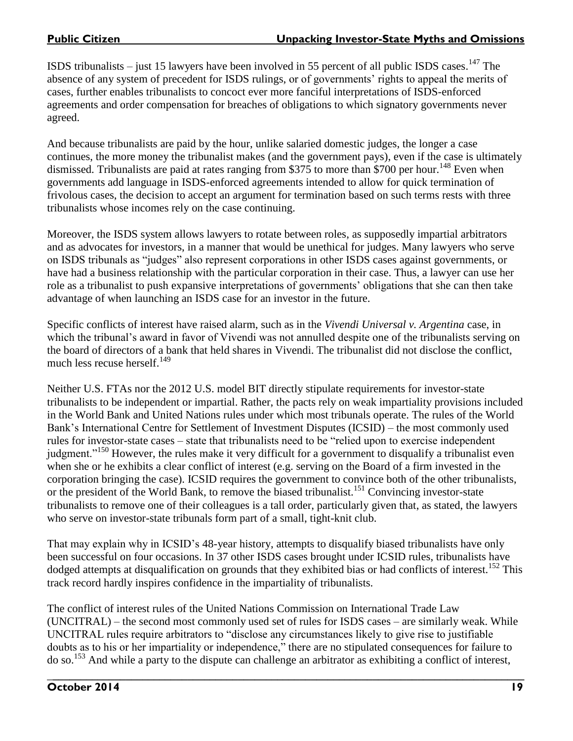ISDS tribunalists – just 15 lawyers have been involved in 55 percent of all public ISDS cases.[147] The absence of any system of precedent for ISDS rulings, or of governments' rights to appeal the merits of cases, further enables tribunalists to concoct ever more fanciful interpretations of ISDS-enforced agreements and order compensation for breaches of obligations to which signatory governments never agreed.

And because tribunalists are paid by the hour, unlike salaried domestic judges, the longer a case continues, the more money the tribunalist makes (and the government pays), even if the case is ultimately dismissed. Tribunalists are paid at rates ranging from $375 to more than $700 per hour.[148] Even when governments add language in ISDS-enforced agreements intended to allow for quick termination of frivolous cases, the decision to accept an argument for termination based on such terms rests with three tribunalists whose incomes rely on the case continuing.

Moreover, the ISDS system allows lawyers to rotate between roles, as supposedly impartial arbitrators and as advocates for investors, in a manner that would be unethical for judges. Many lawyers who serve on ISDS tribunals as "judges" also represent corporations in other ISDS cases against governments, or have had a business relationship with the particular corporation in their case. Thus, a lawyer can use her role as a tribunalist to push expansive interpretations of governments' obligations that she can then take advantage of when launching an ISDS case for an investor in the future.

Specific conflicts of interest have raised alarm, such as in the *Vivendi Universal v. Argentina* case, in which the tribunal's award in favor of Vivendi was not annulled despite one of the tribunalists serving on the board of directors of a bank that held shares in Vivendi. The tribunalist did not disclose the conflict, much less recuse herself.[149]

Neither U.S. FTAs nor the 2012 U.S. model BIT directly stipulate requirements for investor-state tribunalists to be independent or impartial. Rather, the pacts rely on weak impartiality provisions included in the World Bank and United Nations rules under which most tribunals operate. The rules of the World Bank's International Centre for Settlement of Investment Disputes (ICSID) – the most commonly used rules for investor-state cases – state that tribunalists need to be "relied upon to exercise independent judgment."[150] However, the rules make it very difficult for a government to disqualify a tribunalist even when she or he exhibits a clear conflict of interest (e.g. serving on the Board of a firm invested in the corporation bringing the case). ICSID requires the government to convince both of the other tribunalists, or the president of the World Bank, to remove the biased tribunalist.[151] Convincing investor-state tribunalists to remove one of their colleagues is a tall order, particularly given that, as stated, the lawyers who serve on investor-state tribunals form part of a small, tight-knit club.

That may explain why in ICSID's 48-year history, attempts to disqualify biased tribunalists have only been successful on four occasions. In 37 other ISDS cases brought under ICSID rules, tribunalists have dodged attempts at disqualification on grounds that they exhibited bias or had conflicts of interest.[152] This track record hardly inspires confidence in the impartiality of tribunalists.

The conflict of interest rules of the United Nations Commission on International Trade Law (UNCITRAL) – the second most commonly used set of rules for ISDS cases – are similarly weak. While UNCITRAL rules require arbitrators to "disclose any circumstances likely to give rise to justifiable doubts as to his or her impartiality or independence," there are no stipulated consequences for failure to do so.[153] And while a party to the dispute can challenge an arbitrator as exhibiting a conflict of interest,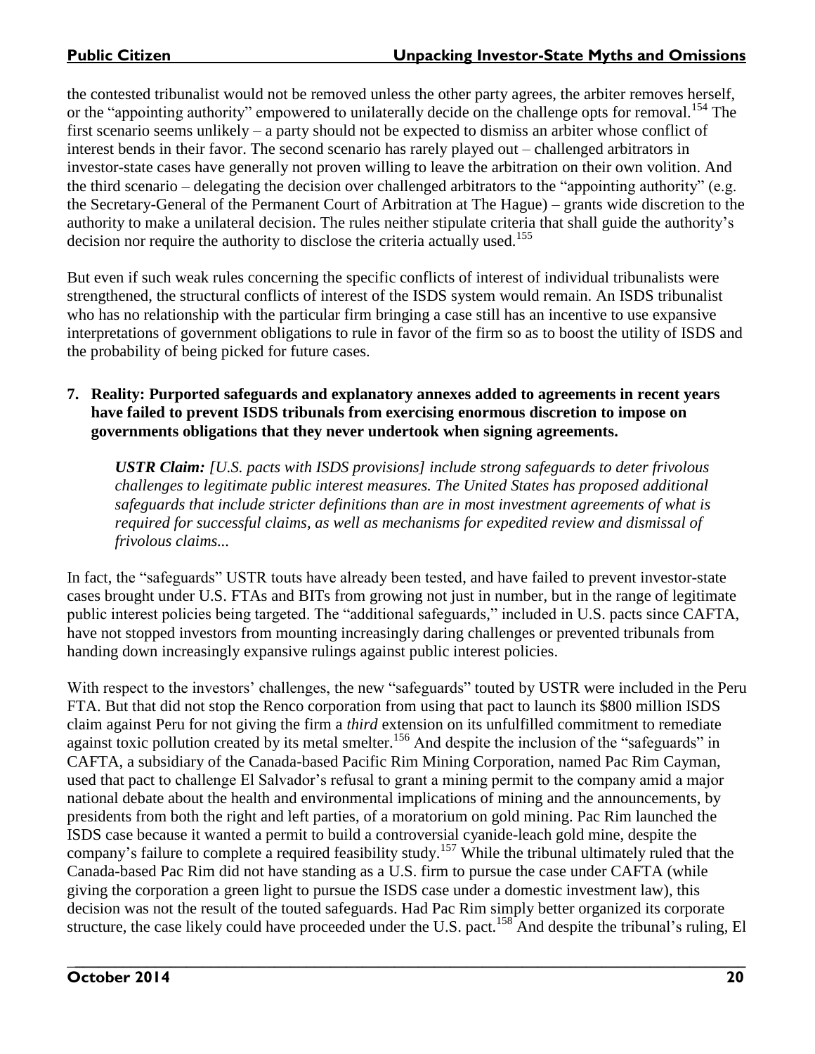the contested tribunalist would not be removed unless the other party agrees, the arbiter removes herself, or the "appointing authority" empowered to unilaterally decide on the challenge opts for removal.[154] The first scenario seems unlikely – a party should not be expected to dismiss an arbiter whose conflict of interest bends in their favor. The second scenario has rarely played out – challenged arbitrators in investor-state cases have generally not proven willing to leave the arbitration on their own volition. And the third scenario – delegating the decision over challenged arbitrators to the "appointing authority" (e.g. the Secretary-General of the Permanent Court of Arbitration at The Hague) – grants wide discretion to the authority to make a unilateral decision. The rules neither stipulate criteria that shall guide the authority's decision nor require the authority to disclose the criteria actually used.[155]

But even if such weak rules concerning the specific conflicts of interest of individual tribunalists were strengthened, the structural conflicts of interest of the ISDS system would remain. An ISDS tribunalist who has no relationship with the particular firm bringing a case still has an incentive to use expansive interpretations of government obligations to rule in favor of the firm so as to boost the utility of ISDS and the probability of being picked for future cases.

**7. Reality: Purported safeguards and explanatory annexes added to agreements in recent years have failed to prevent ISDS tribunals from exercising enormous discretion to impose on governments obligations that they never undertook when signing agreements.**

> ***USTR Claim:*** *[U.S. pacts with ISDS provisions] include strong safeguards to deter frivolous challenges to legitimate public interest measures. The United States has proposed additional safeguards that include stricter definitions than are in most investment agreements of what is required for successful claims, as well as mechanisms for expedited review and dismissal of frivolous claims...*

In fact, the "safeguards" USTR touts have already been tested, and have failed to prevent investor-state cases brought under U.S. FTAs and BITs from growing not just in number, but in the range of legitimate public interest policies being targeted. The "additional safeguards," included in U.S. pacts since CAFTA, have not stopped investors from mounting increasingly daring challenges or prevented tribunals from handing down increasingly expansive rulings against public interest policies.

With respect to the investors' challenges, the new "safeguards" touted by USTR were included in the Peru FTA. But that did not stop the Renco corporation from using that pact to launch its $800 million ISDS claim against Peru for not giving the firm a *third* extension on its unfulfilled commitment to remediate against toxic pollution created by its metal smelter.[156] And despite the inclusion of the "safeguards" in CAFTA, a subsidiary of the Canada-based Pacific Rim Mining Corporation, named Pac Rim Cayman, used that pact to challenge El Salvador's refusal to grant a mining permit to the company amid a major national debate about the health and environmental implications of mining and the announcements, by presidents from both the right and left parties, of a moratorium on gold mining. Pac Rim launched the ISDS case because it wanted a permit to build a controversial cyanide-leach gold mine, despite the company's failure to complete a required feasibility study.[157] While the tribunal ultimately ruled that the Canada-based Pac Rim did not have standing as a U.S. firm to pursue the case under CAFTA (while giving the corporation a green light to pursue the ISDS case under a domestic investment law), this decision was not the result of the touted safeguards. Had Pac Rim simply better organized its corporate structure, the case likely could have proceeded under the U.S. pact.[158] And despite the tribunal's ruling, El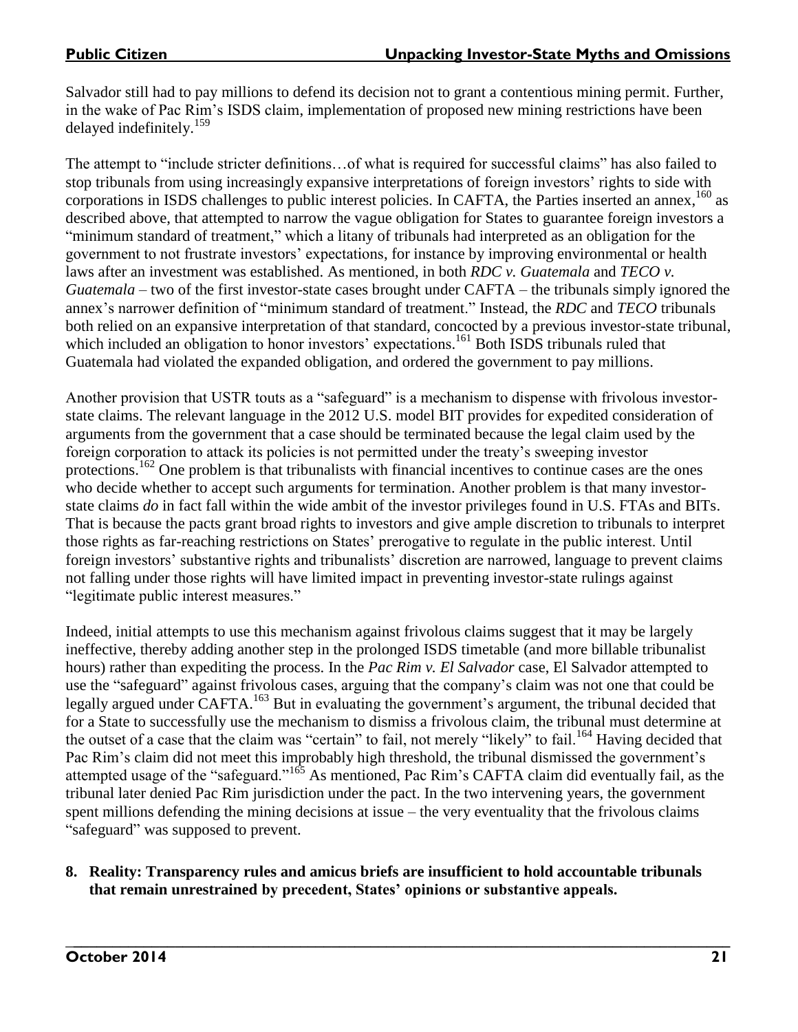Salvador still had to pay millions to defend its decision not to grant a contentious mining permit. Further, in the wake of Pac Rim's ISDS claim, implementation of proposed new mining restrictions have been delayed indefinitely.[159]

The attempt to "include stricter definitions…of what is required for successful claims" has also failed to stop tribunals from using increasingly expansive interpretations of foreign investors' rights to side with corporations in ISDS challenges to public interest policies. In CAFTA, the Parties inserted an annex,[160] as described above, that attempted to narrow the vague obligation for States to guarantee foreign investors a "minimum standard of treatment," which a litany of tribunals had interpreted as an obligation for the government to not frustrate investors' expectations, for instance by improving environmental or health laws after an investment was established. As mentioned, in both *RDC v. Guatemala* and *TECO v. Guatemala* – two of the first investor-state cases brought under CAFTA – the tribunals simply ignored the annex's narrower definition of "minimum standard of treatment." Instead, the *RDC* and *TECO* tribunals both relied on an expansive interpretation of that standard, concocted by a previous investor-state tribunal, which included an obligation to honor investors' expectations.[161] Both ISDS tribunals ruled that Guatemala had violated the expanded obligation, and ordered the government to pay millions.

Another provision that USTR touts as a "safeguard" is a mechanism to dispense with frivolous investor-state claims. The relevant language in the 2012 U.S. model BIT provides for expedited consideration of arguments from the government that a case should be terminated because the legal claim used by the foreign corporation to attack its policies is not permitted under the treaty's sweeping investor protections.[162] One problem is that tribunalists with financial incentives to continue cases are the ones who decide whether to accept such arguments for termination. Another problem is that many investor-state claims *do* in fact fall within the wide ambit of the investor privileges found in U.S. FTAs and BITs. That is because the pacts grant broad rights to investors and give ample discretion to tribunals to interpret those rights as far-reaching restrictions on States' prerogative to regulate in the public interest. Until foreign investors' substantive rights and tribunalists' discretion are narrowed, language to prevent claims not falling under those rights will have limited impact in preventing investor-state rulings against "legitimate public interest measures."

Indeed, initial attempts to use this mechanism against frivolous claims suggest that it may be largely ineffective, thereby adding another step in the prolonged ISDS timetable (and more billable tribunalist hours) rather than expediting the process. In the *Pac Rim v. El Salvador* case, El Salvador attempted to use the "safeguard" against frivolous cases, arguing that the company's claim was not one that could be legally argued under CAFTA.[163] But in evaluating the government's argument, the tribunal decided that for a State to successfully use the mechanism to dismiss a frivolous claim, the tribunal must determine at the outset of a case that the claim was "certain" to fail, not merely "likely" to fail.[164] Having decided that Pac Rim's claim did not meet this improbably high threshold, the tribunal dismissed the government's attempted usage of the "safeguard."[165] As mentioned, Pac Rim's CAFTA claim did eventually fail, as the tribunal later denied Pac Rim jurisdiction under the pact. In the two intervening years, the government spent millions defending the mining decisions at issue – the very eventuality that the frivolous claims "safeguard" was supposed to prevent.

**8. Reality: Transparency rules and amicus briefs are insufficient to hold accountable tribunals that remain unrestrained by precedent, States' opinions or substantive appeals.**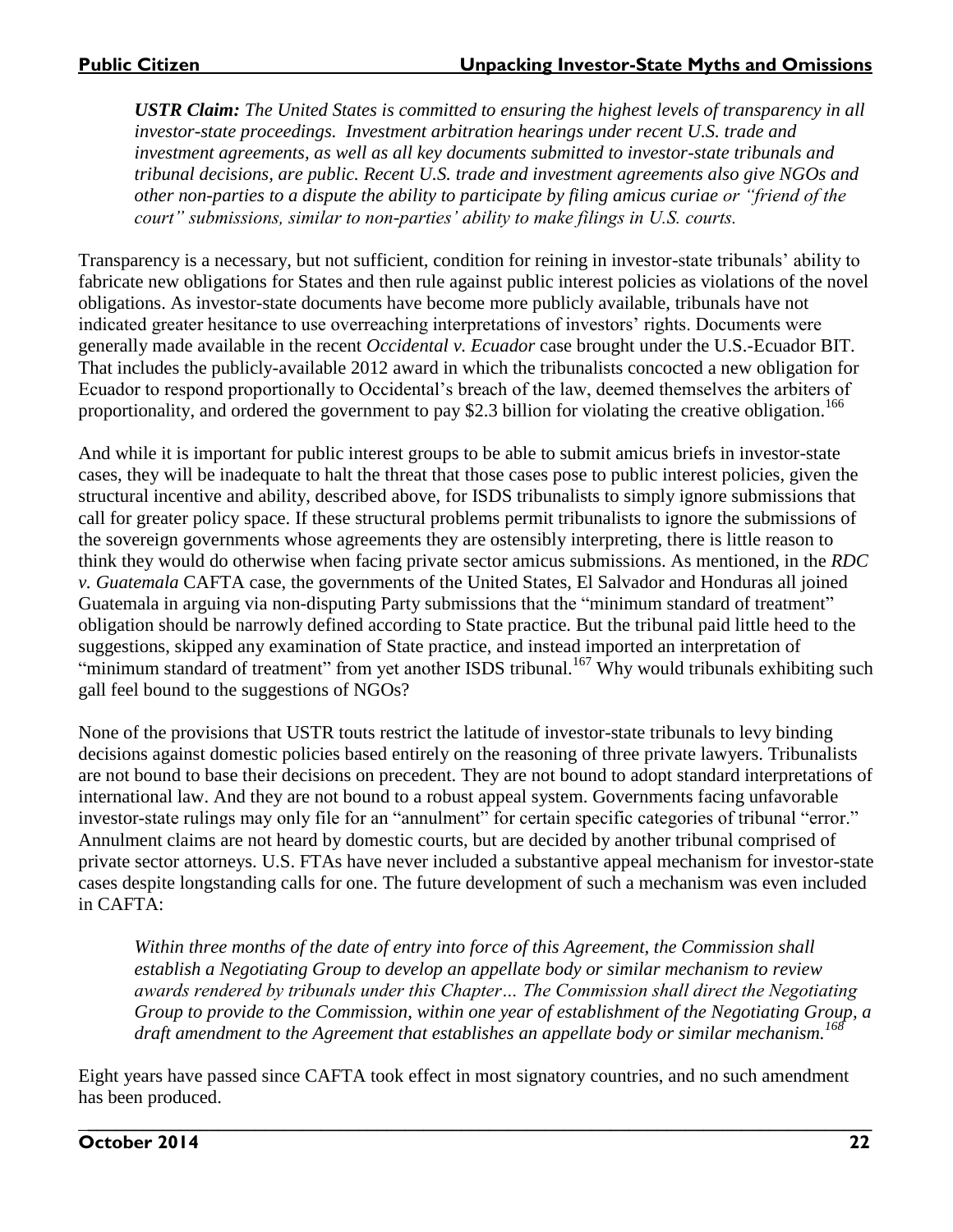*USTR Claim: The United States is committed to ensuring the highest levels of transparency in all investor-state proceedings. Investment arbitration hearings under recent U.S. trade and investment agreements, as well as all key documents submitted to investor-state tribunals and tribunal decisions, are public. Recent U.S. trade and investment agreements also give NGOs and other non-parties to a dispute the ability to participate by filing amicus curiae or "friend of the court" submissions, similar to non-parties' ability to make filings in U.S. courts.*

Transparency is a necessary, but not sufficient, condition for reining in investor-state tribunals' ability to fabricate new obligations for States and then rule against public interest policies as violations of the novel obligations. As investor-state documents have become more publicly available, tribunals have not indicated greater hesitance to use overreaching interpretations of investors' rights. Documents were generally made available in the recent *Occidental v. Ecuador* case brought under the U.S.-Ecuador BIT. That includes the publicly-available 2012 award in which the tribunalists concocted a new obligation for Ecuador to respond proportionally to Occidental's breach of the law, deemed themselves the arbiters of proportionality, and ordered the government to pay $2.3 billion for violating the creative obligation.[166]

And while it is important for public interest groups to be able to submit amicus briefs in investor-state cases, they will be inadequate to halt the threat that those cases pose to public interest policies, given the structural incentive and ability, described above, for ISDS tribunalists to simply ignore submissions that call for greater policy space. If these structural problems permit tribunalists to ignore the submissions of the sovereign governments whose agreements they are ostensibly interpreting, there is little reason to think they would do otherwise when facing private sector amicus submissions. As mentioned, in the *RDC v. Guatemala* CAFTA case, the governments of the United States, El Salvador and Honduras all joined Guatemala in arguing via non-disputing Party submissions that the "minimum standard of treatment" obligation should be narrowly defined according to State practice. But the tribunal paid little heed to the suggestions, skipped any examination of State practice, and instead imported an interpretation of "minimum standard of treatment" from yet another ISDS tribunal.[167] Why would tribunals exhibiting such gall feel bound to the suggestions of NGOs?

None of the provisions that USTR touts restrict the latitude of investor-state tribunals to levy binding decisions against domestic policies based entirely on the reasoning of three private lawyers. Tribunalists are not bound to base their decisions on precedent. They are not bound to adopt standard interpretations of international law. And they are not bound to a robust appeal system. Governments facing unfavorable investor-state rulings may only file for an "annulment" for certain specific categories of tribunal "error." Annulment claims are not heard by domestic courts, but are decided by another tribunal comprised of private sector attorneys. U.S. FTAs have never included a substantive appeal mechanism for investor-state cases despite longstanding calls for one. The future development of such a mechanism was even included in CAFTA:

> *Within three months of the date of entry into force of this Agreement, the Commission shall establish a Negotiating Group to develop an appellate body or similar mechanism to review awards rendered by tribunals under this Chapter… The Commission shall direct the Negotiating Group to provide to the Commission, within one year of establishment of the Negotiating Group, a draft amendment to the Agreement that establishes an appellate body or similar mechanism.*[168]

Eight years have passed since CAFTA took effect in most signatory countries, and no such amendment has been produced.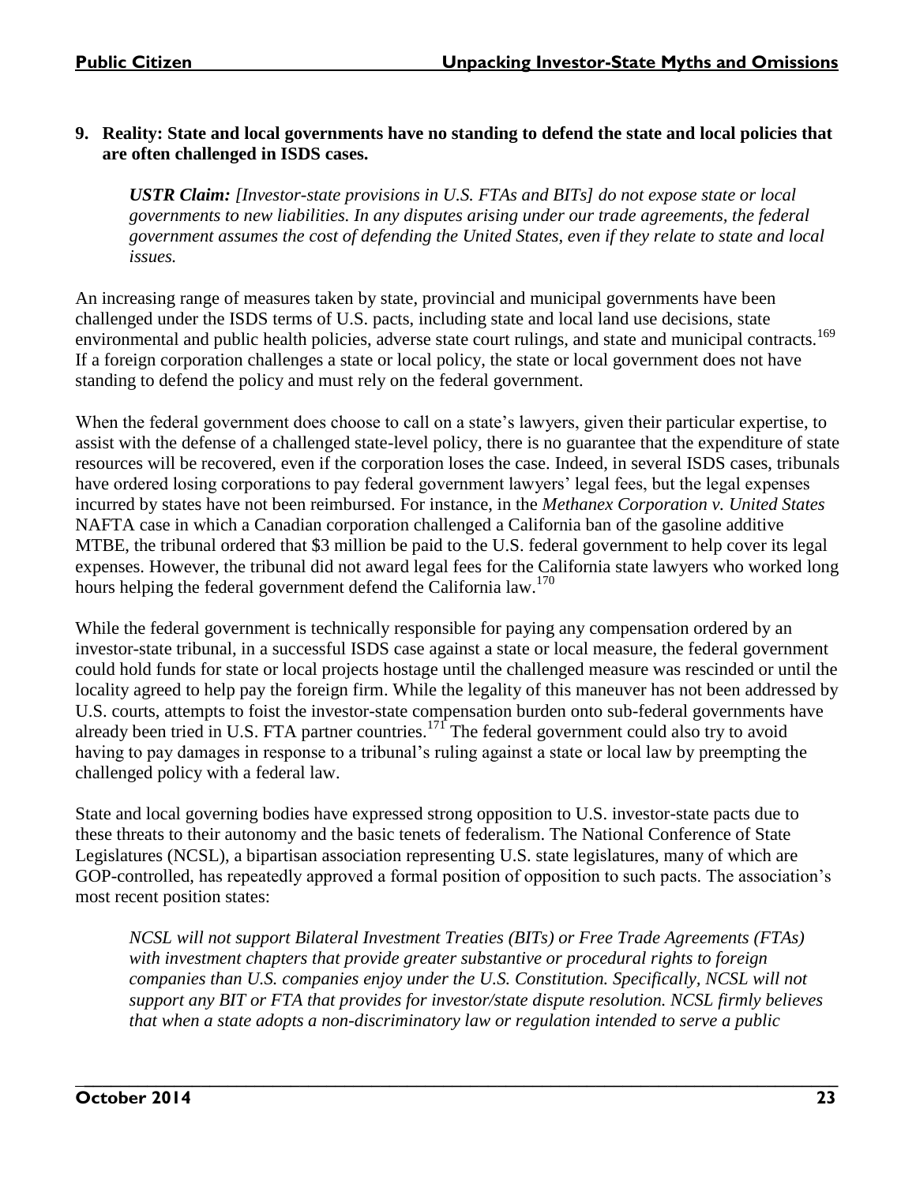**9. Reality: State and local governments have no standing to defend the state and local policies that are often challenged in ISDS cases.**

> ***USTR Claim:*** *[Investor-state provisions in U.S. FTAs and BITs] do not expose state or local governments to new liabilities. In any disputes arising under our trade agreements, the federal government assumes the cost of defending the United States, even if they relate to state and local issues.*

An increasing range of measures taken by state, provincial and municipal governments have been challenged under the ISDS terms of U.S. pacts, including state and local land use decisions, state environmental and public health policies, adverse state court rulings, and state and municipal contracts.[169] If a foreign corporation challenges a state or local policy, the state or local government does not have standing to defend the policy and must rely on the federal government.

When the federal government does choose to call on a state's lawyers, given their particular expertise, to assist with the defense of a challenged state-level policy, there is no guarantee that the expenditure of state resources will be recovered, even if the corporation loses the case. Indeed, in several ISDS cases, tribunals have ordered losing corporations to pay federal government lawyers' legal fees, but the legal expenses incurred by states have not been reimbursed. For instance, in the *Methanex Corporation v. United States* NAFTA case in which a Canadian corporation challenged a California ban of the gasoline additive MTBE, the tribunal ordered that \$3 million be paid to the U.S. federal government to help cover its legal expenses. However, the tribunal did not award legal fees for the California state lawyers who worked long hours helping the federal government defend the California law.[170]

While the federal government is technically responsible for paying any compensation ordered by an investor-state tribunal, in a successful ISDS case against a state or local measure, the federal government could hold funds for state or local projects hostage until the challenged measure was rescinded or until the locality agreed to help pay the foreign firm. While the legality of this maneuver has not been addressed by U.S. courts, attempts to foist the investor-state compensation burden onto sub-federal governments have already been tried in U.S. FTA partner countries.[171] The federal government could also try to avoid having to pay damages in response to a tribunal's ruling against a state or local law by preempting the challenged policy with a federal law.

State and local governing bodies have expressed strong opposition to U.S. investor-state pacts due to these threats to their autonomy and the basic tenets of federalism. The National Conference of State Legislatures (NCSL), a bipartisan association representing U.S. state legislatures, many of which are GOP-controlled, has repeatedly approved a formal position of opposition to such pacts. The association's most recent position states:

> *NCSL will not support Bilateral Investment Treaties (BITs) or Free Trade Agreements (FTAs) with investment chapters that provide greater substantive or procedural rights to foreign companies than U.S. companies enjoy under the U.S. Constitution. Specifically, NCSL will not support any BIT or FTA that provides for investor/state dispute resolution. NCSL firmly believes that when a state adopts a non-discriminatory law or regulation intended to serve a public*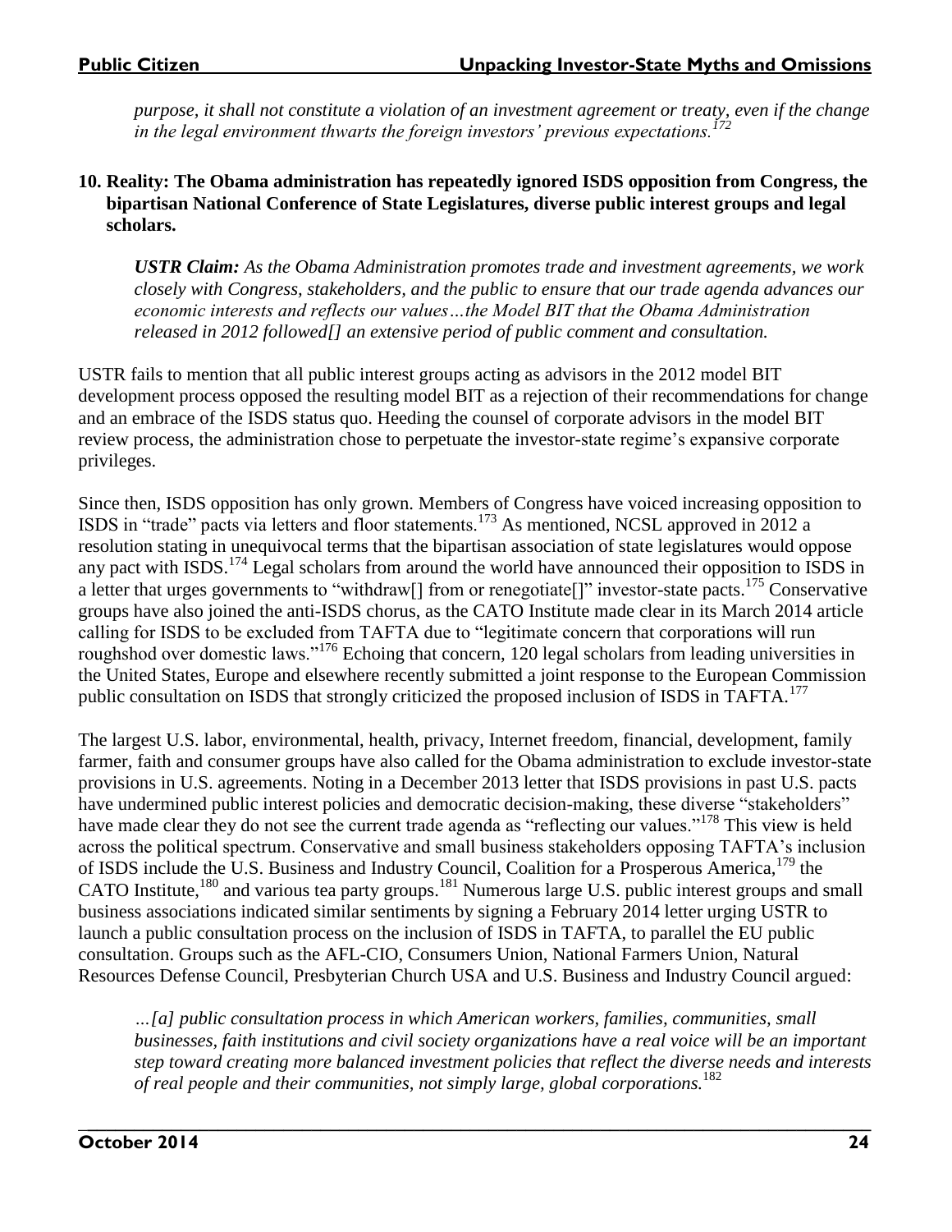*purpose, it shall not constitute a violation of an investment agreement or treaty, even if the change in the legal environment thwarts the foreign investors' previous expectations.*[172]

**10. Reality: The Obama administration has repeatedly ignored ISDS opposition from Congress, the bipartisan National Conference of State Legislatures, diverse public interest groups and legal scholars.**

> ***USTR Claim:*** *As the Obama Administration promotes trade and investment agreements, we work closely with Congress, stakeholders, and the public to ensure that our trade agenda advances our economic interests and reflects our values…the Model BIT that the Obama Administration released in 2012 followed[] an extensive period of public comment and consultation.*

USTR fails to mention that all public interest groups acting as advisors in the 2012 model BIT development process opposed the resulting model BIT as a rejection of their recommendations for change and an embrace of the ISDS status quo. Heeding the counsel of corporate advisors in the model BIT review process, the administration chose to perpetuate the investor-state regime's expansive corporate privileges.

Since then, ISDS opposition has only grown. Members of Congress have voiced increasing opposition to ISDS in "trade" pacts via letters and floor statements.[173] As mentioned, NCSL approved in 2012 a resolution stating in unequivocal terms that the bipartisan association of state legislatures would oppose any pact with ISDS.[174] Legal scholars from around the world have announced their opposition to ISDS in a letter that urges governments to "withdraw[] from or renegotiate[]" investor-state pacts.[175] Conservative groups have also joined the anti-ISDS chorus, as the CATO Institute made clear in its March 2014 article calling for ISDS to be excluded from TAFTA due to "legitimate concern that corporations will run roughshod over domestic laws."[176] Echoing that concern, 120 legal scholars from leading universities in the United States, Europe and elsewhere recently submitted a joint response to the European Commission public consultation on ISDS that strongly criticized the proposed inclusion of ISDS in TAFTA.[177]

The largest U.S. labor, environmental, health, privacy, Internet freedom, financial, development, family farmer, faith and consumer groups have also called for the Obama administration to exclude investor-state provisions in U.S. agreements. Noting in a December 2013 letter that ISDS provisions in past U.S. pacts have undermined public interest policies and democratic decision-making, these diverse "stakeholders" have made clear they do not see the current trade agenda as "reflecting our values."[178] This view is held across the political spectrum. Conservative and small business stakeholders opposing TAFTA's inclusion of ISDS include the U.S. Business and Industry Council, Coalition for a Prosperous America,[179] the CATO Institute,[180] and various tea party groups.[181] Numerous large U.S. public interest groups and small business associations indicated similar sentiments by signing a February 2014 letter urging USTR to launch a public consultation process on the inclusion of ISDS in TAFTA, to parallel the EU public consultation. Groups such as the AFL-CIO, Consumers Union, National Farmers Union, Natural Resources Defense Council, Presbyterian Church USA and U.S. Business and Industry Council argued:

> *…[a] public consultation process in which American workers, families, communities, small businesses, faith institutions and civil society organizations have a real voice will be an important step toward creating more balanced investment policies that reflect the diverse needs and interests of real people and their communities, not simply large, global corporations.*[182]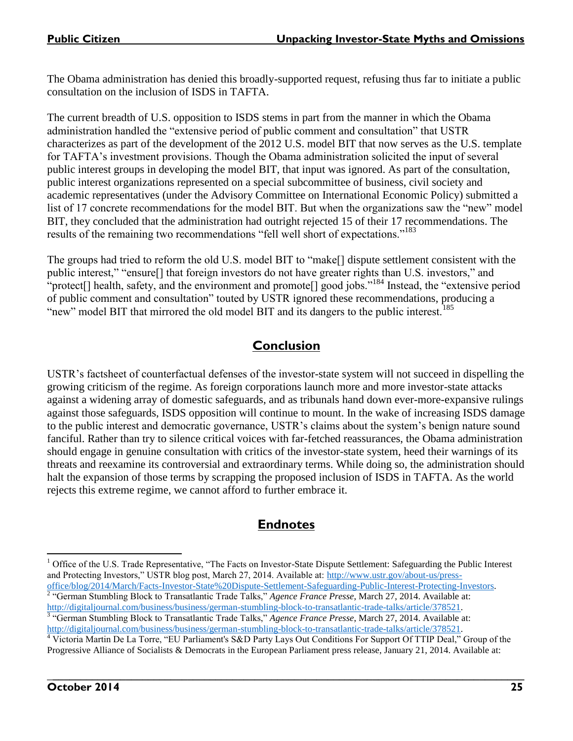The Obama administration has denied this broadly-supported request, refusing thus far to initiate a public consultation on the inclusion of ISDS in TAFTA.

The current breadth of U.S. opposition to ISDS stems in part from the manner in which the Obama administration handled the "extensive period of public comment and consultation" that USTR characterizes as part of the development of the 2012 U.S. model BIT that now serves as the U.S. template for TAFTA's investment provisions. Though the Obama administration solicited the input of several public interest groups in developing the model BIT, that input was ignored. As part of the consultation, public interest organizations represented on a special subcommittee of business, civil society and academic representatives (under the Advisory Committee on International Economic Policy) submitted a list of 17 concrete recommendations for the model BIT. But when the organizations saw the "new" model BIT, they concluded that the administration had outright rejected 15 of their 17 recommendations. The results of the remaining two recommendations "fell well short of expectations."[183]

The groups had tried to reform the old U.S. model BIT to "make[] dispute settlement consistent with the public interest," "ensure[] that foreign investors do not have greater rights than U.S. investors," and "protect[] health, safety, and the environment and promote[] good jobs."[184] Instead, the "extensive period of public comment and consultation" touted by USTR ignored these recommendations, producing a "new" model BIT that mirrored the old model BIT and its dangers to the public interest.[185]

## Conclusion

USTR's factsheet of counterfactual defenses of the investor-state system will not succeed in dispelling the growing criticism of the regime. As foreign corporations launch more and more investor-state attacks against a widening array of domestic safeguards, and as tribunals hand down ever-more-expansive rulings against those safeguards, ISDS opposition will continue to mount. In the wake of increasing ISDS damage to the public interest and democratic governance, USTR's claims about the system's benign nature sound fanciful. Rather than try to silence critical voices with far-fetched reassurances, the Obama administration should engage in genuine consultation with critics of the investor-state system, heed their warnings of its threats and reexamine its controversial and extraordinary terms. While doing so, the administration should halt the expansion of those terms by scrapping the proposed inclusion of ISDS in TAFTA. As the world rejects this extreme regime, we cannot afford to further embrace it.

## Endnotes

[1] Office of the U.S. Trade Representative, "The Facts on Investor-State Dispute Settlement: Safeguarding the Public Interest and Protecting Investors," USTR blog post, March 27, 2014. Available at: http://www.ustr.gov/about-us/press-office/blog/2014/March/Facts-Investor-State%20Dispute-Settlement-Safeguarding-Public-Interest-Protecting-Investors.

[2] "German Stumbling Block to Transatlantic Trade Talks," *Agence France Presse*, March 27, 2014. Available at: http://digitaljournal.com/business/business/german-stumbling-block-to-transatlantic-trade-talks/article/378521.

[3] "German Stumbling Block to Transatlantic Trade Talks," *Agence France Presse*, March 27, 2014. Available at: http://digitaljournal.com/business/business/german-stumbling-block-to-transatlantic-trade-talks/article/378521.

[4] Victoria Martin De La Torre, "EU Parliament's S&D Party Lays Out Conditions For Support Of TTIP Deal," Group of the Progressive Alliance of Socialists & Democrats in the European Parliament press release, January 21, 2014. Available at: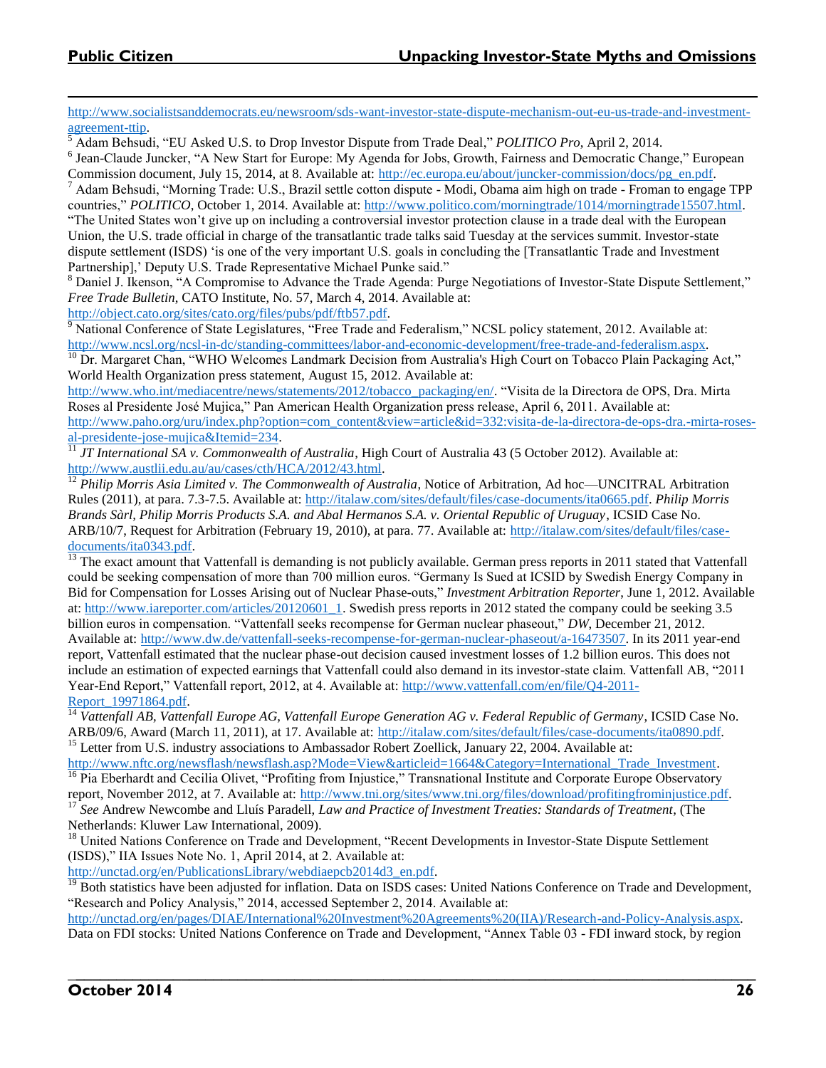http://www.socialistsanddemocrats.eu/newsroom/sds-want-investor-state-dispute-mechanism-out-eu-us-trade-and-investment-agreement-ttip.

[5] Adam Behsudi, "EU Asked U.S. to Drop Investor Dispute from Trade Deal," *POLITICO Pro*, April 2, 2014.

[6] Jean-Claude Juncker, "A New Start for Europe: My Agenda for Jobs, Growth, Fairness and Democratic Change," European Commission document, July 15, 2014, at 8. Available at: http://ec.europa.eu/about/juncker-commission/docs/pg_en.pdf.

[7] Adam Behsudi, "Morning Trade: U.S., Brazil settle cotton dispute - Modi, Obama aim high on trade - Froman to engage TPP countries," *POLITICO*, October 1, 2014. Available at: http://www.politico.com/morningtrade/1014/morningtrade15507.html. "The United States won't give up on including a controversial investor protection clause in a trade deal with the European Union, the U.S. trade official in charge of the transatlantic trade talks said Tuesday at the services summit. Investor-state dispute settlement (ISDS) 'is one of the very important U.S. goals in concluding the [Transatlantic Trade and Investment Partnership],' Deputy U.S. Trade Representative Michael Punke said."

[8] Daniel J. Ikenson, "A Compromise to Advance the Trade Agenda: Purge Negotiations of Investor-State Dispute Settlement," *Free Trade Bulletin*, CATO Institute, No. 57, March 4, 2014. Available at: http://object.cato.org/sites/cato.org/files/pubs/pdf/ftb57.pdf.

[9] National Conference of State Legislatures, "Free Trade and Federalism," NCSL policy statement, 2012. Available at: http://www.ncsl.org/ncsl-in-dc/standing-committees/labor-and-economic-development/free-trade-and-federalism.aspx.

[10] Dr. Margaret Chan, "WHO Welcomes Landmark Decision from Australia's High Court on Tobacco Plain Packaging Act," World Health Organization press statement, August 15, 2012. Available at: http://www.who.int/mediacentre/news/statements/2012/tobacco_packaging/en/. "Visita de la Directora de OPS, Dra. Mirta Roses al Presidente José Mujica," Pan American Health Organization press release, April 6, 2011. Available at: http://www.paho.org/uru/index.php?option=com_content&view=article&id=332:visita-de-la-directora-de-ops-dra.-mirta-roses-al-presidente-jose-mujica&Itemid=234.

[11] *JT International SA v. Commonwealth of Australia*, High Court of Australia 43 (5 October 2012). Available at: http://www.austlii.edu.au/au/cases/cth/HCA/2012/43.html.

[12] *Philip Morris Asia Limited v. The Commonwealth of Australia*, Notice of Arbitration, Ad hoc—UNCITRAL Arbitration Rules (2011), at para. 7.3-7.5. Available at: http://italaw.com/sites/default/files/case-documents/ita0665.pdf. *Philip Morris Brands Sàrl, Philip Morris Products S.A. and Abal Hermanos S.A. v. Oriental Republic of Uruguay*, ICSID Case No. ARB/10/7, Request for Arbitration (February 19, 2010), at para. 77. Available at: http://italaw.com/sites/default/files/case-documents/ita0343.pdf.

[13] The exact amount that Vattenfall is demanding is not publicly available. German press reports in 2011 stated that Vattenfall could be seeking compensation of more than 700 million euros. "Germany Is Sued at ICSID by Swedish Energy Company in Bid for Compensation for Losses Arising out of Nuclear Phase-outs," *Investment Arbitration Reporter*, June 1, 2012. Available at: http://www.iareporter.com/articles/20120601_1. Swedish press reports in 2012 stated the company could be seeking 3.5 billion euros in compensation. "Vattenfall seeks recompense for German nuclear phaseout," *DW*, December 21, 2012. Available at: http://www.dw.de/vattenfall-seeks-recompense-for-german-nuclear-phaseout/a-16473507. In its 2011 year-end report, Vattenfall estimated that the nuclear phase-out decision caused investment losses of 1.2 billion euros. This does not include an estimation of expected earnings that Vattenfall could also demand in its investor-state claim. Vattenfall AB, "2011 Year-End Report," Vattenfall report, 2012, at 4. Available at: http://www.vattenfall.com/en/file/Q4-2011-Report_19971864.pdf.

[14] *Vattenfall AB, Vattenfall Europe AG, Vattenfall Europe Generation AG v. Federal Republic of Germany*, ICSID Case No. ARB/09/6, Award (March 11, 2011), at 17. Available at: http://italaw.com/sites/default/files/case-documents/ita0890.pdf.

[15] Letter from U.S. industry associations to Ambassador Robert Zoellick, January 22, 2004. Available at: http://www.nftc.org/newsflash/newsflash.asp?Mode=View&articleid=1664&Category=International_Trade_Investment.

[16] Pia Eberhardt and Cecilia Olivet, "Profiting from Injustice," Transnational Institute and Corporate Europe Observatory report, November 2012, at 7. Available at: http://www.tni.org/sites/www.tni.org/files/download/profitingfrominjustice.pdf.

[17] *See* Andrew Newcombe and Lluís Paradell, *Law and Practice of Investment Treaties: Standards of Treatment*, (The Netherlands: Kluwer Law International, 2009).

[18] United Nations Conference on Trade and Development, "Recent Developments in Investor-State Dispute Settlement (ISDS)," IIA Issues Note No. 1, April 2014, at 2. Available at: http://unctad.org/en/PublicationsLibrary/webdiaepcb2014d3_en.pdf.

[19] Both statistics have been adjusted for inflation. Data on ISDS cases: United Nations Conference on Trade and Development, "Research and Policy Analysis," 2014, accessed September 2, 2014. Available at: http://unctad.org/en/pages/DIAE/International%20Investment%20Agreements%20(IIA)/Research-and-Policy-Analysis.aspx. Data on FDI stocks: United Nations Conference on Trade and Development, "Annex Table 03 - FDI inward stock, by region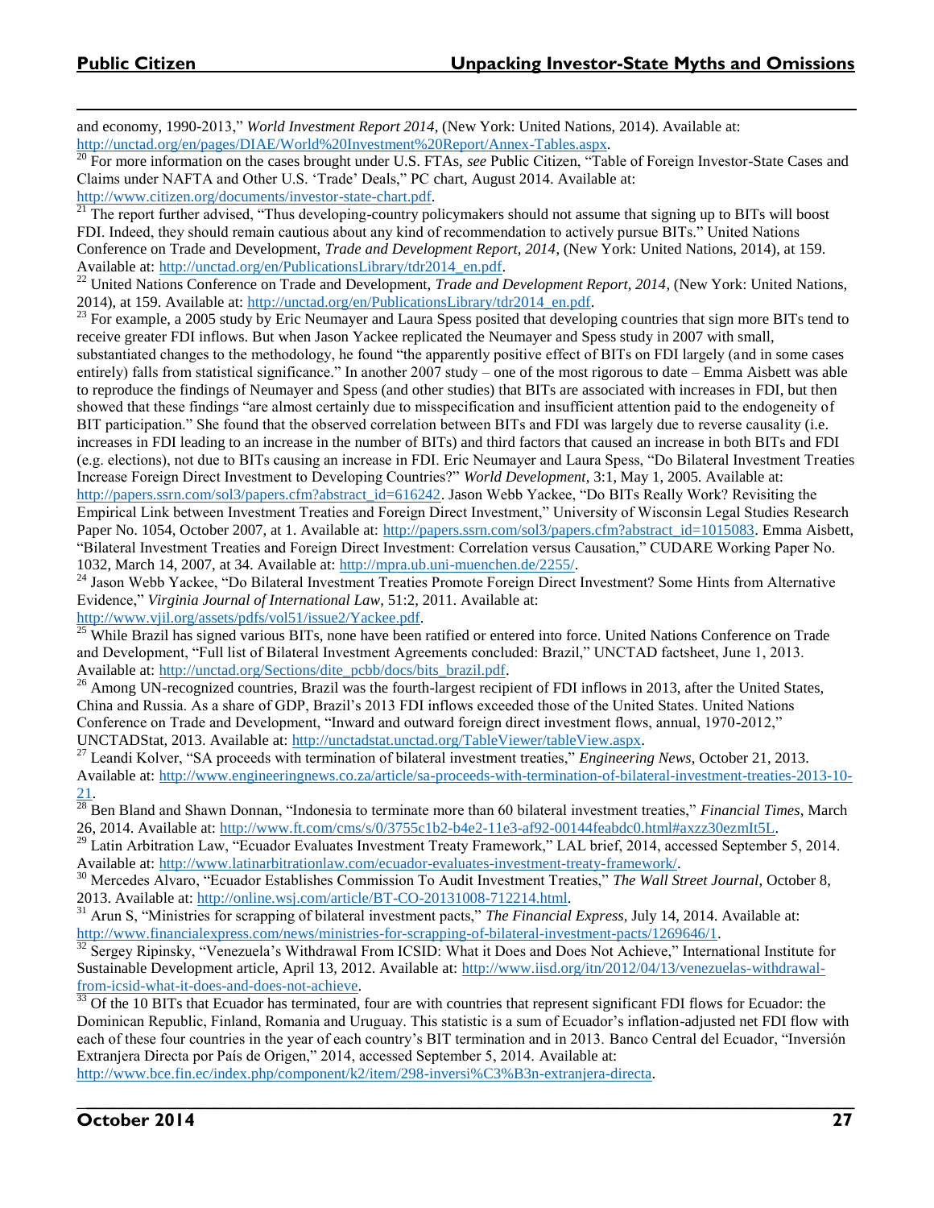and economy, 1990-2013," *World Investment Report 2014*, (New York: United Nations, 2014). Available at: http://unctad.org/en/pages/DIAE/World%20Investment%20Report/Annex-Tables.aspx.

[20] For more information on the cases brought under U.S. FTAs, *see* Public Citizen, "Table of Foreign Investor-State Cases and Claims under NAFTA and Other U.S. 'Trade' Deals," PC chart, August 2014. Available at: http://www.citizen.org/documents/investor-state-chart.pdf.

[21] The report further advised, "Thus developing-country policymakers should not assume that signing up to BITs will boost FDI. Indeed, they should remain cautious about any kind of recommendation to actively pursue BITs." United Nations Conference on Trade and Development, *Trade and Development Report, 2014*, (New York: United Nations, 2014), at 159. Available at: http://unctad.org/en/PublicationsLibrary/tdr2014_en.pdf.

[22] United Nations Conference on Trade and Development, *Trade and Development Report, 2014*, (New York: United Nations, 2014), at 159. Available at: http://unctad.org/en/PublicationsLibrary/tdr2014_en.pdf.

[23] For example, a 2005 study by Eric Neumayer and Laura Spess posited that developing countries that sign more BITs tend to receive greater FDI inflows. But when Jason Yackee replicated the Neumayer and Spess study in 2007 with small, substantiated changes to the methodology, he found "the apparently positive effect of BITs on FDI largely (and in some cases entirely) falls from statistical significance." In another 2007 study – one of the most rigorous to date – Emma Aisbett was able to reproduce the findings of Neumayer and Spess (and other studies) that BITs are associated with increases in FDI, but then showed that these findings "are almost certainly due to misspecification and insufficient attention paid to the endogeneity of BIT participation." She found that the observed correlation between BITs and FDI was largely due to reverse causality (i.e. increases in FDI leading to an increase in the number of BITs) and third factors that caused an increase in both BITs and FDI (e.g. elections), not due to BITs causing an increase in FDI. Eric Neumayer and Laura Spess, "Do Bilateral Investment Treaties Increase Foreign Direct Investment to Developing Countries?" *World Development*, 3:1, May 1, 2005. Available at: http://papers.ssrn.com/sol3/papers.cfm?abstract_id=616242. Jason Webb Yackee, "Do BITs Really Work? Revisiting the Empirical Link between Investment Treaties and Foreign Direct Investment," University of Wisconsin Legal Studies Research Paper No. 1054, October 2007, at 1. Available at: http://papers.ssrn.com/sol3/papers.cfm?abstract_id=1015083. Emma Aisbett, "Bilateral Investment Treaties and Foreign Direct Investment: Correlation versus Causation," CUDARE Working Paper No. 1032, March 14, 2007, at 34. Available at: http://mpra.ub.uni-muenchen.de/2255/.

[24] Jason Webb Yackee, "Do Bilateral Investment Treaties Promote Foreign Direct Investment? Some Hints from Alternative Evidence," *Virginia Journal of International Law*, 51:2, 2011. Available at: http://www.vjil.org/assets/pdfs/vol51/issue2/Yackee.pdf.

[25] While Brazil has signed various BITs, none have been ratified or entered into force. United Nations Conference on Trade and Development, "Full list of Bilateral Investment Agreements concluded: Brazil," UNCTAD factsheet, June 1, 2013. Available at: http://unctad.org/Sections/dite_pcbb/docs/bits_brazil.pdf.

[26] Among UN-recognized countries, Brazil was the fourth-largest recipient of FDI inflows in 2013, after the United States, China and Russia. As a share of GDP, Brazil's 2013 FDI inflows exceeded those of the United States. United Nations Conference on Trade and Development, "Inward and outward foreign direct investment flows, annual, 1970-2012," UNCTADStat, 2013. Available at: http://unctadstat.unctad.org/TableViewer/tableView.aspx.

[27] Leandi Kolver, "SA proceeds with termination of bilateral investment treaties," *Engineering News*, October 21, 2013. Available at: http://www.engineeringnews.co.za/article/sa-proceeds-with-termination-of-bilateral-investment-treaties-2013-10-21.

[28] Ben Bland and Shawn Donnan, "Indonesia to terminate more than 60 bilateral investment treaties," *Financial Times*, March 26, 2014. Available at: http://www.ft.com/cms/s/0/3755c1b2-b4e2-11e3-af92-00144feabdc0.html#axzz30ezmIt5L.

[29] Latin Arbitration Law, "Ecuador Evaluates Investment Treaty Framework," LAL brief, 2014, accessed September 5, 2014. Available at: http://www.latinarbitrationlaw.com/ecuador-evaluates-investment-treaty-framework/.

[30] Mercedes Alvaro, "Ecuador Establishes Commission To Audit Investment Treaties," *The Wall Street Journal*, October 8, 2013. Available at: http://online.wsj.com/article/BT-CO-20131008-712214.html.

[31] Arun S, "Ministries for scrapping of bilateral investment pacts," *The Financial Express*, July 14, 2014. Available at: http://www.financialexpress.com/news/ministries-for-scrapping-of-bilateral-investment-pacts/1269646/1.

[32] Sergey Ripinsky, "Venezuela's Withdrawal From ICSID: What it Does and Does Not Achieve," International Institute for Sustainable Development article, April 13, 2012. Available at: http://www.iisd.org/itn/2012/04/13/venezuelas-withdrawal-from-icsid-what-it-does-and-does-not-achieve.

[33] Of the 10 BITs that Ecuador has terminated, four are with countries that represent significant FDI flows for Ecuador: the Dominican Republic, Finland, Romania and Uruguay. This statistic is a sum of Ecuador's inflation-adjusted net FDI flow with each of these four countries in the year of each country's BIT termination and in 2013. Banco Central del Ecuador, "Inversión Extranjera Directa por País de Origen," 2014, accessed September 5, 2014. Available at: http://www.bce.fin.ec/index.php/component/k2/item/298-inversi%C3%B3n-extranjera-directa.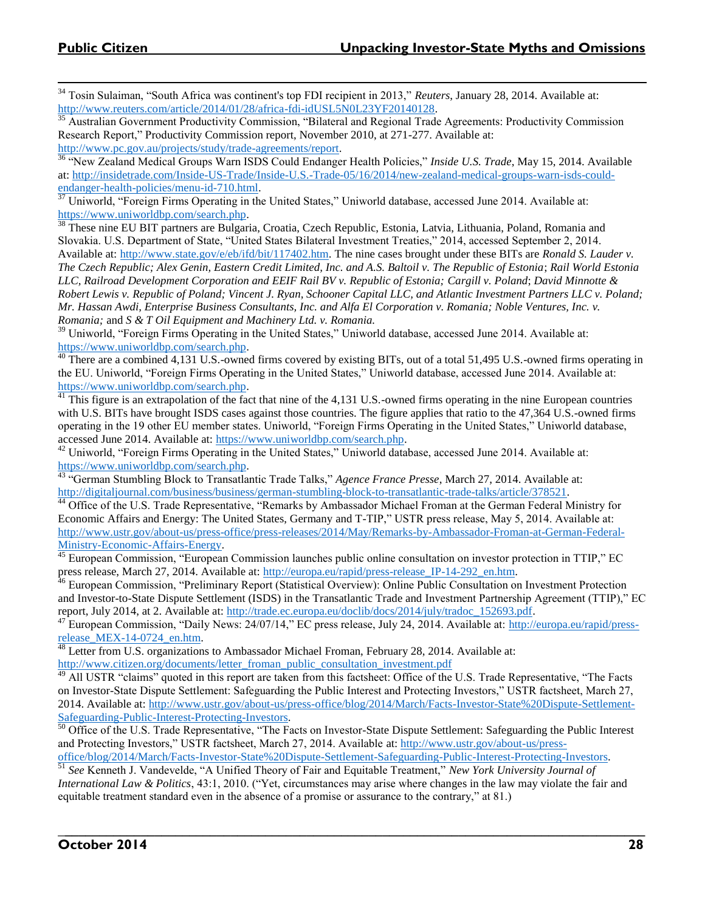[34] Tosin Sulaiman, "South Africa was continent's top FDI recipient in 2013," *Reuters*, January 28, 2014. Available at: http://www.reuters.com/article/2014/01/28/africa-fdi-idUSL5N0L23YF20140128.

[35] Australian Government Productivity Commission, "Bilateral and Regional Trade Agreements: Productivity Commission Research Report," Productivity Commission report, November 2010, at 271-277. Available at: http://www.pc.gov.au/projects/study/trade-agreements/report.

[36] "New Zealand Medical Groups Warn ISDS Could Endanger Health Policies," *Inside U.S. Trade*, May 15, 2014. Available at: http://insidetrade.com/Inside-US-Trade/Inside-U.S.-Trade-05/16/2014/new-zealand-medical-groups-warn-isds-could-endanger-health-policies/menu-id-710.html.

[37] Uniworld, "Foreign Firms Operating in the United States," Uniworld database, accessed June 2014. Available at: https://www.uniworldbp.com/search.php.

[38] These nine EU BIT partners are Bulgaria, Croatia, Czech Republic, Estonia, Latvia, Lithuania, Poland, Romania and Slovakia. U.S. Department of State, "United States Bilateral Investment Treaties," 2014, accessed September 2, 2014. Available at: http://www.state.gov/e/eb/ifd/bit/117402.htm. The nine cases brought under these BITs are *Ronald S. Lauder v. The Czech Republic; Alex Genin, Eastern Credit Limited, Inc. and A.S. Baltoil v. The Republic of Estonia*; *Rail World Estonia LLC, Railroad Development Corporation and EEIF Rail BV v. Republic of Estonia; Cargill v. Poland*; *David Minnotte & Robert Lewis v. Republic of Poland; Vincent J. Ryan, Schooner Capital LLC, and Atlantic Investment Partners LLC v. Poland; Mr. Hassan Awdi, Enterprise Business Consultants, Inc. and Alfa El Corporation v. Romania; Noble Ventures, Inc. v. Romania;* and *S & T Oil Equipment and Machinery Ltd. v. Romania.*

[39] Uniworld, "Foreign Firms Operating in the United States," Uniworld database, accessed June 2014. Available at: https://www.uniworldbp.com/search.php.

[40] There are a combined 4,131 U.S.-owned firms covered by existing BITs, out of a total 51,495 U.S.-owned firms operating in the EU. Uniworld, "Foreign Firms Operating in the United States," Uniworld database, accessed June 2014. Available at: https://www.uniworldbp.com/search.php.

[41] This figure is an extrapolation of the fact that nine of the 4,131 U.S.-owned firms operating in the nine European countries with U.S. BITs have brought ISDS cases against those countries. The figure applies that ratio to the 47,364 U.S.-owned firms operating in the 19 other EU member states. Uniworld, "Foreign Firms Operating in the United States," Uniworld database, accessed June 2014. Available at: https://www.uniworldbp.com/search.php.

[42] Uniworld, "Foreign Firms Operating in the United States," Uniworld database, accessed June 2014. Available at: https://www.uniworldbp.com/search.php.

[43] "German Stumbling Block to Transatlantic Trade Talks," *Agence France Presse*, March 27, 2014. Available at: http://digitaljournal.com/business/business/german-stumbling-block-to-transatlantic-trade-talks/article/378521.

[44] Office of the U.S. Trade Representative, "Remarks by Ambassador Michael Froman at the German Federal Ministry for Economic Affairs and Energy: The United States, Germany and T-TIP," USTR press release, May 5, 2014. Available at: http://www.ustr.gov/about-us/press-office/press-releases/2014/May/Remarks-by-Ambassador-Froman-at-German-Federal-Ministry-Economic-Affairs-Energy.

[45] European Commission, "European Commission launches public online consultation on investor protection in TTIP," EC press release, March 27, 2014. Available at: http://europa.eu/rapid/press-release_IP-14-292_en.htm.

[46] European Commission, "Preliminary Report (Statistical Overview): Online Public Consultation on Investment Protection and Investor-to-State Dispute Settlement (ISDS) in the Transatlantic Trade and Investment Partnership Agreement (TTIP)," EC report, July 2014, at 2. Available at: http://trade.ec.europa.eu/doclib/docs/2014/july/tradoc_152693.pdf.

[47] European Commission, "Daily News: 24/07/14," EC press release, July 24, 2014. Available at: http://europa.eu/rapid/press-release_MEX-14-0724_en.htm.

[48] Letter from U.S. organizations to Ambassador Michael Froman, February 28, 2014. Available at: http://www.citizen.org/documents/letter_froman_public_consultation_investment.pdf

[49] All USTR "claims" quoted in this report are taken from this factsheet: Office of the U.S. Trade Representative, "The Facts on Investor-State Dispute Settlement: Safeguarding the Public Interest and Protecting Investors," USTR factsheet, March 27, 2014. Available at: http://www.ustr.gov/about-us/press-office/blog/2014/March/Facts-Investor-State%20Dispute-Settlement-Safeguarding-Public-Interest-Protecting-Investors.

[50] Office of the U.S. Trade Representative, "The Facts on Investor-State Dispute Settlement: Safeguarding the Public Interest and Protecting Investors," USTR factsheet, March 27, 2014. Available at: http://www.ustr.gov/about-us/press-office/blog/2014/March/Facts-Investor-State%20Dispute-Settlement-Safeguarding-Public-Interest-Protecting-Investors.

[51] *See* Kenneth J. Vandevelde, "A Unified Theory of Fair and Equitable Treatment," *New York University Journal of International Law & Politics*, 43:1, 2010. ("Yet, circumstances may arise where changes in the law may violate the fair and equitable treatment standard even in the absence of a promise or assurance to the contrary," at 81.)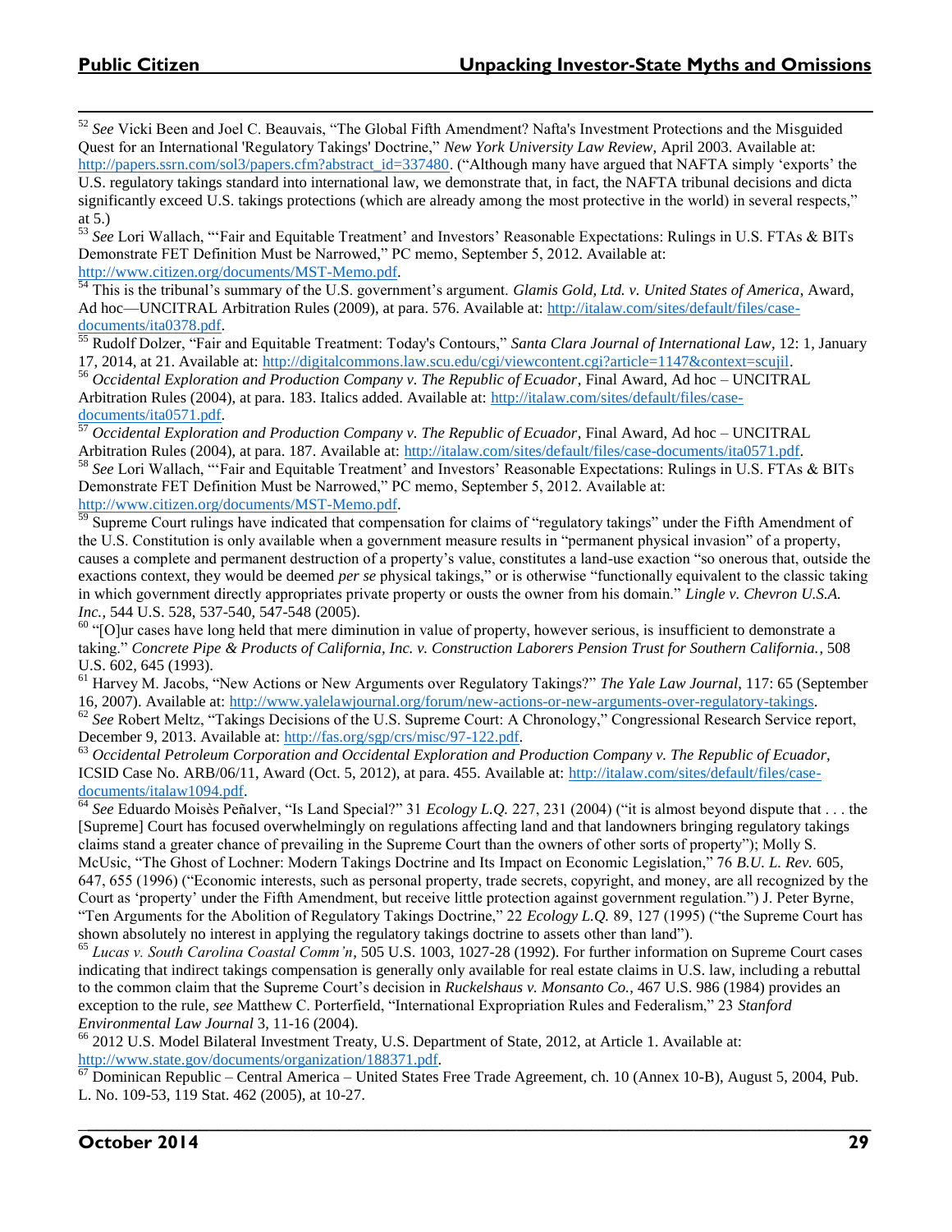[52] *See* Vicki Been and Joel C. Beauvais, "The Global Fifth Amendment? Nafta's Investment Protections and the Misguided Quest for an International 'Regulatory Takings' Doctrine," *New York University Law Review*, April 2003. Available at: http://papers.ssrn.com/sol3/papers.cfm?abstract_id=337480. ("Although many have argued that NAFTA simply 'exports' the U.S. regulatory takings standard into international law, we demonstrate that, in fact, the NAFTA tribunal decisions and dicta significantly exceed U.S. takings protections (which are already among the most protective in the world) in several respects," at 5.)

[53] *See* Lori Wallach, "'Fair and Equitable Treatment' and Investors' Reasonable Expectations: Rulings in U.S. FTAs & BITs Demonstrate FET Definition Must be Narrowed," PC memo, September 5, 2012. Available at: http://www.citizen.org/documents/MST-Memo.pdf.

[54] This is the tribunal's summary of the U.S. government's argument. *Glamis Gold, Ltd. v. United States of America*, Award, Ad hoc—UNCITRAL Arbitration Rules (2009), at para. 576. Available at: http://italaw.com/sites/default/files/case-documents/ita0378.pdf.

[55] Rudolf Dolzer, "Fair and Equitable Treatment: Today's Contours," *Santa Clara Journal of International Law*, 12: 1, January 17, 2014, at 21. Available at: http://digitalcommons.law.scu.edu/cgi/viewcontent.cgi?article=1147&context=scujil.

[56] *Occidental Exploration and Production Company v. The Republic of Ecuador*, Final Award, Ad hoc – UNCITRAL Arbitration Rules (2004), at para. 183. Italics added. Available at: http://italaw.com/sites/default/files/case-documents/ita0571.pdf.

[57] *Occidental Exploration and Production Company v. The Republic of Ecuador*, Final Award, Ad hoc – UNCITRAL Arbitration Rules (2004), at para. 187. Available at: http://italaw.com/sites/default/files/case-documents/ita0571.pdf.

[58] *See* Lori Wallach, "'Fair and Equitable Treatment' and Investors' Reasonable Expectations: Rulings in U.S. FTAs & BITs Demonstrate FET Definition Must be Narrowed," PC memo, September 5, 2012. Available at: http://www.citizen.org/documents/MST-Memo.pdf.

[59] Supreme Court rulings have indicated that compensation for claims of "regulatory takings" under the Fifth Amendment of the U.S. Constitution is only available when a government measure results in "permanent physical invasion" of a property, causes a complete and permanent destruction of a property's value, constitutes a land-use exaction "so onerous that, outside the exactions context, they would be deemed *per se* physical takings," or is otherwise "functionally equivalent to the classic taking in which government directly appropriates private property or ousts the owner from his domain." *Lingle v. Chevron U.S.A. Inc.*, 544 U.S. 528, 537-540, 547-548 (2005).

[60] "[O]ur cases have long held that mere diminution in value of property, however serious, is insufficient to demonstrate a taking." *Concrete Pipe & Products of California, Inc. v. Construction Laborers Pension Trust for Southern California.*, 508 U.S. 602, 645 (1993).

[61] Harvey M. Jacobs, "New Actions or New Arguments over Regulatory Takings?" *The Yale Law Journal*, 117: 65 (September 16, 2007). Available at: http://www.yalelawjournal.org/forum/new-actions-or-new-arguments-over-regulatory-takings.

[62] *See* Robert Meltz, "Takings Decisions of the U.S. Supreme Court: A Chronology," Congressional Research Service report, December 9, 2013. Available at: http://fas.org/sgp/crs/misc/97-122.pdf.

[63] *Occidental Petroleum Corporation and Occidental Exploration and Production Company v. The Republic of Ecuador*, ICSID Case No. ARB/06/11, Award (Oct. 5, 2012), at para. 455. Available at: http://italaw.com/sites/default/files/case-documents/italaw1094.pdf.

[64] *See* Eduardo Moisès Peñalver, "Is Land Special?" 31 *Ecology L.Q.* 227, 231 (2004) ("it is almost beyond dispute that . . . the [Supreme] Court has focused overwhelmingly on regulations affecting land and that landowners bringing regulatory takings claims stand a greater chance of prevailing in the Supreme Court than the owners of other sorts of property"); Molly S. McUsic, "The Ghost of Lochner: Modern Takings Doctrine and Its Impact on Economic Legislation," 76 *B.U. L. Rev.* 605, 647, 655 (1996) ("Economic interests, such as personal property, trade secrets, copyright, and money, are all recognized by the Court as 'property' under the Fifth Amendment, but receive little protection against government regulation.") J. Peter Byrne, "Ten Arguments for the Abolition of Regulatory Takings Doctrine," 22 *Ecology L.Q.* 89, 127 (1995) ("the Supreme Court has shown absolutely no interest in applying the regulatory takings doctrine to assets other than land").

[65] *Lucas v. South Carolina Coastal Comm'n*, 505 U.S. 1003, 1027-28 (1992). For further information on Supreme Court cases indicating that indirect takings compensation is generally only available for real estate claims in U.S. law, including a rebuttal to the common claim that the Supreme Court's decision in *Ruckelshaus v. Monsanto Co.*, 467 U.S. 986 (1984) provides an exception to the rule, *see* Matthew C. Porterfield, "International Expropriation Rules and Federalism," 23 *Stanford Environmental Law Journal* 3, 11-16 (2004).

[66] 2012 U.S. Model Bilateral Investment Treaty, U.S. Department of State, 2012, at Article 1. Available at: http://www.state.gov/documents/organization/188371.pdf.

[67] Dominican Republic – Central America – United States Free Trade Agreement, ch. 10 (Annex 10-B), August 5, 2004, Pub. L. No. 109-53, 119 Stat. 462 (2005), at 10-27.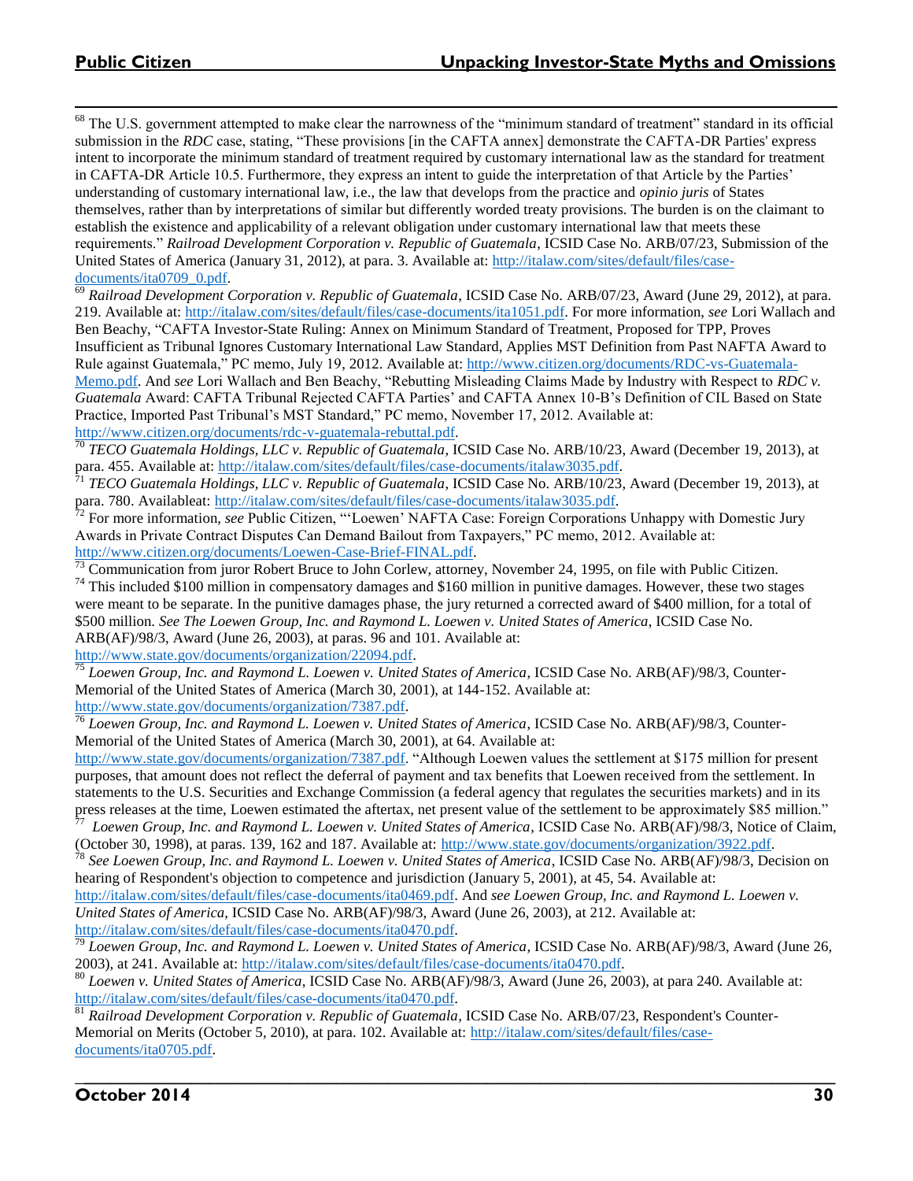[68] The U.S. government attempted to make clear the narrowness of the "minimum standard of treatment" standard in its official submission in the *RDC* case, stating, "These provisions [in the CAFTA annex] demonstrate the CAFTA-DR Parties' express intent to incorporate the minimum standard of treatment required by customary international law as the standard for treatment in CAFTA-DR Article 10.5. Furthermore, they express an intent to guide the interpretation of that Article by the Parties' understanding of customary international law, i.e., the law that develops from the practice and *opinio juris* of States themselves, rather than by interpretations of similar but differently worded treaty provisions. The burden is on the claimant to establish the existence and applicability of a relevant obligation under customary international law that meets these requirements." *Railroad Development Corporation v. Republic of Guatemala*, ICSID Case No. ARB/07/23, Submission of the United States of America (January 31, 2012), at para. 3. Available at: http://italaw.com/sites/default/files/case-documents/ita0709_0.pdf.

[69] *Railroad Development Corporation v. Republic of Guatemala*, ICSID Case No. ARB/07/23, Award (June 29, 2012), at para. 219. Available at: http://italaw.com/sites/default/files/case-documents/ita1051.pdf. For more information, *see* Lori Wallach and Ben Beachy, "CAFTA Investor-State Ruling: Annex on Minimum Standard of Treatment, Proposed for TPP, Proves Insufficient as Tribunal Ignores Customary International Law Standard, Applies MST Definition from Past NAFTA Award to Rule against Guatemala," PC memo, July 19, 2012. Available at: http://www.citizen.org/documents/RDC-vs-Guatemala-Memo.pdf. And *see* Lori Wallach and Ben Beachy, "Rebutting Misleading Claims Made by Industry with Respect to *RDC v. Guatemala* Award: CAFTA Tribunal Rejected CAFTA Parties' and CAFTA Annex 10-B's Definition of CIL Based on State Practice, Imported Past Tribunal's MST Standard," PC memo, November 17, 2012. Available at: http://www.citizen.org/documents/rdc-v-guatemala-rebuttal.pdf.

[70] *TECO Guatemala Holdings, LLC v. Republic of Guatemala*, ICSID Case No. ARB/10/23, Award (December 19, 2013), at para. 455. Available at: http://italaw.com/sites/default/files/case-documents/italaw3035.pdf.

[71] *TECO Guatemala Holdings, LLC v. Republic of Guatemala*, ICSID Case No. ARB/10/23, Award (December 19, 2013), at para. 780. Availableat: http://italaw.com/sites/default/files/case-documents/italaw3035.pdf.

[72] For more information, *see* Public Citizen, "'Loewen' NAFTA Case: Foreign Corporations Unhappy with Domestic Jury Awards in Private Contract Disputes Can Demand Bailout from Taxpayers," PC memo, 2012. Available at: http://www.citizen.org/documents/Loewen-Case-Brief-FINAL.pdf.

[73] Communication from juror Robert Bruce to John Corlew, attorney, November 24, 1995, on file with Public Citizen.

[74] This included $100 million in compensatory damages and $160 million in punitive damages. However, these two stages were meant to be separate. In the punitive damages phase, the jury returned a corrected award of $400 million, for a total of $500 million. *See The Loewen Group, Inc. and Raymond L. Loewen v. United States of America*, ICSID Case No. ARB(AF)/98/3, Award (June 26, 2003), at paras. 96 and 101. Available at: http://www.state.gov/documents/organization/22094.pdf.

[75] *Loewen Group, Inc. and Raymond L. Loewen v. United States of America*, ICSID Case No. ARB(AF)/98/3, Counter-Memorial of the United States of America (March 30, 2001), at 144-152. Available at: http://www.state.gov/documents/organization/7387.pdf.

[76] *Loewen Group, Inc. and Raymond L. Loewen v. United States of America*, ICSID Case No. ARB(AF)/98/3, Counter-Memorial of the United States of America (March 30, 2001), at 64. Available at: http://www.state.gov/documents/organization/7387.pdf. "Although Loewen values the settlement at $175 million for present purposes, that amount does not reflect the deferral of payment and tax benefits that Loewen received from the settlement. In statements to the U.S. Securities and Exchange Commission (a federal agency that regulates the securities markets) and in its press releases at the time, Loewen estimated the aftertax, net present value of the settlement to be approximately $85 million."

[77] *Loewen Group, Inc. and Raymond L. Loewen v. United States of America*, ICSID Case No. ARB(AF)/98/3, Notice of Claim, (October 30, 1998), at paras. 139, 162 and 187. Available at: http://www.state.gov/documents/organization/3922.pdf.

[78] *See Loewen Group, Inc. and Raymond L. Loewen v. United States of America*, ICSID Case No. ARB(AF)/98/3, Decision on hearing of Respondent's objection to competence and jurisdiction (January 5, 2001), at 45, 54. Available at: http://italaw.com/sites/default/files/case-documents/ita0469.pdf. And *see Loewen Group, Inc. and Raymond L. Loewen v. United States of America*, ICSID Case No. ARB(AF)/98/3, Award (June 26, 2003), at 212. Available at: http://italaw.com/sites/default/files/case-documents/ita0470.pdf.

[79] *Loewen Group, Inc. and Raymond L. Loewen v. United States of America*, ICSID Case No. ARB(AF)/98/3, Award (June 26, 2003), at 241. Available at: http://italaw.com/sites/default/files/case-documents/ita0470.pdf.

[80] *Loewen v. United States of America*, ICSID Case No. ARB(AF)/98/3, Award (June 26, 2003), at para 240. Available at: http://italaw.com/sites/default/files/case-documents/ita0470.pdf.

[81] *Railroad Development Corporation v. Republic of Guatemala*, ICSID Case No. ARB/07/23, Respondent's Counter-Memorial on Merits (October 5, 2010), at para. 102. Available at: http://italaw.com/sites/default/files/case-documents/ita0705.pdf.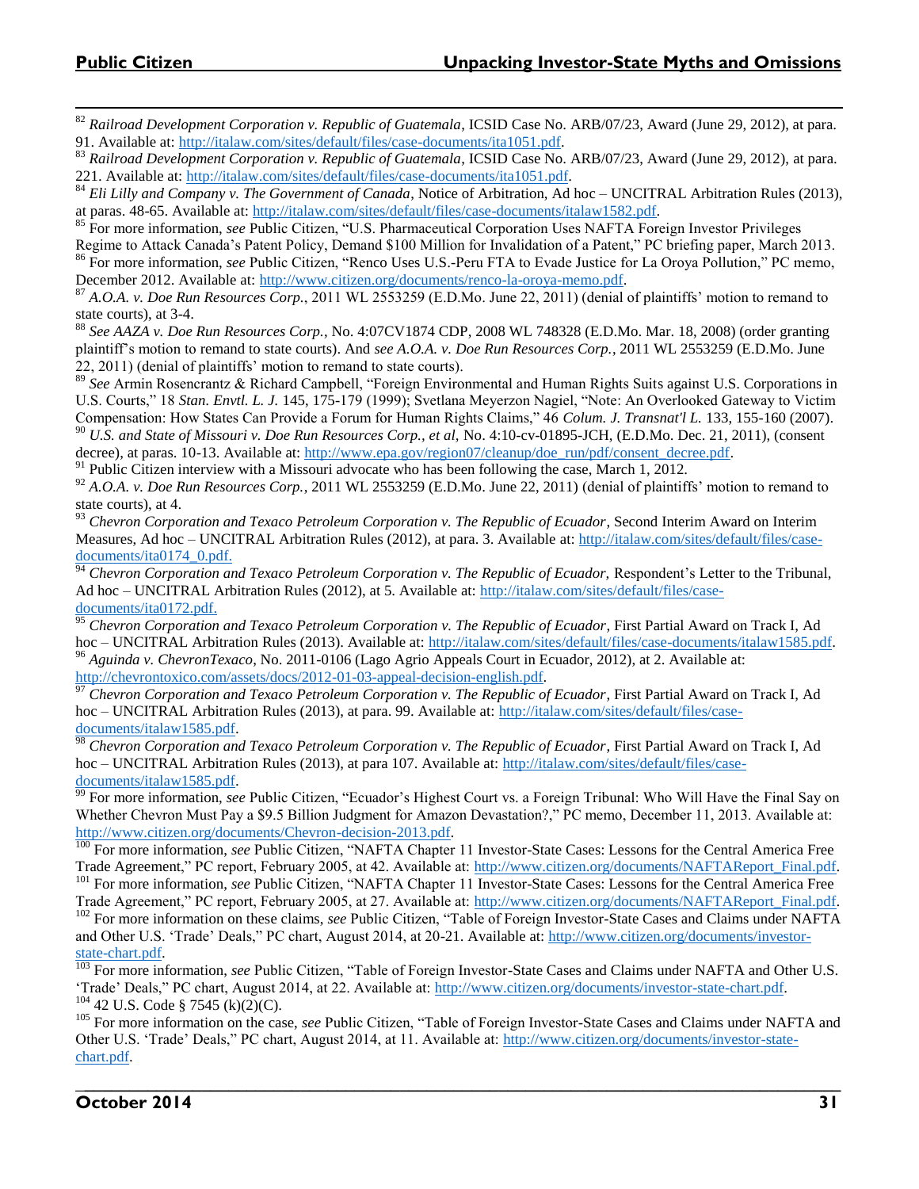[82] *Railroad Development Corporation v. Republic of Guatemala*, ICSID Case No. ARB/07/23, Award (June 29, 2012), at para. 91. Available at: http://italaw.com/sites/default/files/case-documents/ita1051.pdf.

[83] *Railroad Development Corporation v. Republic of Guatemala*, ICSID Case No. ARB/07/23, Award (June 29, 2012), at para. 221. Available at: http://italaw.com/sites/default/files/case-documents/ita1051.pdf.

[84] *Eli Lilly and Company v. The Government of Canada*, Notice of Arbitration, Ad hoc – UNCITRAL Arbitration Rules (2013), at paras. 48-65. Available at: http://italaw.com/sites/default/files/case-documents/italaw1582.pdf.

[85] For more information, *see* Public Citizen, "U.S. Pharmaceutical Corporation Uses NAFTA Foreign Investor Privileges Regime to Attack Canada's Patent Policy, Demand $100 Million for Invalidation of a Patent," PC briefing paper, March 2013.

[86] For more information, *see* Public Citizen, "Renco Uses U.S.-Peru FTA to Evade Justice for La Oroya Pollution," PC memo, December 2012. Available at: http://www.citizen.org/documents/renco-la-oroya-memo.pdf.

[87] *A.O.A. v. Doe Run Resources Corp.*, 2011 WL 2553259 (E.D.Mo. June 22, 2011) (denial of plaintiffs' motion to remand to state courts), at 3-4.

[88] *See AAZA v. Doe Run Resources Corp.*, No. 4:07CV1874 CDP, 2008 WL 748328 (E.D.Mo. Mar. 18, 2008) (order granting plaintiff's motion to remand to state courts). And *see A.O.A. v. Doe Run Resources Corp.*, 2011 WL 2553259 (E.D.Mo. June 22, 2011) (denial of plaintiffs' motion to remand to state courts).

[89] *See* Armin Rosencrantz & Richard Campbell, "Foreign Environmental and Human Rights Suits against U.S. Corporations in U.S. Courts," 18 *Stan. Envtl. L. J.* 145, 175-179 (1999); Svetlana Meyerzon Nagiel, "Note: An Overlooked Gateway to Victim Compensation: How States Can Provide a Forum for Human Rights Claims," 46 *Colum. J. Transnat'l L.* 133, 155-160 (2007).

[90] *U.S. and State of Missouri v. Doe Run Resources Corp., et al,* No. 4:10-cv-01895-JCH, (E.D.Mo. Dec. 21, 2011), (consent decree), at paras. 10-13. Available at: http://www.epa.gov/region07/cleanup/doe_run/pdf/consent_decree.pdf.

[91] Public Citizen interview with a Missouri advocate who has been following the case, March 1, 2012.

[92] *A.O.A. v. Doe Run Resources Corp.*, 2011 WL 2553259 (E.D.Mo. June 22, 2011) (denial of plaintiffs' motion to remand to state courts), at 4.

[93] *Chevron Corporation and Texaco Petroleum Corporation v. The Republic of Ecuador*, Second Interim Award on Interim Measures, Ad hoc – UNCITRAL Arbitration Rules (2012), at para. 3. Available at: http://italaw.com/sites/default/files/case-documents/ita0174_0.pdf.

[94] *Chevron Corporation and Texaco Petroleum Corporation v. The Republic of Ecuador,* Respondent's Letter to the Tribunal, Ad hoc – UNCITRAL Arbitration Rules (2012), at 5. Available at: http://italaw.com/sites/default/files/case-documents/ita0172.pdf.

[95] *Chevron Corporation and Texaco Petroleum Corporation v. The Republic of Ecuador*, First Partial Award on Track I, Ad hoc – UNCITRAL Arbitration Rules (2013). Available at: http://italaw.com/sites/default/files/case-documents/italaw1585.pdf.

[96] *Aguinda v. ChevronTexaco*, No. 2011-0106 (Lago Agrio Appeals Court in Ecuador, 2012), at 2. Available at: http://chevrontoxico.com/assets/docs/2012-01-03-appeal-decision-english.pdf.

[97] *Chevron Corporation and Texaco Petroleum Corporation v. The Republic of Ecuador*, First Partial Award on Track I, Ad hoc – UNCITRAL Arbitration Rules (2013), at para. 99. Available at: http://italaw.com/sites/default/files/case-documents/italaw1585.pdf.

[98] *Chevron Corporation and Texaco Petroleum Corporation v. The Republic of Ecuador*, First Partial Award on Track I, Ad hoc – UNCITRAL Arbitration Rules (2013), at para 107. Available at: http://italaw.com/sites/default/files/case-documents/italaw1585.pdf.

[99] For more information, *see* Public Citizen, "Ecuador's Highest Court vs. a Foreign Tribunal: Who Will Have the Final Say on Whether Chevron Must Pay a $9.5 Billion Judgment for Amazon Devastation?," PC memo, December 11, 2013. Available at: http://www.citizen.org/documents/Chevron-decision-2013.pdf.

[100] For more information, *see* Public Citizen, "NAFTA Chapter 11 Investor-State Cases: Lessons for the Central America Free Trade Agreement," PC report, February 2005, at 42. Available at: http://www.citizen.org/documents/NAFTAReport_Final.pdf.

[101] For more information, *see* Public Citizen, "NAFTA Chapter 11 Investor-State Cases: Lessons for the Central America Free Trade Agreement," PC report, February 2005, at 27. Available at: http://www.citizen.org/documents/NAFTAReport_Final.pdf.

[102] For more information on these claims, *see* Public Citizen, "Table of Foreign Investor-State Cases and Claims under NAFTA and Other U.S. 'Trade' Deals," PC chart, August 2014, at 20-21. Available at: http://www.citizen.org/documents/investor-state-chart.pdf.

[103] For more information, *see* Public Citizen, "Table of Foreign Investor-State Cases and Claims under NAFTA and Other U.S. 'Trade' Deals," PC chart, August 2014, at 22. Available at: http://www.citizen.org/documents/investor-state-chart.pdf.

[104] 42 U.S. Code § 7545 (k)(2)(C).

[105] For more information on the case, *see* Public Citizen, "Table of Foreign Investor-State Cases and Claims under NAFTA and Other U.S. 'Trade' Deals," PC chart, August 2014, at 11. Available at: http://www.citizen.org/documents/investor-state-chart.pdf.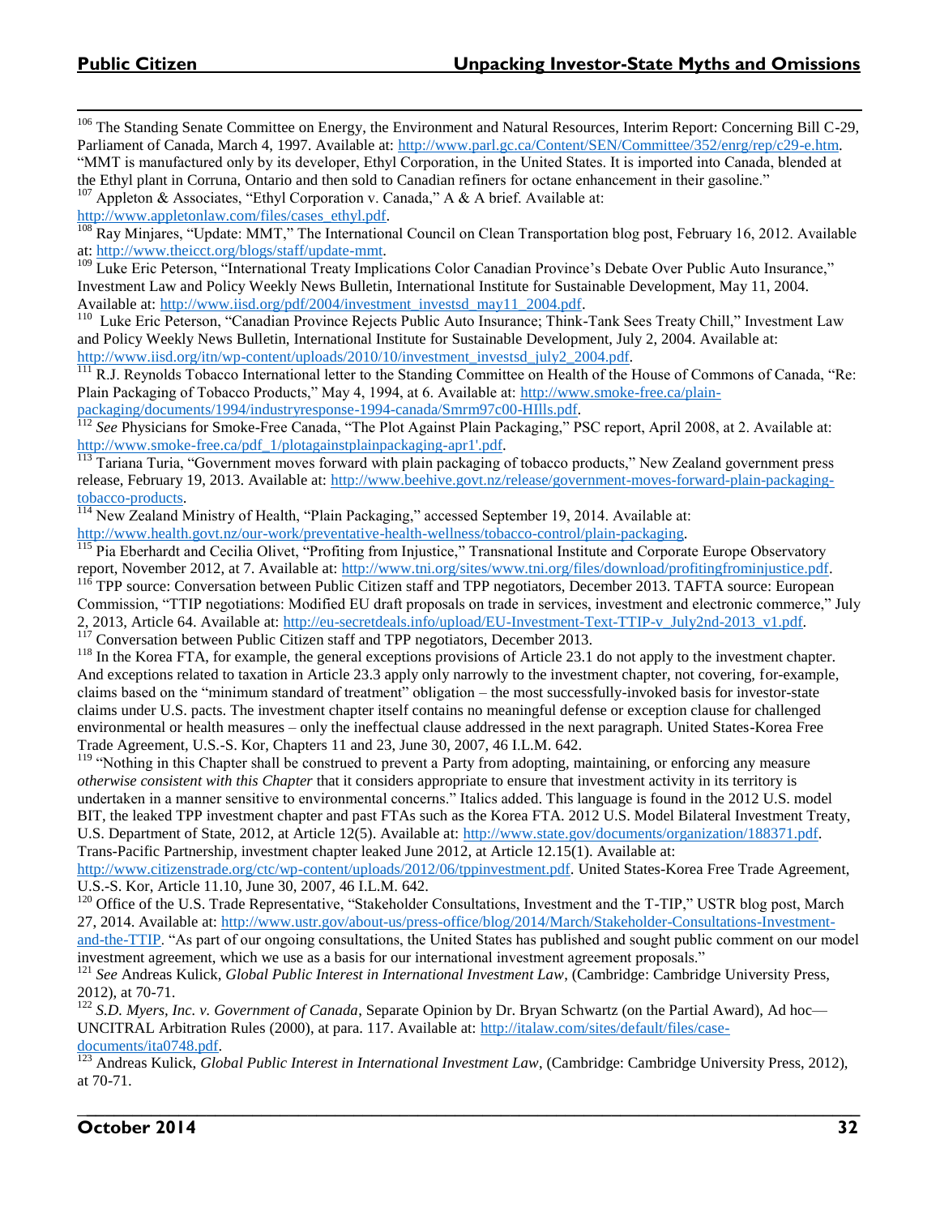[106] The Standing Senate Committee on Energy, the Environment and Natural Resources, Interim Report: Concerning Bill C-29, Parliament of Canada, March 4, 1997. Available at: http://www.parl.gc.ca/Content/SEN/Committee/352/enrg/rep/c29-e.htm. "MMT is manufactured only by its developer, Ethyl Corporation, in the United States. It is imported into Canada, blended at the Ethyl plant in Corruna, Ontario and then sold to Canadian refiners for octane enhancement in their gasoline."

[107] Appleton & Associates, "Ethyl Corporation v. Canada," A & A brief. Available at: http://www.appletonlaw.com/files/cases_ethyl.pdf.

[108] Ray Minjares, "Update: MMT," The International Council on Clean Transportation blog post, February 16, 2012. Available at: http://www.theicct.org/blogs/staff/update-mmt.

[109] Luke Eric Peterson, "International Treaty Implications Color Canadian Province's Debate Over Public Auto Insurance," Investment Law and Policy Weekly News Bulletin, International Institute for Sustainable Development, May 11, 2004. Available at: http://www.iisd.org/pdf/2004/investment_investsd_may11_2004.pdf.

[110] Luke Eric Peterson, "Canadian Province Rejects Public Auto Insurance; Think-Tank Sees Treaty Chill," Investment Law and Policy Weekly News Bulletin, International Institute for Sustainable Development, July 2, 2004. Available at: http://www.iisd.org/itn/wp-content/uploads/2010/10/investment_investsd_july2_2004.pdf.

[111] R.J. Reynolds Tobacco International letter to the Standing Committee on Health of the House of Commons of Canada, "Re: Plain Packaging of Tobacco Products," May 4, 1994, at 6. Available at: http://www.smoke-free.ca/plain-packaging/documents/1994/industryresponse-1994-canada/Smrm97c00-HIlls.pdf.

[112] *See* Physicians for Smoke-Free Canada, "The Plot Against Plain Packaging," PSC report, April 2008, at 2. Available at: http://www.smoke-free.ca/pdf_1/plotagainstplainpackaging-apr1'.pdf.

[113] Tariana Turia, "Government moves forward with plain packaging of tobacco products," New Zealand government press release, February 19, 2013. Available at: http://www.beehive.govt.nz/release/government-moves-forward-plain-packaging-tobacco-products.

[114] New Zealand Ministry of Health, "Plain Packaging," accessed September 19, 2014. Available at: http://www.health.govt.nz/our-work/preventative-health-wellness/tobacco-control/plain-packaging.

[115] Pia Eberhardt and Cecilia Olivet, "Profiting from Injustice," Transnational Institute and Corporate Europe Observatory report, November 2012, at 7. Available at: http://www.tni.org/sites/www.tni.org/files/download/profitingfrominjustice.pdf.

[116] TPP source: Conversation between Public Citizen staff and TPP negotiators, December 2013. TAFTA source: European Commission, "TTIP negotiations: Modified EU draft proposals on trade in services, investment and electronic commerce," July 2, 2013, Article 64. Available at: http://eu-secretdeals.info/upload/EU-Investment-Text-TTIP-v_July2nd-2013_v1.pdf.

[117] Conversation between Public Citizen staff and TPP negotiators, December 2013.

[118] In the Korea FTA, for example, the general exceptions provisions of Article 23.1 do not apply to the investment chapter. And exceptions related to taxation in Article 23.3 apply only narrowly to the investment chapter, not covering, for-example, claims based on the "minimum standard of treatment" obligation – the most successfully-invoked basis for investor-state claims under U.S. pacts. The investment chapter itself contains no meaningful defense or exception clause for challenged environmental or health measures – only the ineffectual clause addressed in the next paragraph. United States-Korea Free Trade Agreement, U.S.-S. Kor, Chapters 11 and 23, June 30, 2007, 46 I.L.M. 642.

[119] "Nothing in this Chapter shall be construed to prevent a Party from adopting, maintaining, or enforcing any measure *otherwise consistent with this Chapter* that it considers appropriate to ensure that investment activity in its territory is undertaken in a manner sensitive to environmental concerns." Italics added. This language is found in the 2012 U.S. model BIT, the leaked TPP investment chapter and past FTAs such as the Korea FTA. 2012 U.S. Model Bilateral Investment Treaty, U.S. Department of State, 2012, at Article 12(5). Available at: http://www.state.gov/documents/organization/188371.pdf. Trans-Pacific Partnership, investment chapter leaked June 2012, at Article 12.15(1). Available at: http://www.citizenstrade.org/ctc/wp-content/uploads/2012/06/tppinvestment.pdf. United States-Korea Free Trade Agreement, U.S.-S. Kor, Article 11.10, June 30, 2007, 46 I.L.M. 642.

[120] Office of the U.S. Trade Representative, "Stakeholder Consultations, Investment and the T-TIP," USTR blog post, March 27, 2014. Available at: http://www.ustr.gov/about-us/press-office/blog/2014/March/Stakeholder-Consultations-Investment-and-the-TTIP. "As part of our ongoing consultations, the United States has published and sought public comment on our model investment agreement, which we use as a basis for our international investment agreement proposals."

[121] *See* Andreas Kulick, *Global Public Interest in International Investment Law*, (Cambridge: Cambridge University Press, 2012), at 70-71.

[122] *S.D. Myers, Inc. v. Government of Canada*, Separate Opinion by Dr. Bryan Schwartz (on the Partial Award), Ad hoc—UNCITRAL Arbitration Rules (2000), at para. 117. Available at: http://italaw.com/sites/default/files/case-documents/ita0748.pdf.

[123] Andreas Kulick, *Global Public Interest in International Investment Law*, (Cambridge: Cambridge University Press, 2012), at 70-71.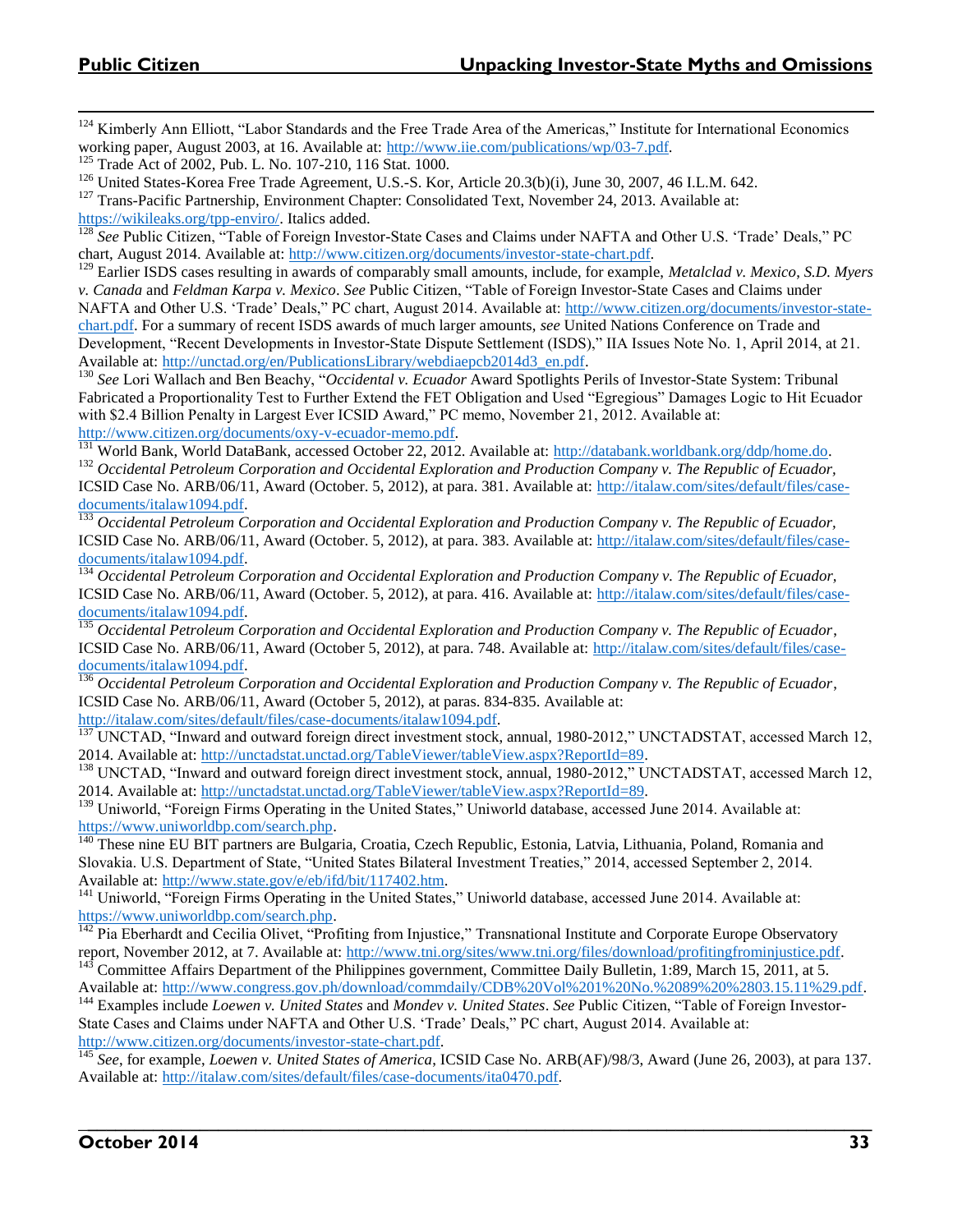[124] Kimberly Ann Elliott, "Labor Standards and the Free Trade Area of the Americas," Institute for International Economics working paper, August 2003, at 16. Available at: http://www.iie.com/publications/wp/03-7.pdf.

[125] Trade Act of 2002, Pub. L. No. 107-210, 116 Stat. 1000.

[126] United States-Korea Free Trade Agreement, U.S.-S. Kor, Article 20.3(b)(i), June 30, 2007, 46 I.L.M. 642.

[127] Trans-Pacific Partnership, Environment Chapter: Consolidated Text, November 24, 2013. Available at: https://wikileaks.org/tpp-enviro/. Italics added.

[128] *See* Public Citizen, "Table of Foreign Investor-State Cases and Claims under NAFTA and Other U.S. 'Trade' Deals," PC chart, August 2014. Available at: http://www.citizen.org/documents/investor-state-chart.pdf.

[129] Earlier ISDS cases resulting in awards of comparably small amounts, include, for example, *Metalclad v. Mexico*, *S.D. Myers v. Canada* and *Feldman Karpa v. Mexico*. *See* Public Citizen, "Table of Foreign Investor-State Cases and Claims under NAFTA and Other U.S. 'Trade' Deals," PC chart, August 2014. Available at: http://www.citizen.org/documents/investor-state-chart.pdf. For a summary of recent ISDS awards of much larger amounts, *see* United Nations Conference on Trade and Development, "Recent Developments in Investor-State Dispute Settlement (ISDS)," IIA Issues Note No. 1, April 2014, at 21. Available at: http://unctad.org/en/PublicationsLibrary/webdiaepcb2014d3_en.pdf.

[130] *See* Lori Wallach and Ben Beachy, "*Occidental v. Ecuador* Award Spotlights Perils of Investor-State System: Tribunal Fabricated a Proportionality Test to Further Extend the FET Obligation and Used "Egregious" Damages Logic to Hit Ecuador with $2.4 Billion Penalty in Largest Ever ICSID Award," PC memo, November 21, 2012. Available at: http://www.citizen.org/documents/oxy-v-ecuador-memo.pdf.

[131] World Bank, World DataBank, accessed October 22, 2012. Available at: http://databank.worldbank.org/ddp/home.do.

[132] *Occidental Petroleum Corporation and Occidental Exploration and Production Company v. The Republic of Ecuador,* ICSID Case No. ARB/06/11, Award (October. 5, 2012), at para. 381. Available at: http://italaw.com/sites/default/files/case-documents/italaw1094.pdf.

[133] *Occidental Petroleum Corporation and Occidental Exploration and Production Company v. The Republic of Ecuador,* ICSID Case No. ARB/06/11, Award (October. 5, 2012), at para. 383. Available at: http://italaw.com/sites/default/files/case-documents/italaw1094.pdf.

[134] *Occidental Petroleum Corporation and Occidental Exploration and Production Company v. The Republic of Ecuador,* ICSID Case No. ARB/06/11, Award (October. 5, 2012), at para. 416. Available at: http://italaw.com/sites/default/files/case-documents/italaw1094.pdf.

[135] *Occidental Petroleum Corporation and Occidental Exploration and Production Company v. The Republic of Ecuador*, ICSID Case No. ARB/06/11, Award (October 5, 2012), at para. 748. Available at: http://italaw.com/sites/default/files/case-documents/italaw1094.pdf.

[136] *Occidental Petroleum Corporation and Occidental Exploration and Production Company v. The Republic of Ecuador*, ICSID Case No. ARB/06/11, Award (October 5, 2012), at paras. 834-835. Available at: http://italaw.com/sites/default/files/case-documents/italaw1094.pdf.

[137] UNCTAD, "Inward and outward foreign direct investment stock, annual, 1980-2012," UNCTADSTAT, accessed March 12, 2014. Available at: http://unctadstat.unctad.org/TableViewer/tableView.aspx?ReportId=89.

[138] UNCTAD, "Inward and outward foreign direct investment stock, annual, 1980-2012," UNCTADSTAT, accessed March 12, 2014. Available at: http://unctadstat.unctad.org/TableViewer/tableView.aspx?ReportId=89.

[139] Uniworld, "Foreign Firms Operating in the United States," Uniworld database, accessed June 2014. Available at: https://www.uniworldbp.com/search.php.

[140] These nine EU BIT partners are Bulgaria, Croatia, Czech Republic, Estonia, Latvia, Lithuania, Poland, Romania and Slovakia. U.S. Department of State, "United States Bilateral Investment Treaties," 2014, accessed September 2, 2014. Available at: http://www.state.gov/e/eb/ifd/bit/117402.htm.

[141] Uniworld, "Foreign Firms Operating in the United States," Uniworld database, accessed June 2014. Available at: https://www.uniworldbp.com/search.php.

[142] Pia Eberhardt and Cecilia Olivet, "Profiting from Injustice," Transnational Institute and Corporate Europe Observatory report, November 2012, at 7. Available at: http://www.tni.org/sites/www.tni.org/files/download/profitingfrominjustice.pdf.

[143] Committee Affairs Department of the Philippines government, Committee Daily Bulletin, 1:89, March 15, 2011, at 5. Available at: http://www.congress.gov.ph/download/commdaily/CDB%20Vol%201%20No.%2089%20%2803.15.11%29.pdf.

[144] Examples include *Loewen v. United States* and *Mondev v. United States*. *See* Public Citizen, "Table of Foreign Investor-State Cases and Claims under NAFTA and Other U.S. 'Trade' Deals," PC chart, August 2014. Available at: http://www.citizen.org/documents/investor-state-chart.pdf.

[145] *See*, for example, *Loewen v. United States of America,* ICSID Case No. ARB(AF)/98/3, Award (June 26, 2003), at para 137. Available at: http://italaw.com/sites/default/files/case-documents/ita0470.pdf.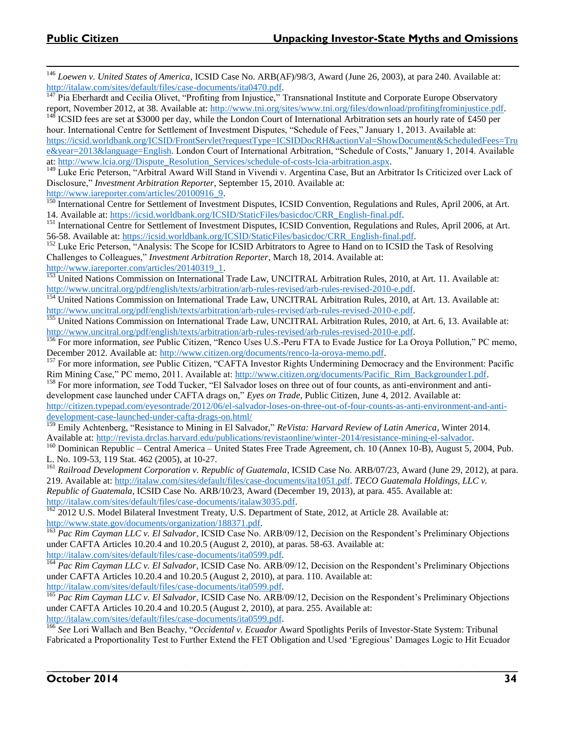[146] *Loewen v. United States of America*, ICSID Case No. ARB(AF)/98/3, Award (June 26, 2003), at para 240. Available at: http://italaw.com/sites/default/files/case-documents/ita0470.pdf.

[147] Pia Eberhardt and Cecilia Olivet, "Profiting from Injustice," Transnational Institute and Corporate Europe Observatory report, November 2012, at 38. Available at: http://www.tni.org/sites/www.tni.org/files/download/profitingfrominjustice.pdf.

[148] ICSID fees are set at $3000 per day, while the London Court of International Arbitration sets an hourly rate of £450 per hour. International Centre for Settlement of Investment Disputes, "Schedule of Fees," January 1, 2013. Available at: https://icsid.worldbank.org/ICSID/FrontServlet?requestType=ICSIDDocRH&actionVal=ShowDocument&ScheduledFees=True&year=2013&language=English. London Court of International Arbitration, "Schedule of Costs," January 1, 2014. Available at: http://www.lcia.org//Dispute_Resolution_Services/schedule-of-costs-lcia-arbitration.aspx.

[149] Luke Eric Peterson, "Arbitral Award Will Stand in Vivendi v. Argentina Case, But an Arbitrator Is Criticized over Lack of Disclosure," *Investment Arbitration Reporter*, September 15, 2010. Available at: http://www.iareporter.com/articles/20100916_9.

[150] International Centre for Settlement of Investment Disputes, ICSID Convention, Regulations and Rules, April 2006, at Art. 14. Available at: https://icsid.worldbank.org/ICSID/StaticFiles/basicdoc/CRR_English-final.pdf.

[151] International Centre for Settlement of Investment Disputes, ICSID Convention, Regulations and Rules, April 2006, at Art. 56-58. Available at: https://icsid.worldbank.org/ICSID/StaticFiles/basicdoc/CRR_English-final.pdf.

[152] Luke Eric Peterson, "Analysis: The Scope for ICSID Arbitrators to Agree to Hand on to ICSID the Task of Resolving Challenges to Colleagues," *Investment Arbitration Reporter*, March 18, 2014. Available at: http://www.iareporter.com/articles/20140319_1.

[153] United Nations Commission on International Trade Law, UNCITRAL Arbitration Rules, 2010, at Art. 11. Available at: http://www.uncitral.org/pdf/english/texts/arbitration/arb-rules-revised/arb-rules-revised-2010-e.pdf.

[154] United Nations Commission on International Trade Law, UNCITRAL Arbitration Rules, 2010, at Art. 13. Available at: http://www.uncitral.org/pdf/english/texts/arbitration/arb-rules-revised/arb-rules-revised-2010-e.pdf.

[155] United Nations Commission on International Trade Law, UNCITRAL Arbitration Rules, 2010, at Art. 6, 13. Available at: http://www.uncitral.org/pdf/english/texts/arbitration/arb-rules-revised/arb-rules-revised-2010-e.pdf.

[156] For more information, *see* Public Citizen, "Renco Uses U.S.-Peru FTA to Evade Justice for La Oroya Pollution," PC memo, December 2012. Available at: http://www.citizen.org/documents/renco-la-oroya-memo.pdf.

[157] For more information, *see* Public Citizen, "CAFTA Investor Rights Undermining Democracy and the Environment: Pacific Rim Mining Case," PC memo, 2011. Available at: http://www.citizen.org/documents/Pacific_Rim_Backgrounder1.pdf.

[158] For more information, *see* Todd Tucker, "El Salvador loses on three out of four counts, as anti-environment and anti-development case launched under CAFTA drags on," *Eyes on Trade*, Public Citizen, June 4, 2012. Available at: http://citizen.typepad.com/eyesontrade/2012/06/el-salvador-loses-on-three-out-of-four-counts-as-anti-environment-and-anti-development-case-launched-under-cafta-drags-on.html/

[159] Emily Achtenberg, "Resistance to Mining in El Salvador," *ReVista: Harvard Review of Latin America*, Winter 2014. Available at: http://revista.drclas.harvard.edu/publications/revistaonline/winter-2014/resistance-mining-el-salvador.

[160] Dominican Republic – Central America – United States Free Trade Agreement, ch. 10 (Annex 10-B), August 5, 2004, Pub. L. No. 109-53, 119 Stat. 462 (2005), at 10-27.

[161] *Railroad Development Corporation v. Republic of Guatemala*, ICSID Case No. ARB/07/23, Award (June 29, 2012), at para. 219. Available at: http://italaw.com/sites/default/files/case-documents/ita1051.pdf. *TECO Guatemala Holdings, LLC v. Republic of Guatemala*, ICSID Case No. ARB/10/23, Award (December 19, 2013), at para. 455. Available at: http://italaw.com/sites/default/files/case-documents/italaw3035.pdf.

[162] 2012 U.S. Model Bilateral Investment Treaty, U.S. Department of State, 2012, at Article 28. Available at: http://www.state.gov/documents/organization/188371.pdf.

[163] *Pac Rim Cayman LLC v. El Salvador*, ICSID Case No. ARB/09/12, Decision on the Respondent's Preliminary Objections under CAFTA Articles 10.20.4 and 10.20.5 (August 2, 2010), at paras. 58-63. Available at: http://italaw.com/sites/default/files/case-documents/ita0599.pdf.

[164] *Pac Rim Cayman LLC v. El Salvador*, ICSID Case No. ARB/09/12, Decision on the Respondent's Preliminary Objections under CAFTA Articles 10.20.4 and 10.20.5 (August 2, 2010), at para. 110. Available at: http://italaw.com/sites/default/files/case-documents/ita0599.pdf.

[165] *Pac Rim Cayman LLC v. El Salvador*, ICSID Case No. ARB/09/12, Decision on the Respondent's Preliminary Objections under CAFTA Articles 10.20.4 and 10.20.5 (August 2, 2010), at para. 255. Available at: http://italaw.com/sites/default/files/case-documents/ita0599.pdf.

[166] *See* Lori Wallach and Ben Beachy, "*Occidental v. Ecuador* Award Spotlights Perils of Investor-State System: Tribunal Fabricated a Proportionality Test to Further Extend the FET Obligation and Used 'Egregious' Damages Logic to Hit Ecuador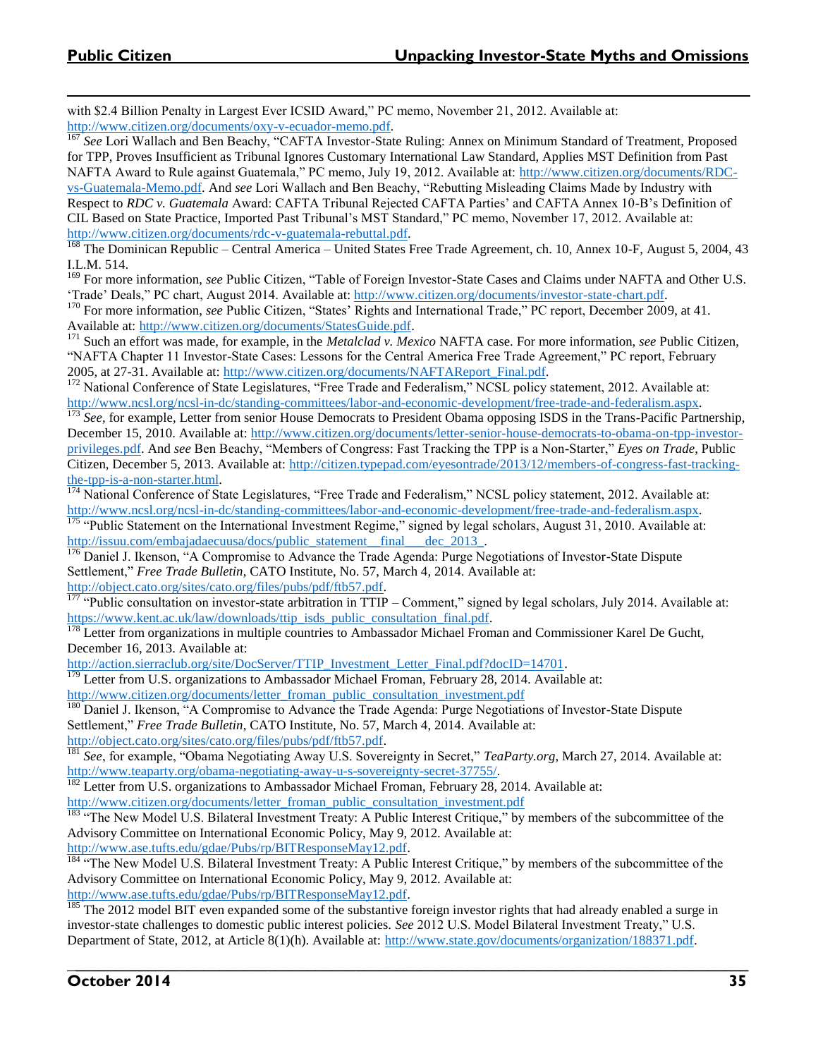with $2.4 Billion Penalty in Largest Ever ICSID Award," PC memo, November 21, 2012. Available at: http://www.citizen.org/documents/oxy-v-ecuador-memo.pdf.

[167] *See* Lori Wallach and Ben Beachy, "CAFTA Investor-State Ruling: Annex on Minimum Standard of Treatment, Proposed for TPP, Proves Insufficient as Tribunal Ignores Customary International Law Standard, Applies MST Definition from Past NAFTA Award to Rule against Guatemala," PC memo, July 19, 2012. Available at: http://www.citizen.org/documents/RDC-vs-Guatemala-Memo.pdf. And *see* Lori Wallach and Ben Beachy, "Rebutting Misleading Claims Made by Industry with Respect to *RDC v. Guatemala* Award: CAFTA Tribunal Rejected CAFTA Parties' and CAFTA Annex 10-B's Definition of CIL Based on State Practice, Imported Past Tribunal's MST Standard," PC memo, November 17, 2012. Available at: http://www.citizen.org/documents/rdc-v-guatemala-rebuttal.pdf.

[168] The Dominican Republic – Central America – United States Free Trade Agreement, ch. 10, Annex 10-F, August 5, 2004, 43 I.L.M. 514.

[169] For more information, *see* Public Citizen, "Table of Foreign Investor-State Cases and Claims under NAFTA and Other U.S. 'Trade' Deals," PC chart, August 2014. Available at: http://www.citizen.org/documents/investor-state-chart.pdf.

[170] For more information, *see* Public Citizen, "States' Rights and International Trade," PC report, December 2009, at 41. Available at: http://www.citizen.org/documents/StatesGuide.pdf.

[171] Such an effort was made, for example, in the *Metalclad v. Mexico* NAFTA case. For more information, *see* Public Citizen, "NAFTA Chapter 11 Investor-State Cases: Lessons for the Central America Free Trade Agreement," PC report, February 2005, at 27-31. Available at: http://www.citizen.org/documents/NAFTAReport_Final.pdf.

[172] National Conference of State Legislatures, "Free Trade and Federalism," NCSL policy statement, 2012. Available at: http://www.ncsl.org/ncsl-in-dc/standing-committees/labor-and-economic-development/free-trade-and-federalism.aspx.

[173] *See*, for example, Letter from senior House Democrats to President Obama opposing ISDS in the Trans-Pacific Partnership, December 15, 2010. Available at: http://www.citizen.org/documents/letter-senior-house-democrats-to-obama-on-tpp-investor-privileges.pdf. And *see* Ben Beachy, "Members of Congress: Fast Tracking the TPP is a Non-Starter," *Eyes on Trade*, Public Citizen, December 5, 2013. Available at: http://citizen.typepad.com/eyesontrade/2013/12/members-of-congress-fast-tracking-the-tpp-is-a-non-starter.html.

[174] National Conference of State Legislatures, "Free Trade and Federalism," NCSL policy statement, 2012. Available at: http://www.ncsl.org/ncsl-in-dc/standing-committees/labor-and-economic-development/free-trade-and-federalism.aspx.

[175] "Public Statement on the International Investment Regime," signed by legal scholars, August 31, 2010. Available at: http://issuu.com/embajadaecuusa/docs/public_statement__final___dec_2013_.

[176] Daniel J. Ikenson, "A Compromise to Advance the Trade Agenda: Purge Negotiations of Investor-State Dispute Settlement," *Free Trade Bulletin*, CATO Institute, No. 57, March 4, 2014. Available at: http://object.cato.org/sites/cato.org/files/pubs/pdf/ftb57.pdf.

[177] "Public consultation on investor-state arbitration in TTIP – Comment," signed by legal scholars, July 2014. Available at: https://www.kent.ac.uk/law/downloads/ttip_isds_public_consultation_final.pdf.

[178] Letter from organizations in multiple countries to Ambassador Michael Froman and Commissioner Karel De Gucht, December 16, 2013. Available at: http://action.sierraclub.org/site/DocServer/TTIP_Investment_Letter_Final.pdf?docID=14701.

[179] Letter from U.S. organizations to Ambassador Michael Froman, February 28, 2014. Available at: http://www.citizen.org/documents/letter_froman_public_consultation_investment.pdf

[180] Daniel J. Ikenson, "A Compromise to Advance the Trade Agenda: Purge Negotiations of Investor-State Dispute Settlement," *Free Trade Bulletin*, CATO Institute, No. 57, March 4, 2014. Available at: http://object.cato.org/sites/cato.org/files/pubs/pdf/ftb57.pdf.

[181] *See*, for example, "Obama Negotiating Away U.S. Sovereignty in Secret," *TeaParty.org*, March 27, 2014. Available at: http://www.teaparty.org/obama-negotiating-away-u-s-sovereignty-secret-37755/.

[182] Letter from U.S. organizations to Ambassador Michael Froman, February 28, 2014. Available at: http://www.citizen.org/documents/letter_froman_public_consultation_investment.pdf

[183] "The New Model U.S. Bilateral Investment Treaty: A Public Interest Critique," by members of the subcommittee of the Advisory Committee on International Economic Policy, May 9, 2012. Available at: http://www.ase.tufts.edu/gdae/Pubs/rp/BITResponseMay12.pdf.

[184] "The New Model U.S. Bilateral Investment Treaty: A Public Interest Critique," by members of the subcommittee of the Advisory Committee on International Economic Policy, May 9, 2012. Available at: http://www.ase.tufts.edu/gdae/Pubs/rp/BITResponseMay12.pdf.

[185] The 2012 model BIT even expanded some of the substantive foreign investor rights that had already enabled a surge in investor-state challenges to domestic public interest policies. *See* 2012 U.S. Model Bilateral Investment Treaty," U.S. Department of State, 2012, at Article 8(1)(h). Available at: http://www.state.gov/documents/organization/188371.pdf.